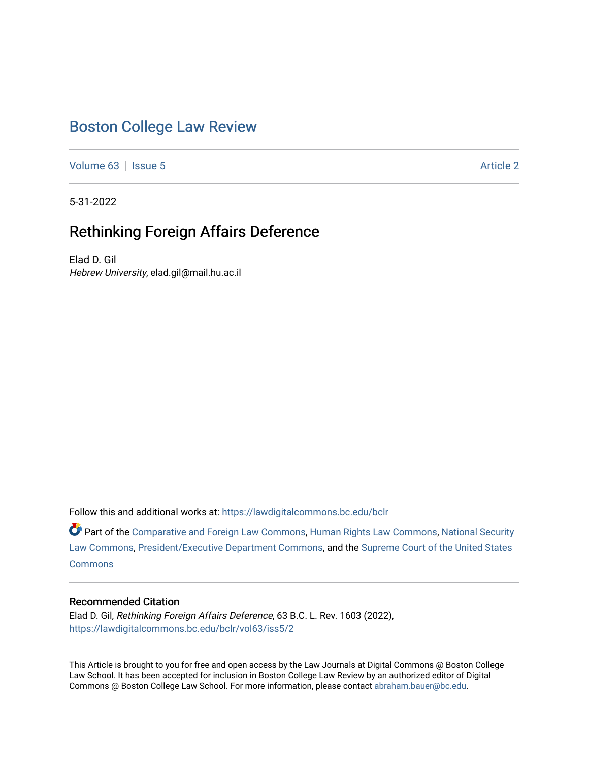# Boston College Law Review

Volume 63 | Issue 5 | Article 2

5-31-2022

## Rethinking Foreign Affairs Deference

Elad D. Gil
*Hebrew University*, elad.gil@mail.hu.ac.il

Follow this and additional works at: https://lawdigitalcommons.bc.edu/bclr

Part of the Comparative and Foreign Law Commons, Human Rights Law Commons, National Security Law Commons, President/Executive Department Commons, and the Supreme Court of the United States Commons

### Recommended Citation

Elad D. Gil, *Rethinking Foreign Affairs Deference*, 63 B.C. L. Rev. 1603 (2022), https://lawdigitalcommons.bc.edu/bclr/vol63/iss5/2

This Article is brought to you for free and open access by the Law Journals at Digital Commons @ Boston College Law School. It has been accepted for inclusion in Boston College Law Review by an authorized editor of Digital Commons @ Boston College Law School. For more information, please contact abraham.bauer@bc.edu.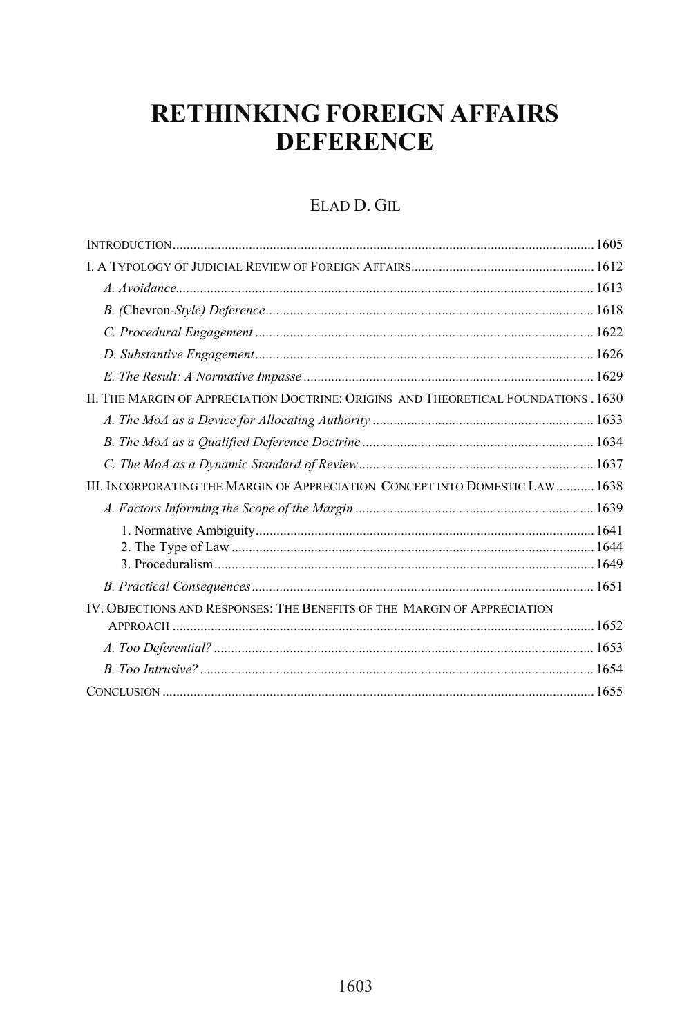# RETHINKING FOREIGN AFFAIRS DEFERENCE

ELAD D. GIL

INTRODUCTION ........................................................................................................................ 1605

I. A TYPOLOGY OF JUDICIAL REVIEW OF FOREIGN AFFAIRS ..................................................... 1612

*A. Avoidance* ......................................................................................................................... 1613

*B. (*Chevron*-Style) Deference* ............................................................................................. 1618

*C. Procedural Engagement* ................................................................................................. 1622

*D. Substantive Engagement* ................................................................................................. 1626

*E. The Result: A Normative Impasse* ................................................................................... 1629

II. THE MARGIN OF APPRECIATION DOCTRINE: ORIGINS AND THEORETICAL FOUNDATIONS . 1630

*A. The MoA as a Device for Allocating Authority* ................................................................ 1633

*B. The MoA as a Qualified Deference Doctrine* ................................................................... 1634

*C. The MoA as a Dynamic Standard of Review* ................................................................... 1637

III. INCORPORATING THE MARGIN OF APPRECIATION CONCEPT INTO DOMESTIC LAW ........... 1638

*A. Factors Informing the Scope of the Margin* .................................................................... 1639

1. Normative Ambiguity ................................................................................................. 1641
2. The Type of Law ........................................................................................................ 1644
3. Proceduralism ............................................................................................................. 1649

*B. Practical Consequences* .................................................................................................. 1651

IV. OBJECTIONS AND RESPONSES: THE BENEFITS OF THE MARGIN OF APPRECIATION APPROACH ......................................................................................................................... 1652

*A. Too Deferential?* ............................................................................................................. 1653

*B. Too Intrusive?* ................................................................................................................. 1654

CONCLUSION ............................................................................................................................ 1655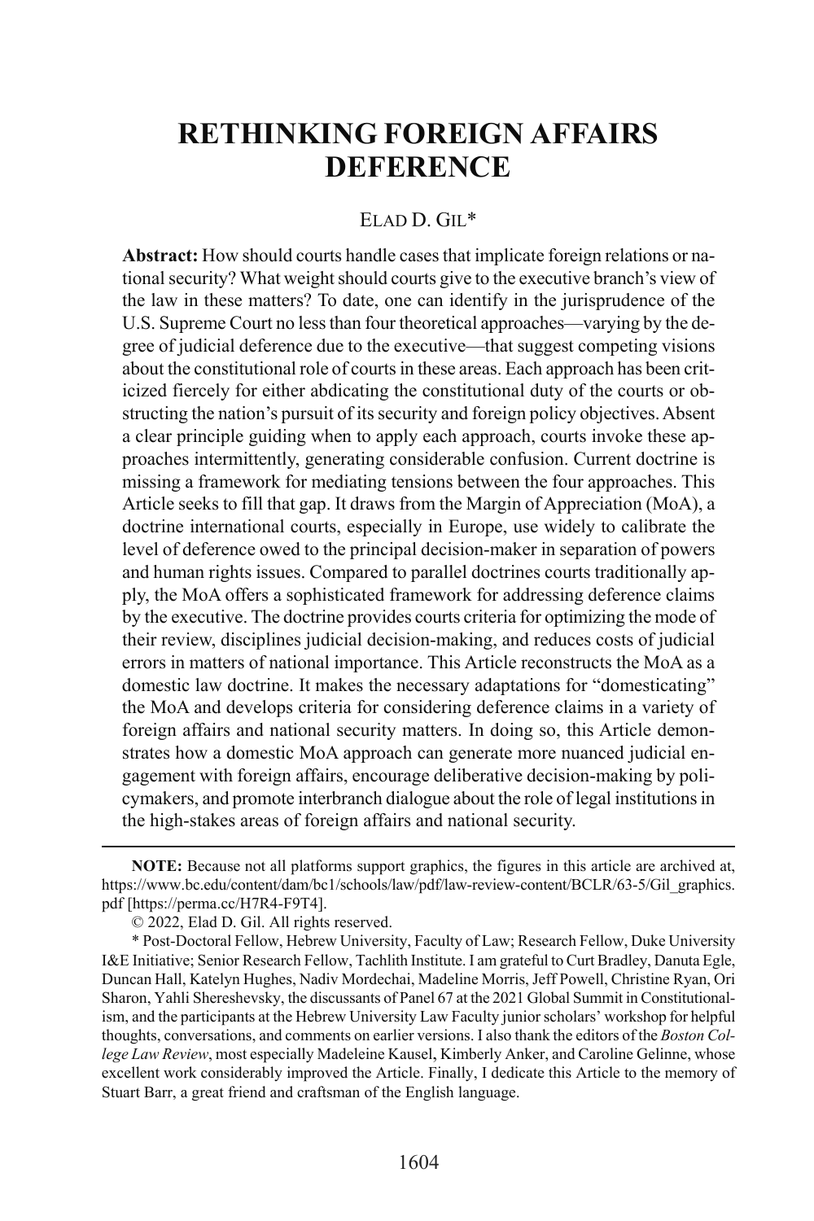# RETHINKING FOREIGN AFFAIRS DEFERENCE

ELAD D. GIL*

**Abstract:** How should courts handle cases that implicate foreign relations or national security? What weight should courts give to the executive branch's view of the law in these matters? To date, one can identify in the jurisprudence of the U.S. Supreme Court no less than four theoretical approaches—varying by the degree of judicial deference due to the executive—that suggest competing visions about the constitutional role of courts in these areas. Each approach has been criticized fiercely for either abdicating the constitutional duty of the courts or obstructing the nation's pursuit of its security and foreign policy objectives. Absent a clear principle guiding when to apply each approach, courts invoke these approaches intermittently, generating considerable confusion. Current doctrine is missing a framework for mediating tensions between the four approaches. This Article seeks to fill that gap. It draws from the Margin of Appreciation (MoA), a doctrine international courts, especially in Europe, use widely to calibrate the level of deference owed to the principal decision-maker in separation of powers and human rights issues. Compared to parallel doctrines courts traditionally apply, the MoA offers a sophisticated framework for addressing deference claims by the executive. The doctrine provides courts criteria for optimizing the mode of their review, disciplines judicial decision-making, and reduces costs of judicial errors in matters of national importance. This Article reconstructs the MoA as a domestic law doctrine. It makes the necessary adaptations for "domesticating" the MoA and develops criteria for considering deference claims in a variety of foreign affairs and national security matters. In doing so, this Article demonstrates how a domestic MoA approach can generate more nuanced judicial engagement with foreign affairs, encourage deliberative decision-making by policymakers, and promote interbranch dialogue about the role of legal institutions in the high-stakes areas of foreign affairs and national security.

---

**NOTE:** Because not all platforms support graphics, the figures in this article are archived at, https://www.bc.edu/content/dam/bc1/schools/law/pdf/law-review-content/BCLR/63-5/Gil_graphics.pdf [https://perma.cc/H7R4-F9T4].

© 2022, Elad D. Gil. All rights reserved.

\* Post-Doctoral Fellow, Hebrew University, Faculty of Law; Research Fellow, Duke University I&E Initiative; Senior Research Fellow, Tachlith Institute. I am grateful to Curt Bradley, Danuta Egle, Duncan Hall, Katelyn Hughes, Nadiv Mordechai, Madeline Morris, Jeff Powell, Christine Ryan, Ori Sharon, Yahli Shereshevsky, the discussants of Panel 67 at the 2021 Global Summit in Constitutionalism, and the participants at the Hebrew University Law Faculty junior scholars' workshop for helpful thoughts, conversations, and comments on earlier versions. I also thank the editors of the *Boston College Law Review*, most especially Madeleine Kausel, Kimberly Anker, and Caroline Gelinne, whose excellent work considerably improved the Article. Finally, I dedicate this Article to the memory of Stuart Barr, a great friend and craftsman of the English language.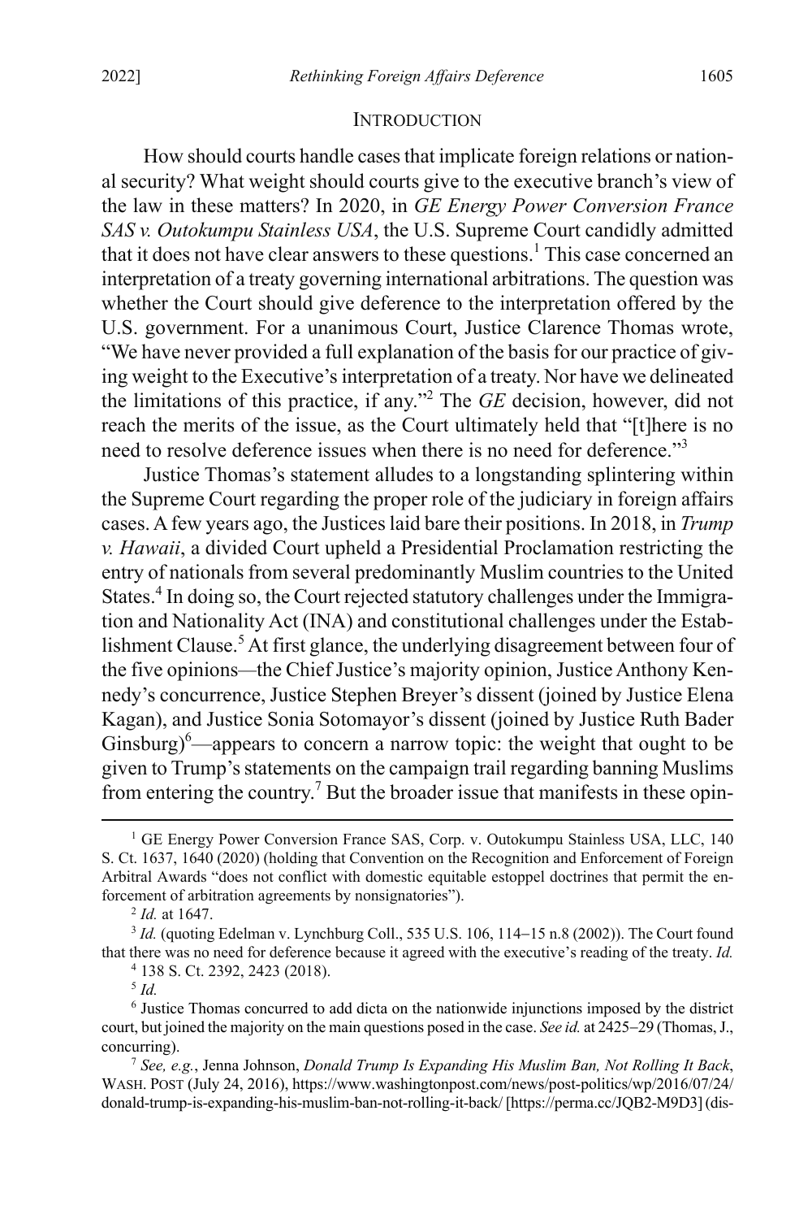## INTRODUCTION

How should courts handle cases that implicate foreign relations or national security? What weight should courts give to the executive branch's view of the law in these matters? In 2020, in *GE Energy Power Conversion France SAS v. Outokumpu Stainless USA*, the U.S. Supreme Court candidly admitted that it does not have clear answers to these questions.[1] This case concerned an interpretation of a treaty governing international arbitrations. The question was whether the Court should give deference to the interpretation offered by the U.S. government. For a unanimous Court, Justice Clarence Thomas wrote, "We have never provided a full explanation of the basis for our practice of giving weight to the Executive's interpretation of a treaty. Nor have we delineated the limitations of this practice, if any."[2] The *GE* decision, however, did not reach the merits of the issue, as the Court ultimately held that "[t]here is no need to resolve deference issues when there is no need for deference."[3]

Justice Thomas's statement alludes to a longstanding splintering within the Supreme Court regarding the proper role of the judiciary in foreign affairs cases. A few years ago, the Justices laid bare their positions. In 2018, in *Trump v. Hawaii*, a divided Court upheld a Presidential Proclamation restricting the entry of nationals from several predominantly Muslim countries to the United States.[4] In doing so, the Court rejected statutory challenges under the Immigration and Nationality Act (INA) and constitutional challenges under the Establishment Clause.[5] At first glance, the underlying disagreement between four of the five opinions—the Chief Justice's majority opinion, Justice Anthony Kennedy's concurrence, Justice Stephen Breyer's dissent (joined by Justice Elena Kagan), and Justice Sonia Sotomayor's dissent (joined by Justice Ruth Bader Ginsburg)[6]—appears to concern a narrow topic: the weight that ought to be given to Trump's statements on the campaign trail regarding banning Muslims from entering the country.[7] But the broader issue that manifests in these opin-

---

[1] GE Energy Power Conversion France SAS, Corp. v. Outokumpu Stainless USA, LLC, 140 S. Ct. 1637, 1640 (2020) (holding that Convention on the Recognition and Enforcement of Foreign Arbitral Awards "does not conflict with domestic equitable estoppel doctrines that permit the enforcement of arbitration agreements by nonsignatories").

[2] *Id.* at 1647.

[3] *Id.* (quoting Edelman v. Lynchburg Coll., 535 U.S. 106, 114–15 n.8 (2002)). The Court found that there was no need for deference because it agreed with the executive's reading of the treaty. *Id.*

[4] 138 S. Ct. 2392, 2423 (2018).

[5] *Id.*

[6] Justice Thomas concurred to add dicta on the nationwide injunctions imposed by the district court, but joined the majority on the main questions posed in the case. *See id.* at 2425–29 (Thomas, J., concurring).

[7] *See, e.g.*, Jenna Johnson, *Donald Trump Is Expanding His Muslim Ban, Not Rolling It Back*, WASH. POST (July 24, 2016), https://www.washingtonpost.com/news/post-politics/wp/2016/07/24/donald-trump-is-expanding-his-muslim-ban-not-rolling-it-back/ [https://perma.cc/JQB2-M9D3] (dis-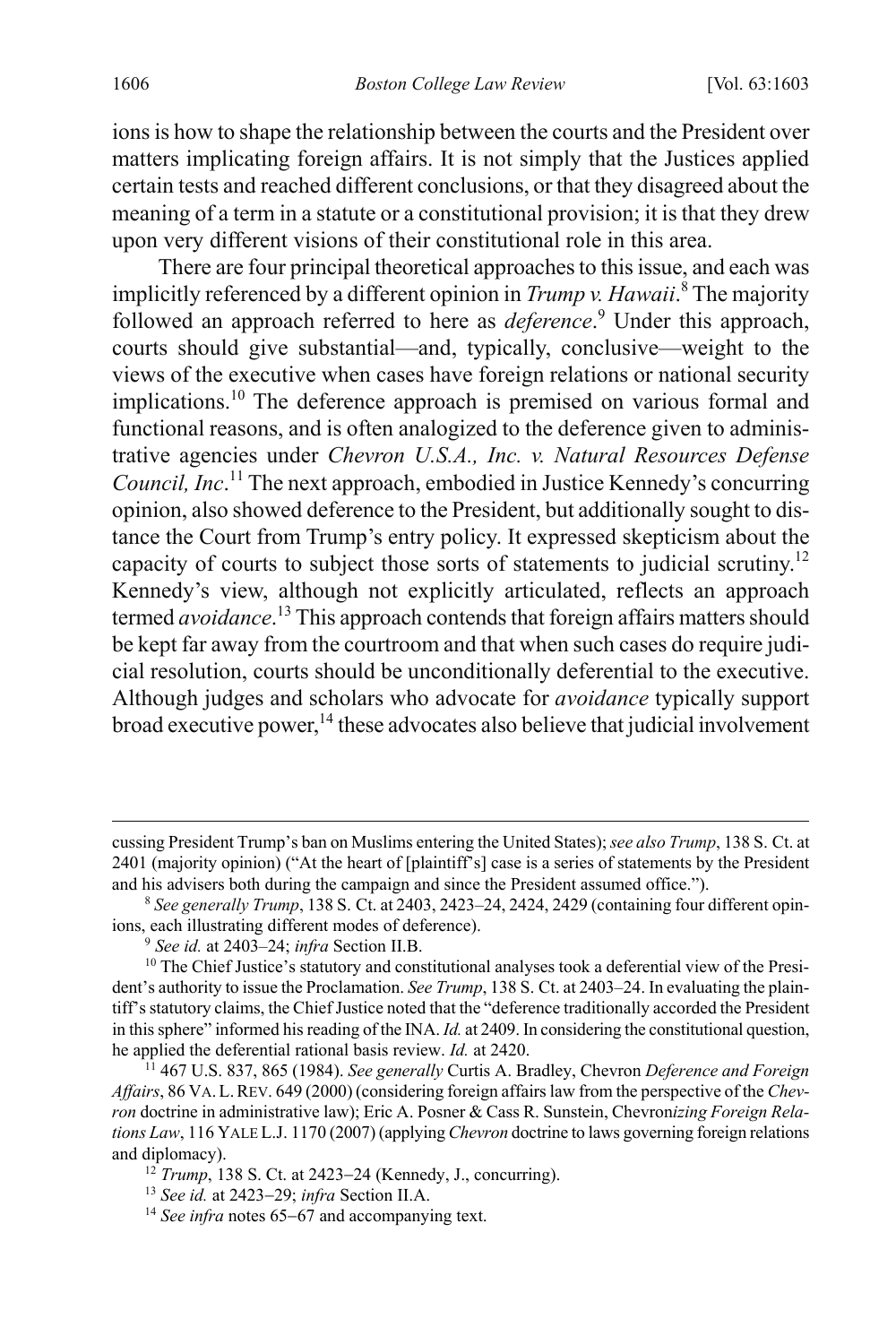ions is how to shape the relationship between the courts and the President over matters implicating foreign affairs. It is not simply that the Justices applied certain tests and reached different conclusions, or that they disagreed about the meaning of a term in a statute or a constitutional provision; it is that they drew upon very different visions of their constitutional role in this area.

There are four principal theoretical approaches to this issue, and each was implicitly referenced by a different opinion in *Trump v. Hawaii*.[8] The majority followed an approach referred to here as *deference*.[9] Under this approach, courts should give substantial—and, typically, conclusive—weight to the views of the executive when cases have foreign relations or national security implications.[10] The deference approach is premised on various formal and functional reasons, and is often analogized to the deference given to administrative agencies under *Chevron U.S.A., Inc. v. Natural Resources Defense Council, Inc*.[11] The next approach, embodied in Justice Kennedy's concurring opinion, also showed deference to the President, but additionally sought to distance the Court from Trump's entry policy. It expressed skepticism about the capacity of courts to subject those sorts of statements to judicial scrutiny.[12] Kennedy's view, although not explicitly articulated, reflects an approach termed *avoidance*.[13] This approach contends that foreign affairs matters should be kept far away from the courtroom and that when such cases do require judicial resolution, courts should be unconditionally deferential to the executive. Although judges and scholars who advocate for *avoidance* typically support broad executive power,[14] these advocates also believe that judicial involvement

---

cussing President Trump's ban on Muslims entering the United States); *see also Trump*, 138 S. Ct. at 2401 (majority opinion) ("At the heart of [plaintiff's] case is a series of statements by the President and his advisers both during the campaign and since the President assumed office.").

[8] *See generally Trump*, 138 S. Ct. at 2403, 2423–24, 2424, 2429 (containing four different opinions, each illustrating different modes of deference).

[9] *See id.* at 2403–24; *infra* Section II.B.

[10] The Chief Justice's statutory and constitutional analyses took a deferential view of the President's authority to issue the Proclamation. *See Trump*, 138 S. Ct. at 2403–24. In evaluating the plaintiff's statutory claims, the Chief Justice noted that the "deference traditionally accorded the President in this sphere" informed his reading of the INA. *Id.* at 2409. In considering the constitutional question, he applied the deferential rational basis review. *Id.* at 2420.

[11] 467 U.S. 837, 865 (1984). *See generally* Curtis A. Bradley, Chevron *Deference and Foreign Affairs*, 86 VA. L. REV. 649 (2000) (considering foreign affairs law from the perspective of the *Chevron* doctrine in administrative law); Eric A. Posner & Cass R. Sunstein, Chevron*izing Foreign Relations Law*, 116 YALE L.J. 1170 (2007) (applying *Chevron* doctrine to laws governing foreign relations and diplomacy).

[12] *Trump*, 138 S. Ct. at 2423–24 (Kennedy, J., concurring).

[13] *See id.* at 2423–29; *infra* Section II.A.

[14] *See infra* notes 65–67 and accompanying text.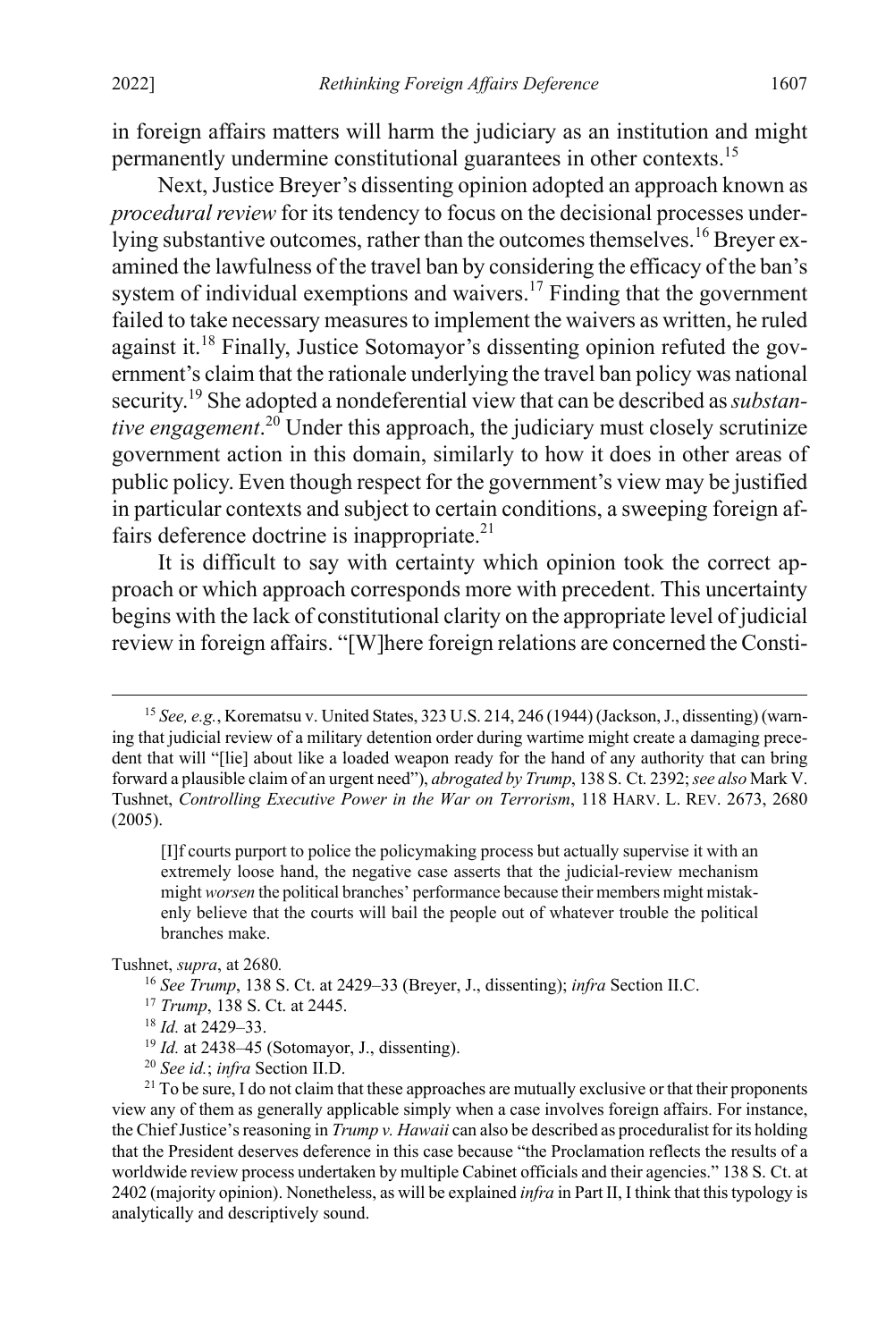in foreign affairs matters will harm the judiciary as an institution and might permanently undermine constitutional guarantees in other contexts.[15]

Next, Justice Breyer's dissenting opinion adopted an approach known as *procedural review* for its tendency to focus on the decisional processes underlying substantive outcomes, rather than the outcomes themselves.[16] Breyer examined the lawfulness of the travel ban by considering the efficacy of the ban's system of individual exemptions and waivers.[17] Finding that the government failed to take necessary measures to implement the waivers as written, he ruled against it.[18] Finally, Justice Sotomayor's dissenting opinion refuted the government's claim that the rationale underlying the travel ban policy was national security.[19] She adopted a nondeferential view that can be described as *substantive engagement*.[20] Under this approach, the judiciary must closely scrutinize government action in this domain, similarly to how it does in other areas of public policy. Even though respect for the government's view may be justified in particular contexts and subject to certain conditions, a sweeping foreign affairs deference doctrine is inappropriate.[21]

It is difficult to say with certainty which opinion took the correct approach or which approach corresponds more with precedent. This uncertainty begins with the lack of constitutional clarity on the appropriate level of judicial review in foreign affairs. "[W]here foreign relations are concerned the Consti-

---

[15] *See, e.g.*, Korematsu v. United States, 323 U.S. 214, 246 (1944) (Jackson, J., dissenting) (warning that judicial review of a military detention order during wartime might create a damaging precedent that will "[lie] about like a loaded weapon ready for the hand of any authority that can bring forward a plausible claim of an urgent need"), *abrogated by Trump*, 138 S. Ct. 2392; *see also* Mark V. Tushnet, *Controlling Executive Power in the War on Terrorism*, 118 HARV. L. REV. 2673, 2680 (2005).

> [I]f courts purport to police the policymaking process but actually supervise it with an extremely loose hand, the negative case asserts that the judicial-review mechanism might *worsen* the political branches' performance because their members might mistakenly believe that the courts will bail the people out of whatever trouble the political branches make.

Tushnet, *supra*, at 2680.

[16] *See Trump*, 138 S. Ct. at 2429–33 (Breyer, J., dissenting); *infra* Section II.C.

[17] *Trump*, 138 S. Ct. at 2445.

[18] *Id.* at 2429–33.

[19] *Id.* at 2438–45 (Sotomayor, J., dissenting).

[20] *See id.*; *infra* Section II.D.

[21] To be sure, I do not claim that these approaches are mutually exclusive or that their proponents view any of them as generally applicable simply when a case involves foreign affairs. For instance, the Chief Justice's reasoning in *Trump v. Hawaii* can also be described as proceduralist for its holding that the President deserves deference in this case because "the Proclamation reflects the results of a worldwide review process undertaken by multiple Cabinet officials and their agencies." 138 S. Ct. at 2402 (majority opinion). Nonetheless, as will be explained *infra* in Part II, I think that this typology is analytically and descriptively sound.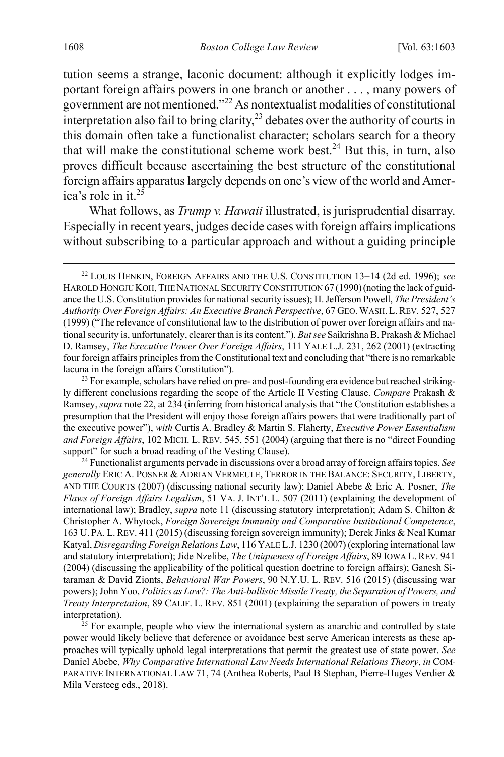tution seems a strange, laconic document: although it explicitly lodges important foreign affairs powers in one branch or another . . . , many powers of government are not mentioned."[22] As nontextualist modalities of constitutional interpretation also fail to bring clarity,[23] debates over the authority of courts in this domain often take a functionalist character; scholars search for a theory that will make the constitutional scheme work best.[24] But this, in turn, also proves difficult because ascertaining the best structure of the constitutional foreign affairs apparatus largely depends on one's view of the world and America's role in it.[25]

What follows, as *Trump v. Hawaii* illustrated, is jurisprudential disarray. Especially in recent years, judges decide cases with foreign affairs implications without subscribing to a particular approach and without a guiding principle

---

[22] LOUIS HENKIN, FOREIGN AFFAIRS AND THE U.S. CONSTITUTION 13–14 (2d ed. 1996); *see* HAROLD HONGJU KOH, THE NATIONAL SECURITY CONSTITUTION 67 (1990) (noting the lack of guidance the U.S. Constitution provides for national security issues); H. Jefferson Powell, *The President's Authority Over Foreign Affairs: An Executive Branch Perspective*, 67 GEO. WASH. L. REV. 527, 527 (1999) ("The relevance of constitutional law to the distribution of power over foreign affairs and national security is, unfortunately, clearer than is its content."). *But see* Saikrishna B. Prakash & Michael D. Ramsey, *The Executive Power Over Foreign Affairs*, 111 YALE L.J. 231, 262 (2001) (extracting four foreign affairs principles from the Constitutional text and concluding that "there is no remarkable lacuna in the foreign affairs Constitution").

[23] For example, scholars have relied on pre- and post-founding era evidence but reached strikingly different conclusions regarding the scope of the Article II Vesting Clause. *Compare* Prakash & Ramsey, *supra* note 22, at 234 (inferring from historical analysis that "the Constitution establishes a presumption that the President will enjoy those foreign affairs powers that were traditionally part of the executive power"), *with* Curtis A. Bradley & Martin S. Flaherty, *Executive Power Essentialism and Foreign Affairs*, 102 MICH. L. REV. 545, 551 (2004) (arguing that there is no "direct Founding support" for such a broad reading of the Vesting Clause).

[24] Functionalist arguments pervade in discussions over a broad array of foreign affairs topics. *See generally* ERIC A. POSNER & ADRIAN VERMEULE, TERROR IN THE BALANCE: SECURITY, LIBERTY, AND THE COURTS (2007) (discussing national security law); Daniel Abebe & Eric A. Posner, *The Flaws of Foreign Affairs Legalism*, 51 VA. J. INT'L L. 507 (2011) (explaining the development of international law); Bradley, *supra* note 11 (discussing statutory interpretation); Adam S. Chilton & Christopher A. Whytock, *Foreign Sovereign Immunity and Comparative Institutional Competence*, 163 U. PA. L. REV. 411 (2015) (discussing foreign sovereign immunity); Derek Jinks & Neal Kumar Katyal, *Disregarding Foreign Relations Law*, 116 YALE L.J. 1230 (2007) (exploring international law and statutory interpretation); Jide Nzelibe, *The Uniqueness of Foreign Affairs*, 89 IOWA L. REV. 941 (2004) (discussing the applicability of the political question doctrine to foreign affairs); Ganesh Sitaraman & David Zionts, *Behavioral War Powers*, 90 N.Y.U. L. REV. 516 (2015) (discussing war powers); John Yoo, *Politics as Law?: The Anti-ballistic Missile Treaty, the Separation of Powers, and Treaty Interpretation*, 89 CALIF. L. REV. 851 (2001) (explaining the separation of powers in treaty interpretation).

[25] For example, people who view the international system as anarchic and controlled by state power would likely believe that deference or avoidance best serve American interests as these approaches will typically uphold legal interpretations that permit the greatest use of state power. *See* Daniel Abebe, *Why Comparative International Law Needs International Relations Theory*, *in* COMPARATIVE INTERNATIONAL LAW 71, 74 (Anthea Roberts, Paul B Stephan, Pierre-Huges Verdier & Mila Versteeg eds., 2018).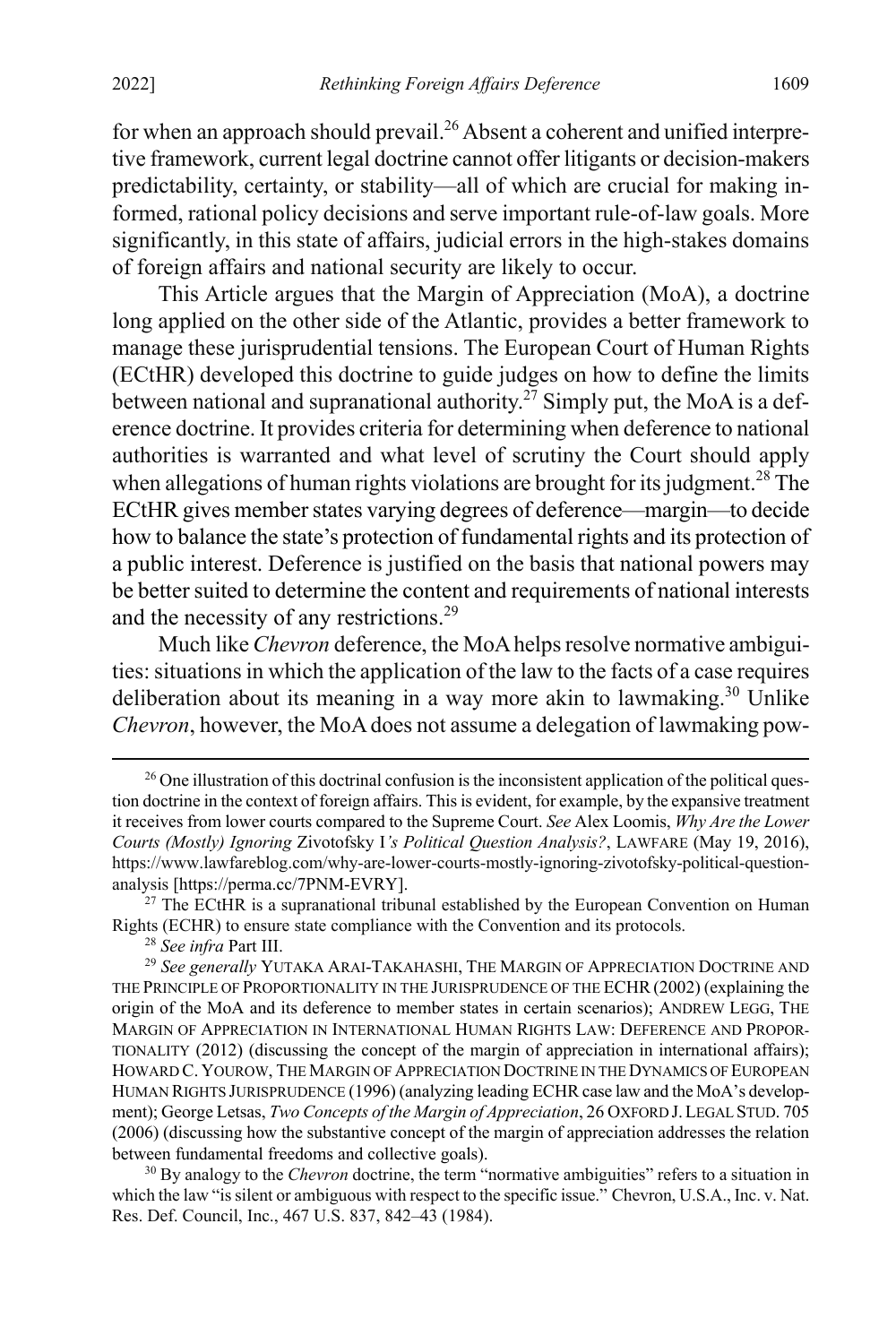for when an approach should prevail.[26] Absent a coherent and unified interpretive framework, current legal doctrine cannot offer litigants or decision-makers predictability, certainty, or stability—all of which are crucial for making informed, rational policy decisions and serve important rule-of-law goals. More significantly, in this state of affairs, judicial errors in the high-stakes domains of foreign affairs and national security are likely to occur.

This Article argues that the Margin of Appreciation (MoA), a doctrine long applied on the other side of the Atlantic, provides a better framework to manage these jurisprudential tensions. The European Court of Human Rights (ECtHR) developed this doctrine to guide judges on how to define the limits between national and supranational authority.[27] Simply put, the MoA is a deference doctrine. It provides criteria for determining when deference to national authorities is warranted and what level of scrutiny the Court should apply when allegations of human rights violations are brought for its judgment.[28] The ECtHR gives member states varying degrees of deference—margin—to decide how to balance the state's protection of fundamental rights and its protection of a public interest. Deference is justified on the basis that national powers may be better suited to determine the content and requirements of national interests and the necessity of any restrictions.[29]

Much like *Chevron* deference, the MoA helps resolve normative ambiguities: situations in which the application of the law to the facts of a case requires deliberation about its meaning in a way more akin to lawmaking.[30] Unlike *Chevron*, however, the MoA does not assume a delegation of lawmaking pow-

---

[26] One illustration of this doctrinal confusion is the inconsistent application of the political question doctrine in the context of foreign affairs. This is evident, for example, by the expansive treatment it receives from lower courts compared to the Supreme Court. *See* Alex Loomis, *Why Are the Lower Courts (Mostly) Ignoring* Zivotofsky I*'s Political Question Analysis?*, LAWFARE (May 19, 2016), https://www.lawfareblog.com/why-are-lower-courts-mostly-ignoring-zivotofsky-political-question-analysis [https://perma.cc/7PNM-EVRY].

[27] The ECtHR is a supranational tribunal established by the European Convention on Human Rights (ECHR) to ensure state compliance with the Convention and its protocols.

[28] *See infra* Part III.

[29] *See generally* YUTAKA ARAI-TAKAHASHI, THE MARGIN OF APPRECIATION DOCTRINE AND THE PRINCIPLE OF PROPORTIONALITY IN THE JURISPRUDENCE OF THE ECHR (2002) (explaining the origin of the MoA and its deference to member states in certain scenarios); ANDREW LEGG, THE MARGIN OF APPRECIATION IN INTERNATIONAL HUMAN RIGHTS LAW: DEFERENCE AND PROPORTIONALITY (2012) (discussing the concept of the margin of appreciation in international affairs); HOWARD C. YOUROW, THE MARGIN OF APPRECIATION DOCTRINE IN THE DYNAMICS OF EUROPEAN HUMAN RIGHTS JURISPRUDENCE (1996) (analyzing leading ECHR case law and the MoA's development); George Letsas, *Two Concepts of the Margin of Appreciation*, 26 OXFORD J. LEGAL STUD. 705 (2006) (discussing how the substantive concept of the margin of appreciation addresses the relation between fundamental freedoms and collective goals).

[30] By analogy to the *Chevron* doctrine, the term "normative ambiguities" refers to a situation in which the law "is silent or ambiguous with respect to the specific issue." Chevron, U.S.A., Inc. v. Nat. Res. Def. Council, Inc., 467 U.S. 837, 842–43 (1984).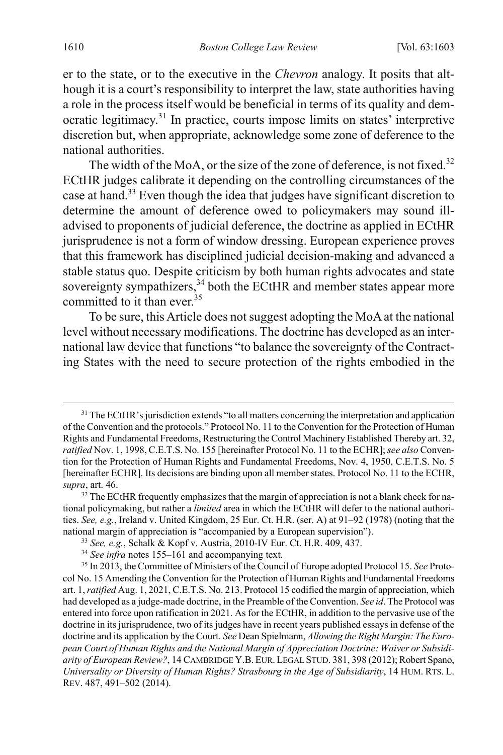er to the state, or to the executive in the *Chevron* analogy. It posits that although it is a court's responsibility to interpret the law, state authorities having a role in the process itself would be beneficial in terms of its quality and democratic legitimacy.[31] In practice, courts impose limits on states' interpretive discretion but, when appropriate, acknowledge some zone of deference to the national authorities.

The width of the MoA, or the size of the zone of deference, is not fixed.[32] ECtHR judges calibrate it depending on the controlling circumstances of the case at hand.[33] Even though the idea that judges have significant discretion to determine the amount of deference owed to policymakers may sound ill-advised to proponents of judicial deference, the doctrine as applied in ECtHR jurisprudence is not a form of window dressing. European experience proves that this framework has disciplined judicial decision-making and advanced a stable status quo. Despite criticism by both human rights advocates and state sovereignty sympathizers,[34] both the ECtHR and member states appear more committed to it than ever.[35]

To be sure, this Article does not suggest adopting the MoA at the national level without necessary modifications. The doctrine has developed as an international law device that functions "to balance the sovereignty of the Contracting States with the need to secure protection of the rights embodied in the

---

[31] The ECtHR's jurisdiction extends "to all matters concerning the interpretation and application of the Convention and the protocols." Protocol No. 11 to the Convention for the Protection of Human Rights and Fundamental Freedoms, Restructuring the Control Machinery Established Thereby art. 32, *ratified* Nov. 1, 1998, C.E.T.S. No. 155 [hereinafter Protocol No. 11 to the ECHR]; *see also* Convention for the Protection of Human Rights and Fundamental Freedoms, Nov. 4, 1950, C.E.T.S. No. 5 [hereinafter ECHR]. Its decisions are binding upon all member states. Protocol No. 11 to the ECHR, *supra*, art. 46.

[32] The ECtHR frequently emphasizes that the margin of appreciation is not a blank check for national policymaking, but rather a *limited* area in which the ECtHR will defer to the national authorities. *See, e.g.*, Ireland v. United Kingdom, 25 Eur. Ct. H.R. (ser. A) at 91–92 (1978) (noting that the national margin of appreciation is "accompanied by a European supervision").

[33] *See, e.g.*, Schalk & Kopf v. Austria, 2010-IV Eur. Ct. H.R. 409, 437.

[34] *See infra* notes 155–161 and accompanying text.

[35] In 2013, the Committee of Ministers of the Council of Europe adopted Protocol 15. *See* Protocol No. 15 Amending the Convention for the Protection of Human Rights and Fundamental Freedoms art. 1, *ratified* Aug. 1, 2021, C.E.T.S. No. 213. Protocol 15 codified the margin of appreciation, which had developed as a judge-made doctrine, in the Preamble of the Convention. *See id*. The Protocol was entered into force upon ratification in 2021. As for the ECtHR, in addition to the pervasive use of the doctrine in its jurisprudence, two of its judges have in recent years published essays in defense of the doctrine and its application by the Court. *See* Dean Spielmann, *Allowing the Right Margin: The European Court of Human Rights and the National Margin of Appreciation Doctrine: Waiver or Subsidiarity of European Review?*, 14 CAMBRIDGE Y.B. EUR. LEGAL STUD. 381, 398 (2012); Robert Spano, *Universality or Diversity of Human Rights? Strasbourg in the Age of Subsidiarity*, 14 HUM. RTS. L. REV. 487, 491–502 (2014).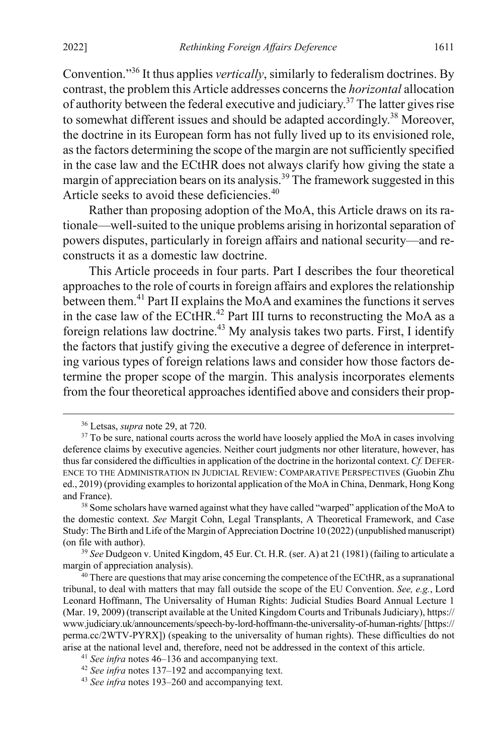Convention."[36] It thus applies *vertically*, similarly to federalism doctrines. By contrast, the problem this Article addresses concerns the *horizontal* allocation of authority between the federal executive and judiciary.[37] The latter gives rise to somewhat different issues and should be adapted accordingly.[38] Moreover, the doctrine in its European form has not fully lived up to its envisioned role, as the factors determining the scope of the margin are not sufficiently specified in the case law and the ECtHR does not always clarify how giving the state a margin of appreciation bears on its analysis.[39] The framework suggested in this Article seeks to avoid these deficiencies.[40]

Rather than proposing adoption of the MoA, this Article draws on its rationale—well-suited to the unique problems arising in horizontal separation of powers disputes, particularly in foreign affairs and national security—and reconstructs it as a domestic law doctrine.

This Article proceeds in four parts. Part I describes the four theoretical approaches to the role of courts in foreign affairs and explores the relationship between them.[41] Part II explains the MoA and examines the functions it serves in the case law of the ECtHR.[42] Part III turns to reconstructing the MoA as a foreign relations law doctrine.[43] My analysis takes two parts. First, I identify the factors that justify giving the executive a degree of deference in interpreting various types of foreign relations laws and consider how those factors determine the proper scope of the margin. This analysis incorporates elements from the four theoretical approaches identified above and considers their prop-

---

[36] Letsas, *supra* note 29, at 720.

[37] To be sure, national courts across the world have loosely applied the MoA in cases involving deference claims by executive agencies. Neither court judgments nor other literature, however, has thus far considered the difficulties in application of the doctrine in the horizontal context. *Cf.* DEFERENCE TO THE ADMINISTRATION IN JUDICIAL REVIEW: COMPARATIVE PERSPECTIVES (Guobin Zhu ed., 2019) (providing examples to horizontal application of the MoA in China, Denmark, Hong Kong and France).

[38] Some scholars have warned against what they have called "warped" application of the MoA to the domestic context. *See* Margit Cohn, Legal Transplants, A Theoretical Framework, and Case Study: The Birth and Life of the Margin of Appreciation Doctrine 10 (2022) (unpublished manuscript) (on file with author).

[39] *See* Dudgeon v. United Kingdom, 45 Eur. Ct. H.R. (ser. A) at 21 (1981) (failing to articulate a margin of appreciation analysis).

[40] There are questions that may arise concerning the competence of the ECtHR, as a supranational tribunal, to deal with matters that may fall outside the scope of the EU Convention. *See, e.g.*, Lord Leonard Hoffmann, The Universality of Human Rights: Judicial Studies Board Annual Lecture 1 (Mar. 19, 2009) (transcript available at the United Kingdom Courts and Tribunals Judiciary), https://www.judiciary.uk/announcements/speech-by-lord-hoffmann-the-universality-of-human-rights/ [https://perma.cc/2WTV-PYRX]) (speaking to the universality of human rights). These difficulties do not arise at the national level and, therefore, need not be addressed in the context of this article.

[41] *See infra* notes 46–136 and accompanying text.

[42] *See infra* notes 137–192 and accompanying text.

[43] *See infra* notes 193–260 and accompanying text.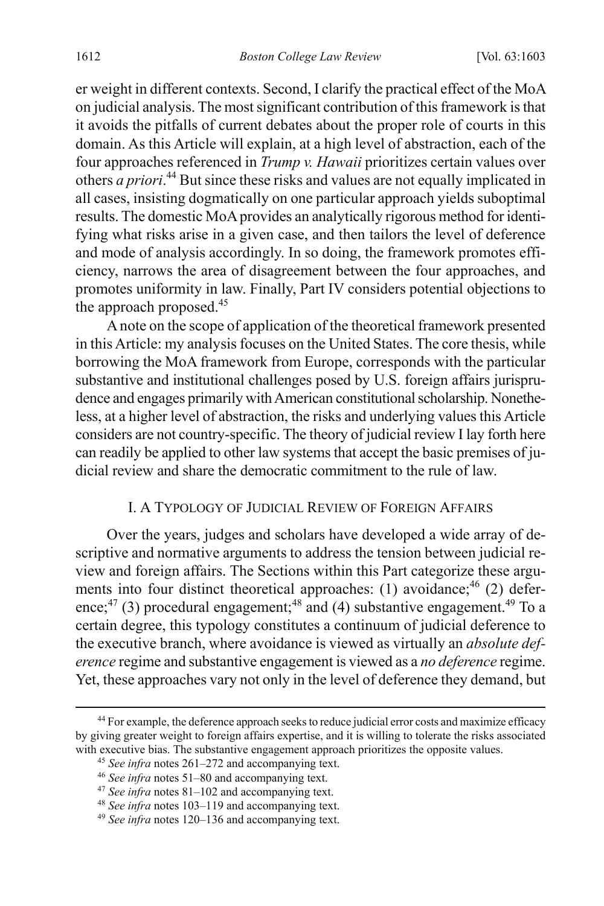er weight in different contexts. Second, I clarify the practical effect of the MoA on judicial analysis. The most significant contribution of this framework is that it avoids the pitfalls of current debates about the proper role of courts in this domain. As this Article will explain, at a high level of abstraction, each of the four approaches referenced in *Trump v. Hawaii* prioritizes certain values over others *a priori*.[44] But since these risks and values are not equally implicated in all cases, insisting dogmatically on one particular approach yields suboptimal results. The domestic MoA provides an analytically rigorous method for identifying what risks arise in a given case, and then tailors the level of deference and mode of analysis accordingly. In so doing, the framework promotes efficiency, narrows the area of disagreement between the four approaches, and promotes uniformity in law. Finally, Part IV considers potential objections to the approach proposed.[45]

A note on the scope of application of the theoretical framework presented in this Article: my analysis focuses on the United States. The core thesis, while borrowing the MoA framework from Europe, corresponds with the particular substantive and institutional challenges posed by U.S. foreign affairs jurisprudence and engages primarily with American constitutional scholarship. Nonetheless, at a higher level of abstraction, the risks and underlying values this Article considers are not country-specific. The theory of judicial review I lay forth here can readily be applied to other law systems that accept the basic premises of judicial review and share the democratic commitment to the rule of law.

## I. A Typology of Judicial Review of Foreign Affairs

Over the years, judges and scholars have developed a wide array of descriptive and normative arguments to address the tension between judicial review and foreign affairs. The Sections within this Part categorize these arguments into four distinct theoretical approaches: (1) avoidance;[46] (2) deference;[47] (3) procedural engagement;[48] and (4) substantive engagement.[49] To a certain degree, this typology constitutes a continuum of judicial deference to the executive branch, where avoidance is viewed as virtually an *absolute deference* regime and substantive engagement is viewed as a *no deference* regime. Yet, these approaches vary not only in the level of deference they demand, but

---

[44] For example, the deference approach seeks to reduce judicial error costs and maximize efficacy by giving greater weight to foreign affairs expertise, and it is willing to tolerate the risks associated with executive bias. The substantive engagement approach prioritizes the opposite values.

[45] *See infra* notes 261–272 and accompanying text.

[46] *See infra* notes 51–80 and accompanying text.

[47] *See infra* notes 81–102 and accompanying text.

[48] *See infra* notes 103–119 and accompanying text.

[49] *See infra* notes 120–136 and accompanying text.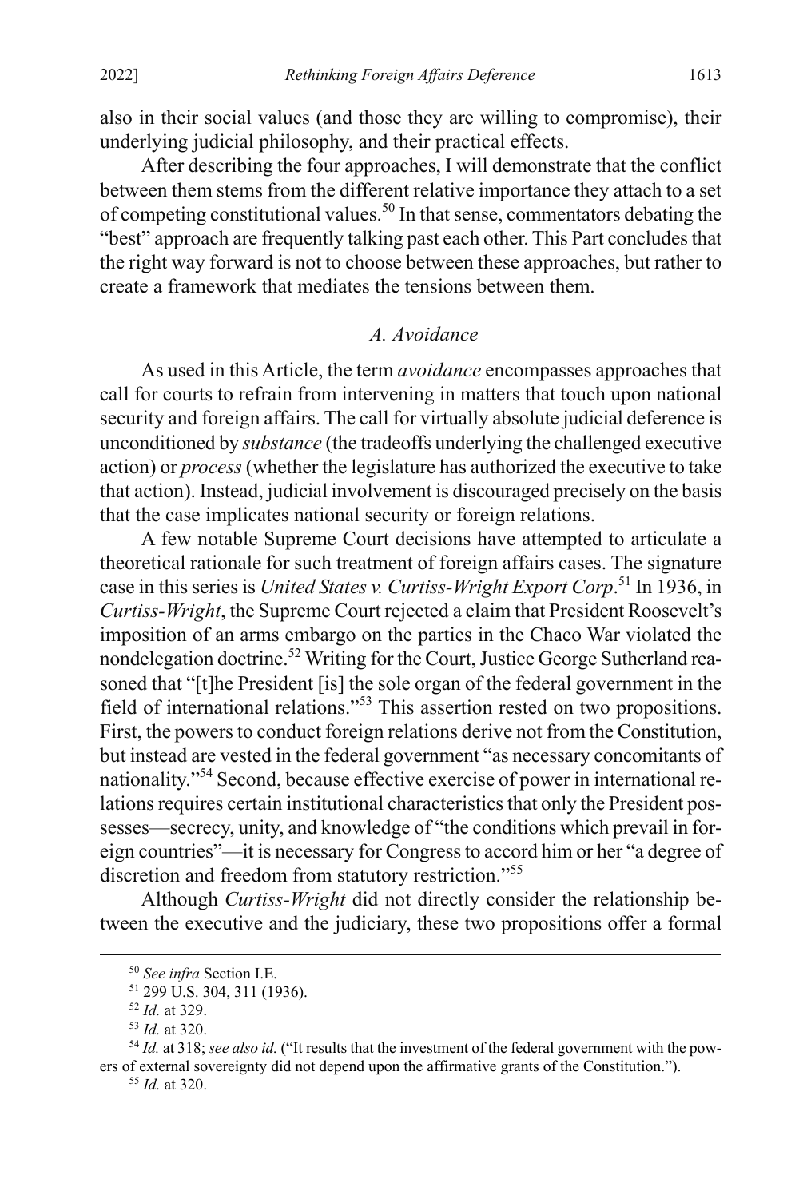also in their social values (and those they are willing to compromise), their underlying judicial philosophy, and their practical effects.

After describing the four approaches, I will demonstrate that the conflict between them stems from the different relative importance they attach to a set of competing constitutional values.[50] In that sense, commentators debating the "best" approach are frequently talking past each other. This Part concludes that the right way forward is not to choose between these approaches, but rather to create a framework that mediates the tensions between them.

### *A. Avoidance*

As used in this Article, the term *avoidance* encompasses approaches that call for courts to refrain from intervening in matters that touch upon national security and foreign affairs. The call for virtually absolute judicial deference is unconditioned by *substance* (the tradeoffs underlying the challenged executive action) or *process* (whether the legislature has authorized the executive to take that action). Instead, judicial involvement is discouraged precisely on the basis that the case implicates national security or foreign relations.

A few notable Supreme Court decisions have attempted to articulate a theoretical rationale for such treatment of foreign affairs cases. The signature case in this series is *United States v. Curtiss-Wright Export Corp*.[51] In 1936, in *Curtiss-Wright*, the Supreme Court rejected a claim that President Roosevelt's imposition of an arms embargo on the parties in the Chaco War violated the nondelegation doctrine.[52] Writing for the Court, Justice George Sutherland reasoned that "[t]he President [is] the sole organ of the federal government in the field of international relations."[53] This assertion rested on two propositions. First, the powers to conduct foreign relations derive not from the Constitution, but instead are vested in the federal government "as necessary concomitants of nationality."[54] Second, because effective exercise of power in international relations requires certain institutional characteristics that only the President possesses—secrecy, unity, and knowledge of "the conditions which prevail in foreign countries"—it is necessary for Congress to accord him or her "a degree of discretion and freedom from statutory restriction."[55]

Although *Curtiss-Wright* did not directly consider the relationship between the executive and the judiciary, these two propositions offer a formal

---

[50] *See infra* Section I.E.

[51] 299 U.S. 304, 311 (1936).

[52] *Id.* at 329.

[53] *Id.* at 320.

[54] *Id.* at 318; *see also id.* ("It results that the investment of the federal government with the powers of external sovereignty did not depend upon the affirmative grants of the Constitution.").

[55] *Id.* at 320.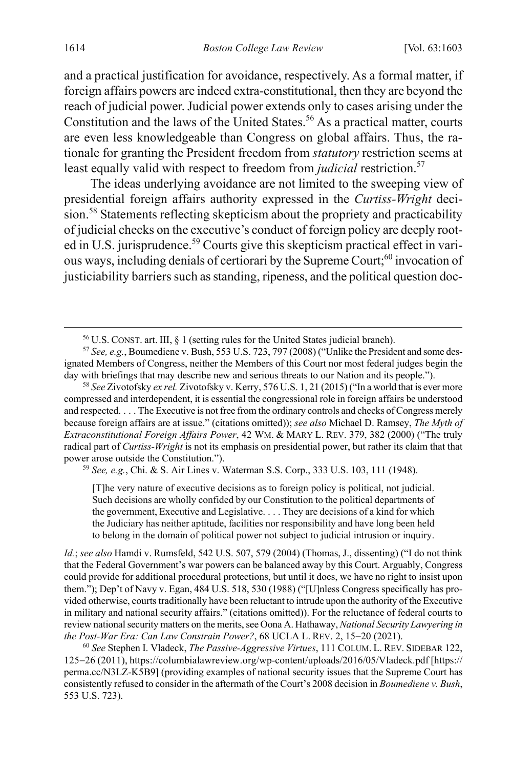and a practical justification for avoidance, respectively. As a formal matter, if foreign affairs powers are indeed extra-constitutional, then they are beyond the reach of judicial power. Judicial power extends only to cases arising under the Constitution and the laws of the United States.[56] As a practical matter, courts are even less knowledgeable than Congress on global affairs. Thus, the rationale for granting the President freedom from *statutory* restriction seems at least equally valid with respect to freedom from *judicial* restriction.[57]

The ideas underlying avoidance are not limited to the sweeping view of presidential foreign affairs authority expressed in the *Curtiss-Wright* decision.[58] Statements reflecting skepticism about the propriety and practicability of judicial checks on the executive's conduct of foreign policy are deeply rooted in U.S. jurisprudence.[59] Courts give this skepticism practical effect in various ways, including denials of certiorari by the Supreme Court;[60] invocation of justiciability barriers such as standing, ripeness, and the political question doc-

---

[56] U.S. CONST. art. III, § 1 (setting rules for the United States judicial branch).

[57] *See, e.g.*, Boumediene v. Bush, 553 U.S. 723, 797 (2008) ("Unlike the President and some designated Members of Congress, neither the Members of this Court nor most federal judges begin the day with briefings that may describe new and serious threats to our Nation and its people.").

[58] *See* Zivotofsky *ex rel.* Zivotofsky v. Kerry, 576 U.S. 1, 21 (2015) ("In a world that is ever more compressed and interdependent, it is essential the congressional role in foreign affairs be understood and respected. . . . The Executive is not free from the ordinary controls and checks of Congress merely because foreign affairs are at issue." (citations omitted)); *see also* Michael D. Ramsey, *The Myth of Extraconstitutional Foreign Affairs Power*, 42 WM. & MARY L. REV. 379, 382 (2000) ("The truly radical part of *Curtiss-Wright* is not its emphasis on presidential power, but rather its claim that that power arose outside the Constitution.").

[59] *See, e.g.*, Chi. & S. Air Lines v. Waterman S.S. Corp., 333 U.S. 103, 111 (1948).

> [T]he very nature of executive decisions as to foreign policy is political, not judicial. Such decisions are wholly confided by our Constitution to the political departments of the government, Executive and Legislative. . . . They are decisions of a kind for which the Judiciary has neither aptitude, facilities nor responsibility and have long been held to belong in the domain of political power not subject to judicial intrusion or inquiry.

*Id.*; *see also* Hamdi v. Rumsfeld, 542 U.S. 507, 579 (2004) (Thomas, J., dissenting) ("I do not think that the Federal Government's war powers can be balanced away by this Court. Arguably, Congress could provide for additional procedural protections, but until it does, we have no right to insist upon them."); Dep't of Navy v. Egan, 484 U.S. 518, 530 (1988) ("[U]nless Congress specifically has provided otherwise, courts traditionally have been reluctant to intrude upon the authority of the Executive in military and national security affairs." (citations omitted)). For the reluctance of federal courts to review national security matters on the merits, see Oona A. Hathaway, *National Security Lawyering in the Post-War Era: Can Law Constrain Power?*, 68 UCLA L. REV. 2, 15–20 (2021).

[60] *See* Stephen I. Vladeck, *The Passive-Aggressive Virtues*, 111 COLUM. L. REV. SIDEBAR 122, 125–26 (2011), https://columbialawreview.org/wp-content/uploads/2016/05/Vladeck.pdf [https://perma.cc/N3LZ-K5B9] (providing examples of national security issues that the Supreme Court has consistently refused to consider in the aftermath of the Court's 2008 decision in *Boumediene v. Bush*, 553 U.S. 723).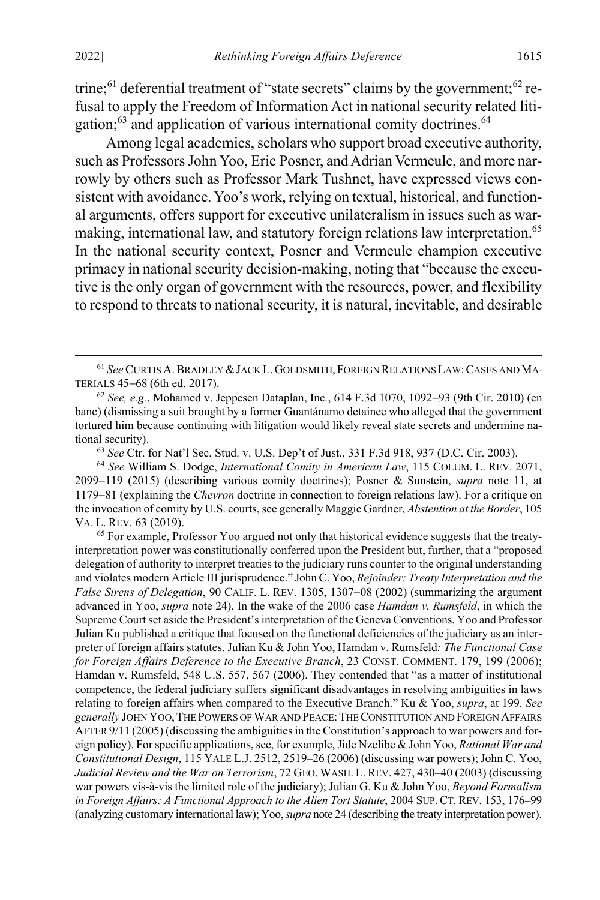trine;[61] deferential treatment of "state secrets" claims by the government;[62] refusal to apply the Freedom of Information Act in national security related litigation;[63] and application of various international comity doctrines.[64]

Among legal academics, scholars who support broad executive authority, such as Professors John Yoo, Eric Posner, and Adrian Vermeule, and more narrowly by others such as Professor Mark Tushnet, have expressed views consistent with avoidance. Yoo's work, relying on textual, historical, and functional arguments, offers support for executive unilateralism in issues such as war-making, international law, and statutory foreign relations law interpretation.[65] In the national security context, Posner and Vermeule champion executive primacy in national security decision-making, noting that "because the executive is the only organ of government with the resources, power, and flexibility to respond to threats to national security, it is natural, inevitable, and desirable

---

[61] *See* CURTIS A. BRADLEY & JACK L. GOLDSMITH, FOREIGN RELATIONS LAW: CASES AND MATERIALS 45–68 (6th ed. 2017).

[62] *See, e.g.*, Mohamed v. Jeppesen Dataplan, Inc., 614 F.3d 1070, 1092–93 (9th Cir. 2010) (en banc) (dismissing a suit brought by a former Guantánamo detainee who alleged that the government tortured him because continuing with litigation would likely reveal state secrets and undermine national security).

[63] *See* Ctr. for Nat'l Sec. Stud. v. U.S. Dep't of Just., 331 F.3d 918, 937 (D.C. Cir. 2003).

[64] *See* William S. Dodge, *International Comity in American Law*, 115 COLUM. L. REV. 2071, 2099–119 (2015) (describing various comity doctrines); Posner & Sunstein, *supra* note 11, at 1179–81 (explaining the *Chevron* doctrine in connection to foreign relations law). For a critique on the invocation of comity by U.S. courts, see generally Maggie Gardner, *Abstention at the Border*, 105 VA. L. REV. 63 (2019).

[65] For example, Professor Yoo argued not only that historical evidence suggests that the treaty-interpretation power was constitutionally conferred upon the President but, further, that a "proposed delegation of authority to interpret treaties to the judiciary runs counter to the original understanding and violates modern Article III jurisprudence." John C. Yoo, *Rejoinder: Treaty Interpretation and the False Sirens of Delegation*, 90 CALIF. L. REV. 1305, 1307–08 (2002) (summarizing the argument advanced in Yoo, *supra* note 24). In the wake of the 2006 case *Hamdan v. Rumsfeld*, in which the Supreme Court set aside the President's interpretation of the Geneva Conventions, Yoo and Professor Julian Ku published a critique that focused on the functional deficiencies of the judiciary as an interpreter of foreign affairs statutes. Julian Ku & John Yoo, Hamdan v. Rumsfeld*: The Functional Case for Foreign Affairs Deference to the Executive Branch*, 23 CONST. COMMENT. 179, 199 (2006); Hamdan v. Rumsfeld, 548 U.S. 557, 567 (2006). They contended that "as a matter of institutional competence, the federal judiciary suffers significant disadvantages in resolving ambiguities in laws relating to foreign affairs when compared to the Executive Branch." Ku & Yoo, *supra*, at 199. *See generally* JOHN YOO, THE POWERS OF WAR AND PEACE: THE CONSTITUTION AND FOREIGN AFFAIRS AFTER 9/11 (2005) (discussing the ambiguities in the Constitution's approach to war powers and foreign policy). For specific applications, see, for example, Jide Nzelibe & John Yoo, *Rational War and Constitutional Design*, 115 YALE L.J. 2512, 2519–26 (2006) (discussing war powers); John C. Yoo, *Judicial Review and the War on Terrorism*, 72 GEO. WASH. L. REV. 427, 430–40 (2003) (discussing war powers vis-à-vis the limited role of the judiciary); Julian G. Ku & John Yoo, *Beyond Formalism in Foreign Affairs: A Functional Approach to the Alien Tort Statute*, 2004 SUP. CT. REV. 153, 176–99 (analyzing customary international law); Yoo, *supra* note 24 (describing the treaty interpretation power).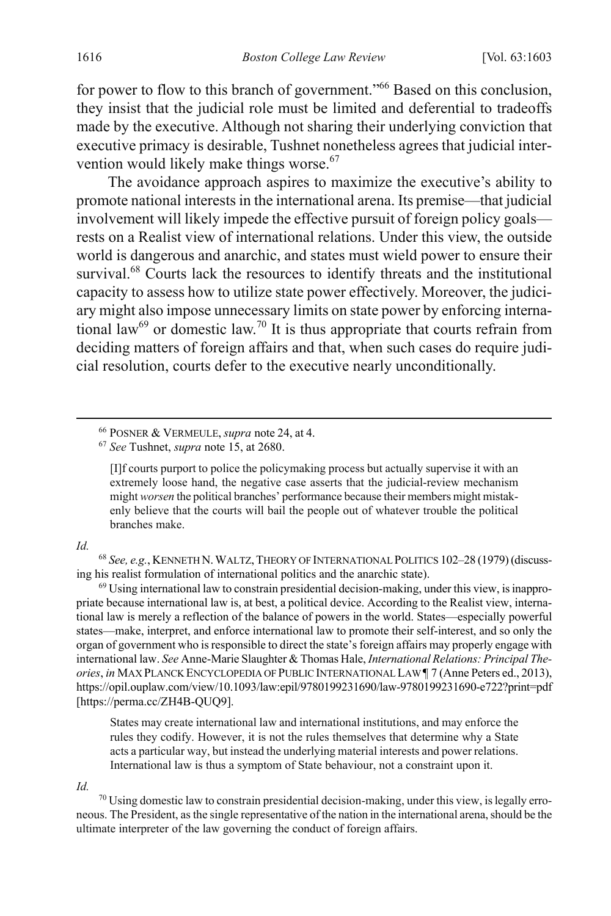for power to flow to this branch of government."[66] Based on this conclusion, they insist that the judicial role must be limited and deferential to tradeoffs made by the executive. Although not sharing their underlying conviction that executive primacy is desirable, Tushnet nonetheless agrees that judicial intervention would likely make things worse.[67]

The avoidance approach aspires to maximize the executive's ability to promote national interests in the international arena. Its premise—that judicial involvement will likely impede the effective pursuit of foreign policy goals—rests on a Realist view of international relations. Under this view, the outside world is dangerous and anarchic, and states must wield power to ensure their survival.[68] Courts lack the resources to identify threats and the institutional capacity to assess how to utilize state power effectively. Moreover, the judiciary might also impose unnecessary limits on state power by enforcing international law[69] or domestic law.[70] It is thus appropriate that courts refrain from deciding matters of foreign affairs and that, when such cases do require judicial resolution, courts defer to the executive nearly unconditionally.

---

[66] POSNER & VERMEULE, *supra* note 24, at 4.

[67] *See* Tushnet, *supra* note 15, at 2680.

> [I]f courts purport to police the policymaking process but actually supervise it with an extremely loose hand, the negative case asserts that the judicial-review mechanism might *worsen* the political branches' performance because their members might mistakenly believe that the courts will bail the people out of whatever trouble the political branches make.

*Id.*

[68] *See, e.g.*, KENNETH N. WALTZ, THEORY OF INTERNATIONAL POLITICS 102–28 (1979) (discussing his realist formulation of international politics and the anarchic state).

[69] Using international law to constrain presidential decision-making, under this view, is inappropriate because international law is, at best, a political device. According to the Realist view, international law is merely a reflection of the balance of powers in the world. States—especially powerful states—make, interpret, and enforce international law to promote their self-interest, and so only the organ of government who is responsible to direct the state's foreign affairs may properly engage with international law. *See* Anne-Marie Slaughter & Thomas Hale, *International Relations: Principal Theories*, *in* MAX PLANCK ENCYCLOPEDIA OF PUBLIC INTERNATIONAL LAW ¶ 7 (Anne Peters ed., 2013), https://opil.ouplaw.com/view/10.1093/law:epil/9780199231690/law-9780199231690-e722?print=pdf [https://perma.cc/ZH4B-QUQ9].

> States may create international law and international institutions, and may enforce the rules they codify. However, it is not the rules themselves that determine why a State acts a particular way, but instead the underlying material interests and power relations. International law is thus a symptom of State behaviour, not a constraint upon it.

*Id.*

[70] Using domestic law to constrain presidential decision-making, under this view, is legally erroneous. The President, as the single representative of the nation in the international arena, should be the ultimate interpreter of the law governing the conduct of foreign affairs.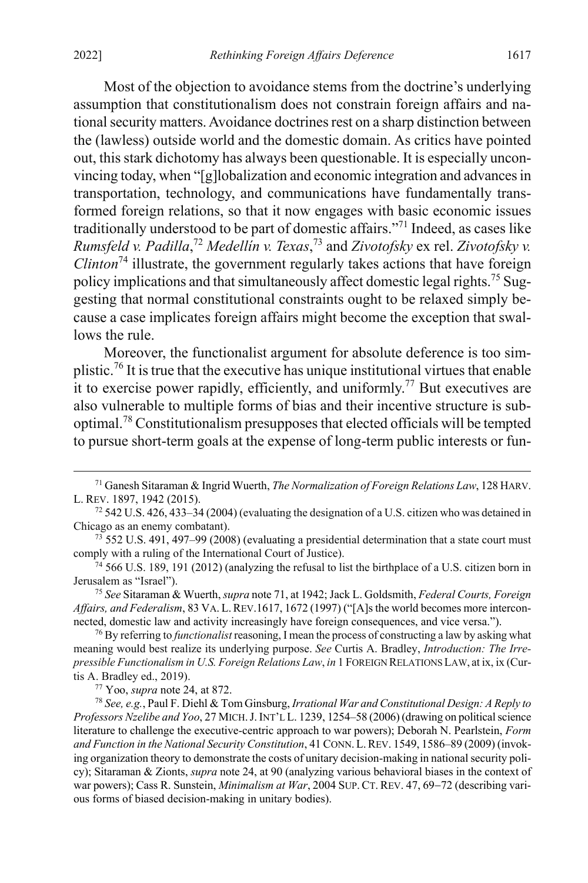Most of the objection to avoidance stems from the doctrine's underlying assumption that constitutionalism does not constrain foreign affairs and national security matters. Avoidance doctrines rest on a sharp distinction between the (lawless) outside world and the domestic domain. As critics have pointed out, this stark dichotomy has always been questionable. It is especially unconvincing today, when "[g]lobalization and economic integration and advances in transportation, technology, and communications have fundamentally transformed foreign relations, so that it now engages with basic economic issues traditionally understood to be part of domestic affairs."[71] Indeed, as cases like *Rumsfeld v. Padilla*,[72] *Medellín v. Texas*,[73] and *Zivotofsky* ex rel. *Zivotofsky v. Clinton*[74] illustrate, the government regularly takes actions that have foreign policy implications and that simultaneously affect domestic legal rights.[75] Suggesting that normal constitutional constraints ought to be relaxed simply because a case implicates foreign affairs might become the exception that swallows the rule.

Moreover, the functionalist argument for absolute deference is too simplistic.[76] It is true that the executive has unique institutional virtues that enable it to exercise power rapidly, efficiently, and uniformly.[77] But executives are also vulnerable to multiple forms of bias and their incentive structure is suboptimal.[78] Constitutionalism presupposes that elected officials will be tempted to pursue short-term goals at the expense of long-term public interests or fun-

---

[71] Ganesh Sitaraman & Ingrid Wuerth, *The Normalization of Foreign Relations Law*, 128 HARV. L. REV. 1897, 1942 (2015).

[72] 542 U.S. 426, 433–34 (2004) (evaluating the designation of a U.S. citizen who was detained in Chicago as an enemy combatant).

[73] 552 U.S. 491, 497–99 (2008) (evaluating a presidential determination that a state court must comply with a ruling of the International Court of Justice).

[74] 566 U.S. 189, 191 (2012) (analyzing the refusal to list the birthplace of a U.S. citizen born in Jerusalem as "Israel").

[75] *See* Sitaraman & Wuerth, *supra* note 71, at 1942; Jack L. Goldsmith, *Federal Courts, Foreign Affairs, and Federalism*, 83 VA. L. REV.1617, 1672 (1997) ("[A]s the world becomes more interconnected, domestic law and activity increasingly have foreign consequences, and vice versa.").

[76] By referring to *functionalist* reasoning, I mean the process of constructing a law by asking what meaning would best realize its underlying purpose. *See* Curtis A. Bradley, *Introduction: The Irrepressible Functionalism in U.S. Foreign Relations Law*, *in* 1 FOREIGN RELATIONS LAW, at ix, ix (Curtis A. Bradley ed., 2019).

[77] Yoo, *supra* note 24, at 872.

[78] *See, e.g.*, Paul F. Diehl & Tom Ginsburg, *Irrational War and Constitutional Design: A Reply to Professors Nzelibe and Yoo*, 27 MICH. J. INT'L L. 1239, 1254–58 (2006) (drawing on political science literature to challenge the executive-centric approach to war powers); Deborah N. Pearlstein, *Form and Function in the National Security Constitution*, 41 CONN. L. REV. 1549, 1586–89 (2009) (invoking organization theory to demonstrate the costs of unitary decision-making in national security policy); Sitaraman & Zionts, *supra* note 24, at 90 (analyzing various behavioral biases in the context of war powers); Cass R. Sunstein, *Minimalism at War*, 2004 SUP. CT. REV. 47, 69–72 (describing various forms of biased decision-making in unitary bodies).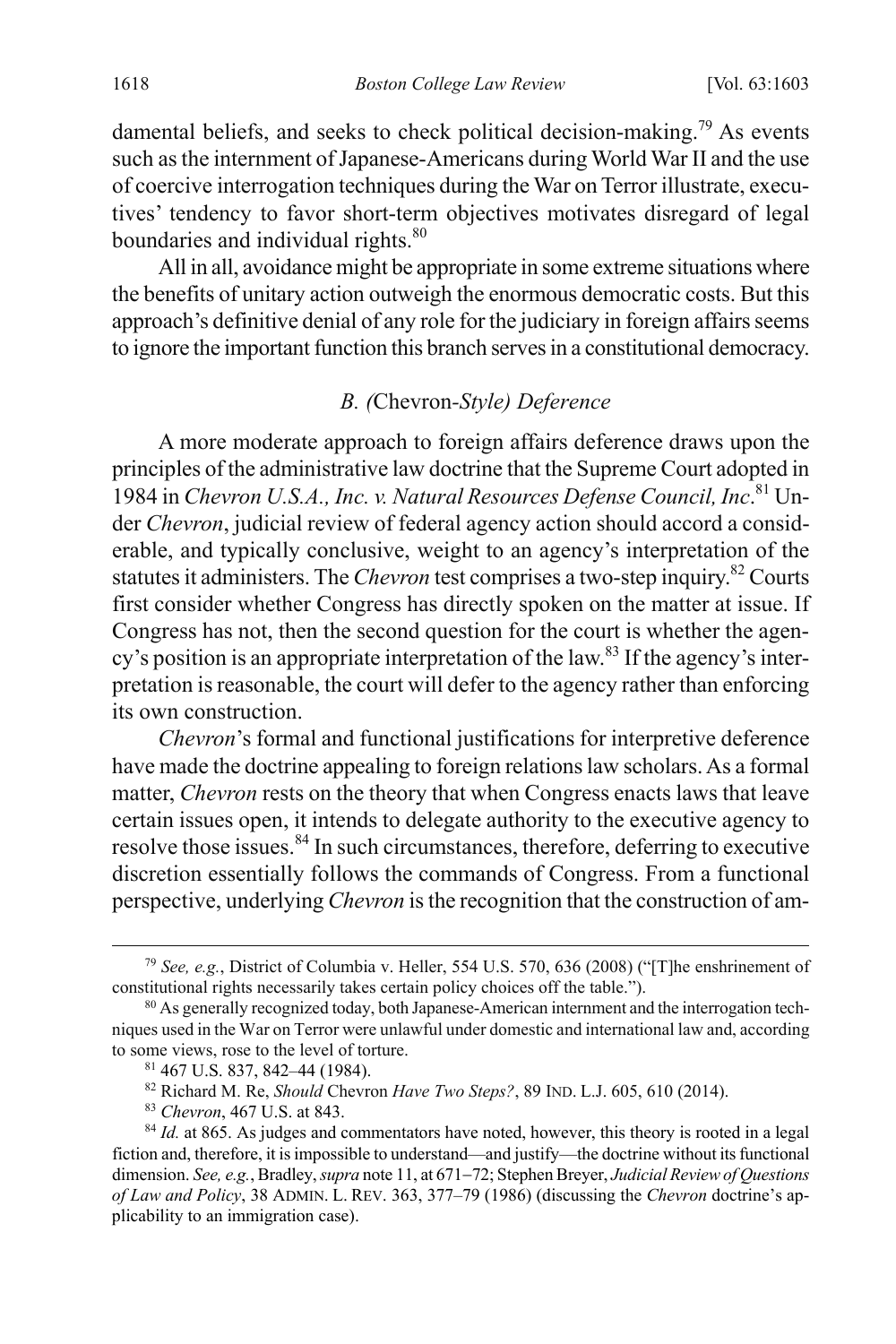damental beliefs, and seeks to check political decision-making.[79] As events such as the internment of Japanese-Americans during World War II and the use of coercive interrogation techniques during the War on Terror illustrate, executives' tendency to favor short-term objectives motivates disregard of legal boundaries and individual rights.[80]

All in all, avoidance might be appropriate in some extreme situations where the benefits of unitary action outweigh the enormous democratic costs. But this approach's definitive denial of any role for the judiciary in foreign affairs seems to ignore the important function this branch serves in a constitutional democracy.

### *B. (*Chevron*-Style) Deference*

A more moderate approach to foreign affairs deference draws upon the principles of the administrative law doctrine that the Supreme Court adopted in 1984 in *Chevron U.S.A., Inc. v. Natural Resources Defense Council, Inc.*[81] Under *Chevron*, judicial review of federal agency action should accord a considerable, and typically conclusive, weight to an agency's interpretation of the statutes it administers. The *Chevron* test comprises a two-step inquiry.[82] Courts first consider whether Congress has directly spoken on the matter at issue. If Congress has not, then the second question for the court is whether the agency's position is an appropriate interpretation of the law.[83] If the agency's interpretation is reasonable, the court will defer to the agency rather than enforcing its own construction.

*Chevron*'s formal and functional justifications for interpretive deference have made the doctrine appealing to foreign relations law scholars. As a formal matter, *Chevron* rests on the theory that when Congress enacts laws that leave certain issues open, it intends to delegate authority to the executive agency to resolve those issues.[84] In such circumstances, therefore, deferring to executive discretion essentially follows the commands of Congress. From a functional perspective, underlying *Chevron* is the recognition that the construction of am-

---

[79] *See, e.g.*, District of Columbia v. Heller, 554 U.S. 570, 636 (2008) ("[T]he enshrinement of constitutional rights necessarily takes certain policy choices off the table.").

[80] As generally recognized today, both Japanese-American internment and the interrogation techniques used in the War on Terror were unlawful under domestic and international law and, according to some views, rose to the level of torture.

[81] 467 U.S. 837, 842–44 (1984).

[82] Richard M. Re, *Should* Chevron *Have Two Steps?*, 89 IND. L.J. 605, 610 (2014).

[83] *Chevron*, 467 U.S. at 843.

[84] *Id.* at 865. As judges and commentators have noted, however, this theory is rooted in a legal fiction and, therefore, it is impossible to understand—and justify—the doctrine without its functional dimension. *See, e.g.*, Bradley, *supra* note 11, at 671–72; Stephen Breyer, *Judicial Review of Questions of Law and Policy*, 38 ADMIN. L. REV. 363, 377–79 (1986) (discussing the *Chevron* doctrine's applicability to an immigration case).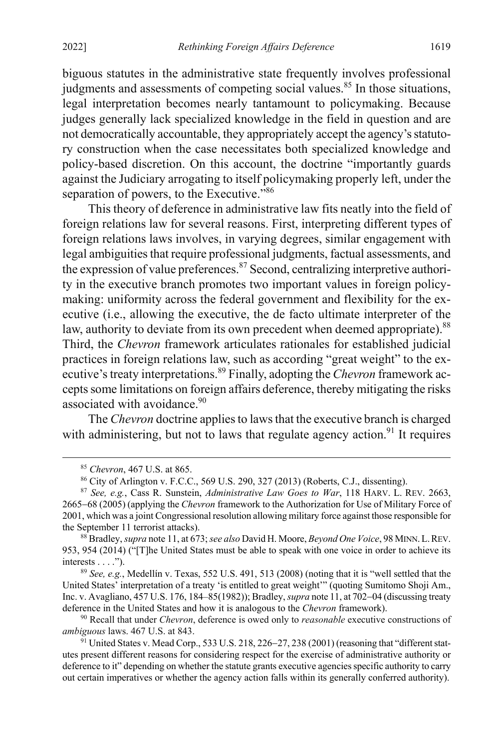biguous statutes in the administrative state frequently involves professional judgments and assessments of competing social values.[85] In those situations, legal interpretation becomes nearly tantamount to policymaking. Because judges generally lack specialized knowledge in the field in question and are not democratically accountable, they appropriately accept the agency's statutory construction when the case necessitates both specialized knowledge and policy-based discretion. On this account, the doctrine "importantly guards against the Judiciary arrogating to itself policymaking properly left, under the separation of powers, to the Executive."[86]

This theory of deference in administrative law fits neatly into the field of foreign relations law for several reasons. First, interpreting different types of foreign relations laws involves, in varying degrees, similar engagement with legal ambiguities that require professional judgments, factual assessments, and the expression of value preferences.[87] Second, centralizing interpretive authority in the executive branch promotes two important values in foreign policymaking: uniformity across the federal government and flexibility for the executive (i.e., allowing the executive, the de facto ultimate interpreter of the law, authority to deviate from its own precedent when deemed appropriate).[88] Third, the *Chevron* framework articulates rationales for established judicial practices in foreign relations law, such as according "great weight" to the executive's treaty interpretations.[89] Finally, adopting the *Chevron* framework accepts some limitations on foreign affairs deference, thereby mitigating the risks associated with avoidance.[90]

The *Chevron* doctrine applies to laws that the executive branch is charged with administering, but not to laws that regulate agency action.[91] It requires

---

[85] *Chevron*, 467 U.S. at 865.

[86] City of Arlington v. F.C.C., 569 U.S. 290, 327 (2013) (Roberts, C.J., dissenting).

[87] *See, e.g.*, Cass R. Sunstein, *Administrative Law Goes to War*, 118 HARV. L. REV. 2663, 2665−68 (2005) (applying the *Chevron* framework to the Authorization for Use of Military Force of 2001, which was a joint Congressional resolution allowing military force against those responsible for the September 11 terrorist attacks).

[88] Bradley, *supra* note 11, at 673; *see also* David H. Moore, *Beyond One Voice*, 98 MINN. L. REV. 953, 954 (2014) ("[T]he United States must be able to speak with one voice in order to achieve its interests . . . .").

[89] *See, e.g.*, Medellín v. Texas, 552 U.S. 491, 513 (2008) (noting that it is "well settled that the United States' interpretation of a treaty 'is entitled to great weight'" (quoting Sumitomo Shoji Am., Inc. v. Avagliano, 457 U.S. 176, 184–85(1982)); Bradley, *supra* note 11, at 702−04 (discussing treaty deference in the United States and how it is analogous to the *Chevron* framework).

[90] Recall that under *Chevron*, deference is owed only to *reasonable* executive constructions of *ambiguous* laws. 467 U.S. at 843.

[91] United States v. Mead Corp., 533 U.S. 218, 226−27, 238 (2001) (reasoning that "different statutes present different reasons for considering respect for the exercise of administrative authority or deference to it" depending on whether the statute grants executive agencies specific authority to carry out certain imperatives or whether the agency action falls within its generally conferred authority).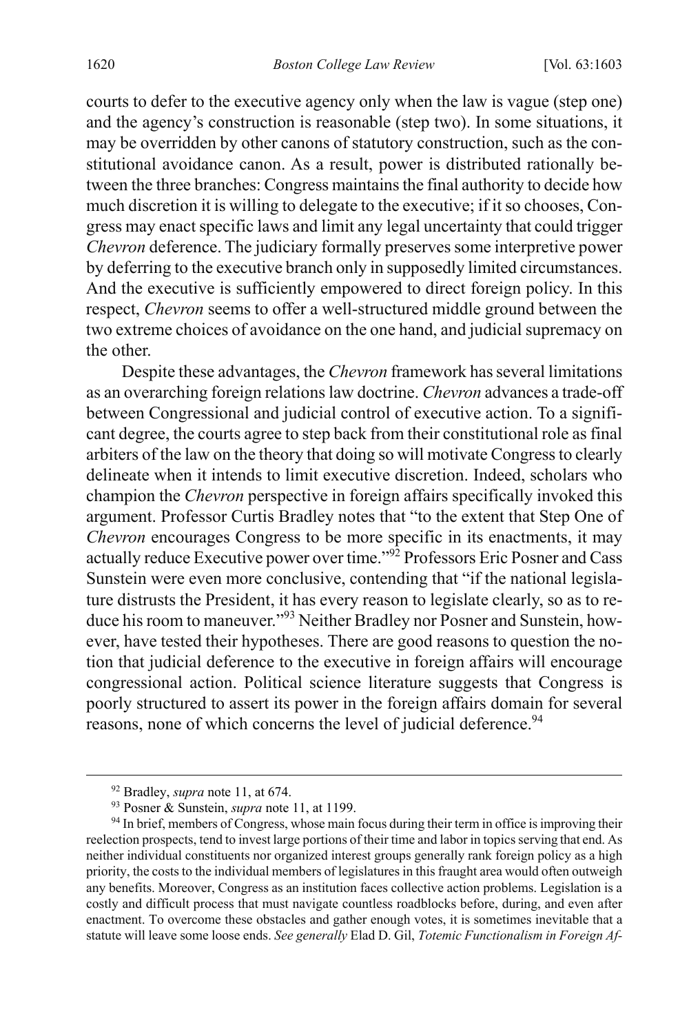courts to defer to the executive agency only when the law is vague (step one) and the agency's construction is reasonable (step two). In some situations, it may be overridden by other canons of statutory construction, such as the constitutional avoidance canon. As a result, power is distributed rationally between the three branches: Congress maintains the final authority to decide how much discretion it is willing to delegate to the executive; if it so chooses, Congress may enact specific laws and limit any legal uncertainty that could trigger *Chevron* deference. The judiciary formally preserves some interpretive power by deferring to the executive branch only in supposedly limited circumstances. And the executive is sufficiently empowered to direct foreign policy. In this respect, *Chevron* seems to offer a well-structured middle ground between the two extreme choices of avoidance on the one hand, and judicial supremacy on the other.

Despite these advantages, the *Chevron* framework has several limitations as an overarching foreign relations law doctrine. *Chevron* advances a trade-off between Congressional and judicial control of executive action. To a significant degree, the courts agree to step back from their constitutional role as final arbiters of the law on the theory that doing so will motivate Congress to clearly delineate when it intends to limit executive discretion. Indeed, scholars who champion the *Chevron* perspective in foreign affairs specifically invoked this argument. Professor Curtis Bradley notes that "to the extent that Step One of *Chevron* encourages Congress to be more specific in its enactments, it may actually reduce Executive power over time."[92] Professors Eric Posner and Cass Sunstein were even more conclusive, contending that "if the national legislature distrusts the President, it has every reason to legislate clearly, so as to reduce his room to maneuver."[93] Neither Bradley nor Posner and Sunstein, however, have tested their hypotheses. There are good reasons to question the notion that judicial deference to the executive in foreign affairs will encourage congressional action. Political science literature suggests that Congress is poorly structured to assert its power in the foreign affairs domain for several reasons, none of which concerns the level of judicial deference.[94]

---

[92] Bradley, *supra* note 11, at 674.

[93] Posner & Sunstein, *supra* note 11, at 1199.

[94] In brief, members of Congress, whose main focus during their term in office is improving their reelection prospects, tend to invest large portions of their time and labor in topics serving that end. As neither individual constituents nor organized interest groups generally rank foreign policy as a high priority, the costs to the individual members of legislatures in this fraught area would often outweigh any benefits. Moreover, Congress as an institution faces collective action problems. Legislation is a costly and difficult process that must navigate countless roadblocks before, during, and even after enactment. To overcome these obstacles and gather enough votes, it is sometimes inevitable that a statute will leave some loose ends. *See generally* Elad D. Gil, *Totemic Functionalism in Foreign Af-*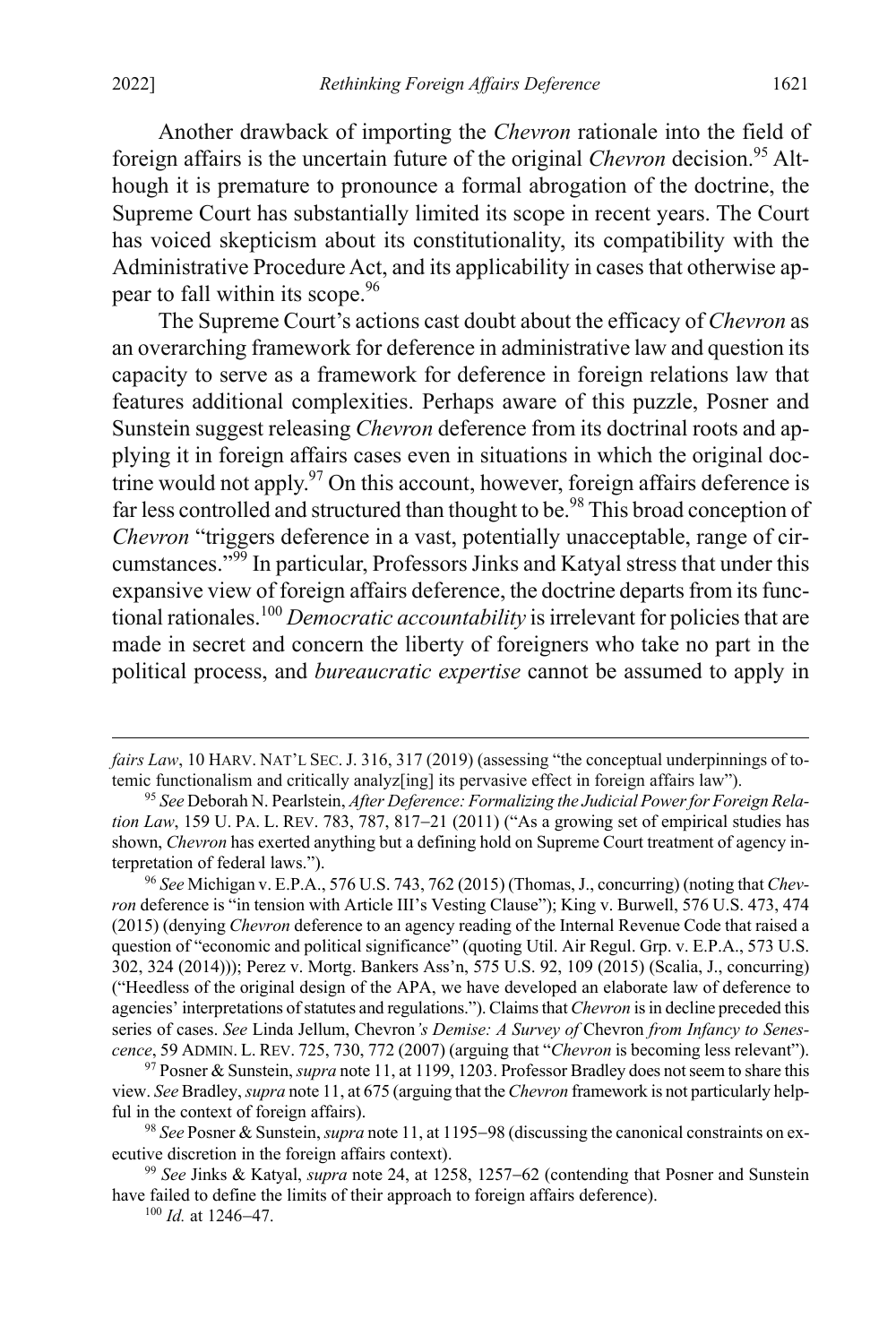Another drawback of importing the *Chevron* rationale into the field of foreign affairs is the uncertain future of the original *Chevron* decision.[95] Although it is premature to pronounce a formal abrogation of the doctrine, the Supreme Court has substantially limited its scope in recent years. The Court has voiced skepticism about its constitutionality, its compatibility with the Administrative Procedure Act, and its applicability in cases that otherwise appear to fall within its scope.[96]

The Supreme Court's actions cast doubt about the efficacy of *Chevron* as an overarching framework for deference in administrative law and question its capacity to serve as a framework for deference in foreign relations law that features additional complexities. Perhaps aware of this puzzle, Posner and Sunstein suggest releasing *Chevron* deference from its doctrinal roots and applying it in foreign affairs cases even in situations in which the original doctrine would not apply.[97] On this account, however, foreign affairs deference is far less controlled and structured than thought to be.[98] This broad conception of *Chevron* "triggers deference in a vast, potentially unacceptable, range of circumstances."[99] In particular, Professors Jinks and Katyal stress that under this expansive view of foreign affairs deference, the doctrine departs from its functional rationales.[100] *Democratic accountability* is irrelevant for policies that are made in secret and concern the liberty of foreigners who take no part in the political process, and *bureaucratic expertise* cannot be assumed to apply in

---

*fairs Law*, 10 HARV. NAT'L SEC. J. 316, 317 (2019) (assessing "the conceptual underpinnings of totemic functionalism and critically analyz[ing] its pervasive effect in foreign affairs law").

[95] *See* Deborah N. Pearlstein, *After Deference: Formalizing the Judicial Power for Foreign Relation Law*, 159 U. PA. L. REV. 783, 787, 817–21 (2011) ("As a growing set of empirical studies has shown, *Chevron* has exerted anything but a defining hold on Supreme Court treatment of agency interpretation of federal laws.").

[96] *See* Michigan v. E.P.A., 576 U.S. 743, 762 (2015) (Thomas, J., concurring) (noting that *Chevron* deference is "in tension with Article III's Vesting Clause"); King v. Burwell, 576 U.S. 473, 474 (2015) (denying *Chevron* deference to an agency reading of the Internal Revenue Code that raised a question of "economic and political significance" (quoting Util. Air Regul. Grp. v. E.P.A., 573 U.S. 302, 324 (2014))); Perez v. Mortg. Bankers Ass'n, 575 U.S. 92, 109 (2015) (Scalia, J., concurring) ("Heedless of the original design of the APA, we have developed an elaborate law of deference to agencies' interpretations of statutes and regulations."). Claims that *Chevron* is in decline preceded this series of cases. *See* Linda Jellum, Chevron*'s Demise: A Survey of* Chevron *from Infancy to Senescence*, 59 ADMIN. L. REV. 725, 730, 772 (2007) (arguing that "*Chevron* is becoming less relevant").

[97] Posner & Sunstein, *supra* note 11, at 1199, 1203. Professor Bradley does not seem to share this view. *See* Bradley, *supra* note 11, at 675 (arguing that the *Chevron* framework is not particularly helpful in the context of foreign affairs).

[98] *See* Posner & Sunstein, *supra* note 11, at 1195–98 (discussing the canonical constraints on executive discretion in the foreign affairs context).

[99] *See* Jinks & Katyal, *supra* note 24, at 1258, 1257–62 (contending that Posner and Sunstein have failed to define the limits of their approach to foreign affairs deference).

[100] *Id.* at 1246–47.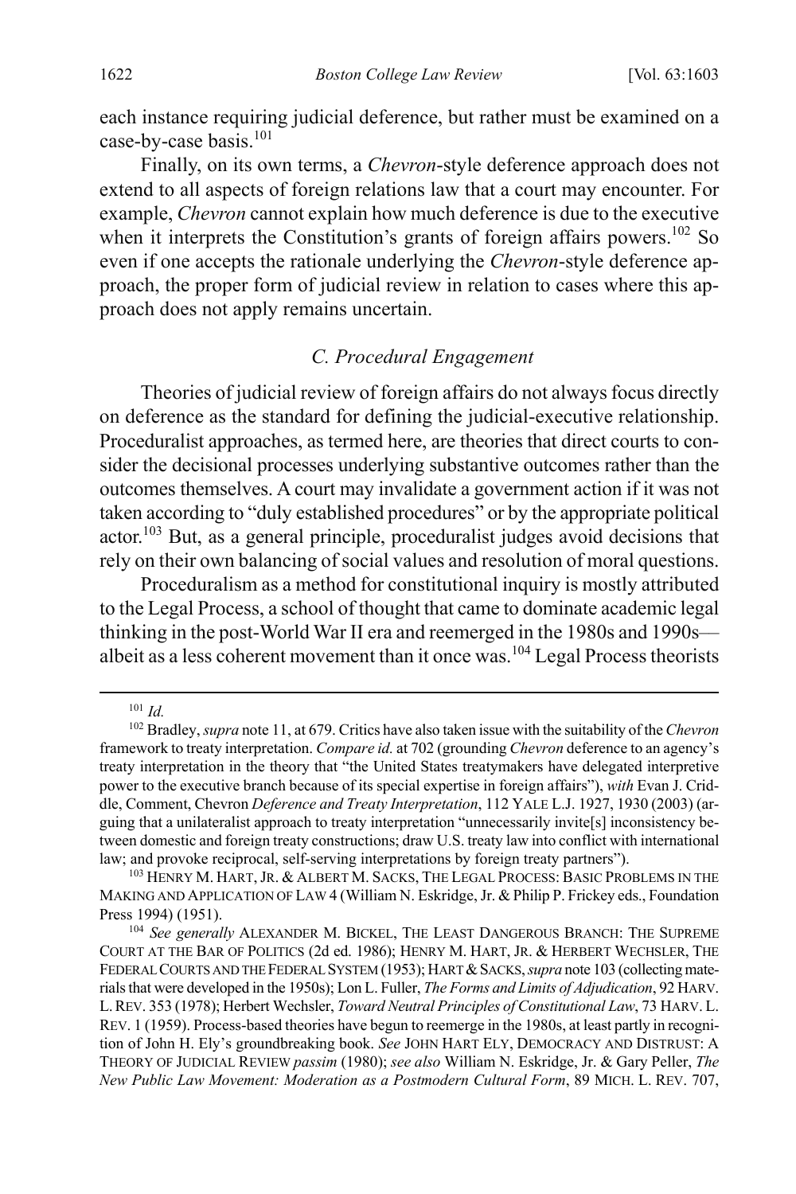each instance requiring judicial deference, but rather must be examined on a case-by-case basis.[101]

Finally, on its own terms, a *Chevron*-style deference approach does not extend to all aspects of foreign relations law that a court may encounter. For example, *Chevron* cannot explain how much deference is due to the executive when it interprets the Constitution's grants of foreign affairs powers.[102] So even if one accepts the rationale underlying the *Chevron*-style deference approach, the proper form of judicial review in relation to cases where this approach does not apply remains uncertain.

### *C. Procedural Engagement*

Theories of judicial review of foreign affairs do not always focus directly on deference as the standard for defining the judicial-executive relationship. Proceduralist approaches, as termed here, are theories that direct courts to consider the decisional processes underlying substantive outcomes rather than the outcomes themselves. A court may invalidate a government action if it was not taken according to "duly established procedures" or by the appropriate political actor.[103] But, as a general principle, proceduralist judges avoid decisions that rely on their own balancing of social values and resolution of moral questions.

Proceduralism as a method for constitutional inquiry is mostly attributed to the Legal Process, a school of thought that came to dominate academic legal thinking in the post-World War II era and reemerged in the 1980s and 1990s—albeit as a less coherent movement than it once was.[104] Legal Process theorists

---

[101] *Id.*

[102] Bradley, *supra* note 11, at 679. Critics have also taken issue with the suitability of the *Chevron* framework to treaty interpretation. *Compare id.* at 702 (grounding *Chevron* deference to an agency's treaty interpretation in the theory that "the United States treatymakers have delegated interpretive power to the executive branch because of its special expertise in foreign affairs"), *with* Evan J. Criddle, Comment, Chevron *Deference and Treaty Interpretation*, 112 YALE L.J. 1927, 1930 (2003) (arguing that a unilateralist approach to treaty interpretation "unnecessarily invite[s] inconsistency between domestic and foreign treaty constructions; draw U.S. treaty law into conflict with international law; and provoke reciprocal, self-serving interpretations by foreign treaty partners").

[103] HENRY M. HART, JR. & ALBERT M. SACKS, THE LEGAL PROCESS: BASIC PROBLEMS IN THE MAKING AND APPLICATION OF LAW 4 (William N. Eskridge, Jr. & Philip P. Frickey eds., Foundation Press 1994) (1951).

[104] *See generally* ALEXANDER M. BICKEL, THE LEAST DANGEROUS BRANCH: THE SUPREME COURT AT THE BAR OF POLITICS (2d ed. 1986); HENRY M. HART, JR. & HERBERT WECHSLER, THE FEDERAL COURTS AND THE FEDERAL SYSTEM (1953); HART & SACKS, *supra* note 103 (collecting materials that were developed in the 1950s); Lon L. Fuller, *The Forms and Limits of Adjudication*, 92 HARV. L. REV. 353 (1978); Herbert Wechsler, *Toward Neutral Principles of Constitutional Law*, 73 HARV. L. REV. 1 (1959). Process-based theories have begun to reemerge in the 1980s, at least partly in recognition of John H. Ely's groundbreaking book. *See* JOHN HART ELY, DEMOCRACY AND DISTRUST: A THEORY OF JUDICIAL REVIEW *passim* (1980); *see also* William N. Eskridge, Jr. & Gary Peller, *The New Public Law Movement: Moderation as a Postmodern Cultural Form*, 89 MICH. L. REV. 707,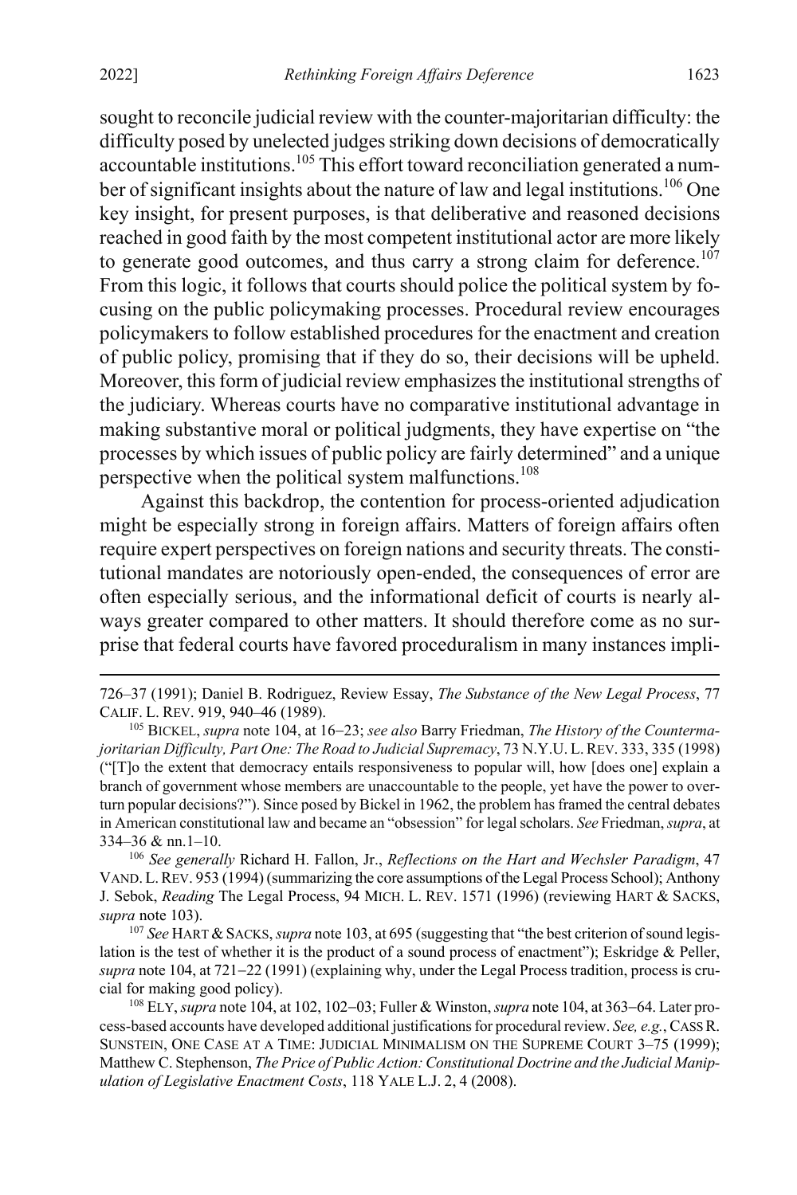sought to reconcile judicial review with the counter-majoritarian difficulty: the difficulty posed by unelected judges striking down decisions of democratically accountable institutions.[105] This effort toward reconciliation generated a number of significant insights about the nature of law and legal institutions.[106] One key insight, for present purposes, is that deliberative and reasoned decisions reached in good faith by the most competent institutional actor are more likely to generate good outcomes, and thus carry a strong claim for deference.[107] From this logic, it follows that courts should police the political system by focusing on the public policymaking processes. Procedural review encourages policymakers to follow established procedures for the enactment and creation of public policy, promising that if they do so, their decisions will be upheld. Moreover, this form of judicial review emphasizes the institutional strengths of the judiciary. Whereas courts have no comparative institutional advantage in making substantive moral or political judgments, they have expertise on "the processes by which issues of public policy are fairly determined" and a unique perspective when the political system malfunctions.[108]

Against this backdrop, the contention for process-oriented adjudication might be especially strong in foreign affairs. Matters of foreign affairs often require expert perspectives on foreign nations and security threats. The constitutional mandates are notoriously open-ended, the consequences of error are often especially serious, and the informational deficit of courts is nearly always greater compared to other matters. It should therefore come as no surprise that federal courts have favored proceduralism in many instances impli-

---

726–37 (1991); Daniel B. Rodriguez, Review Essay, *The Substance of the New Legal Process*, 77 CALIF. L. REV. 919, 940–46 (1989).

[105] BICKEL, *supra* note 104, at 16–23; *see also* Barry Friedman, *The History of the Countermajoritarian Difficulty, Part One: The Road to Judicial Supremacy*, 73 N.Y.U. L. REV. 333, 335 (1998) ("[T]o the extent that democracy entails responsiveness to popular will, how [does one] explain a branch of government whose members are unaccountable to the people, yet have the power to overturn popular decisions?"). Since posed by Bickel in 1962, the problem has framed the central debates in American constitutional law and became an "obsession" for legal scholars. *See* Friedman, *supra*, at 334–36 & nn.1–10.

[106] *See generally* Richard H. Fallon, Jr., *Reflections on the Hart and Wechsler Paradigm*, 47 VAND. L. REV. 953 (1994) (summarizing the core assumptions of the Legal Process School); Anthony J. Sebok, *Reading* The Legal Process, 94 MICH. L. REV. 1571 (1996) (reviewing HART & SACKS, *supra* note 103).

[107] *See* HART & SACKS, *supra* note 103, at 695 (suggesting that "the best criterion of sound legislation is the test of whether it is the product of a sound process of enactment"); Eskridge & Peller, *supra* note 104, at 721–22 (1991) (explaining why, under the Legal Process tradition, process is crucial for making good policy).

[108] ELY, *supra* note 104, at 102, 102–03; Fuller & Winston, *supra* note 104, at 363–64. Later process-based accounts have developed additional justifications for procedural review. *See, e.g.*, CASS R. SUNSTEIN, ONE CASE AT A TIME: JUDICIAL MINIMALISM ON THE SUPREME COURT 3–75 (1999); Matthew C. Stephenson, *The Price of Public Action: Constitutional Doctrine and the Judicial Manipulation of Legislative Enactment Costs*, 118 YALE L.J. 2, 4 (2008).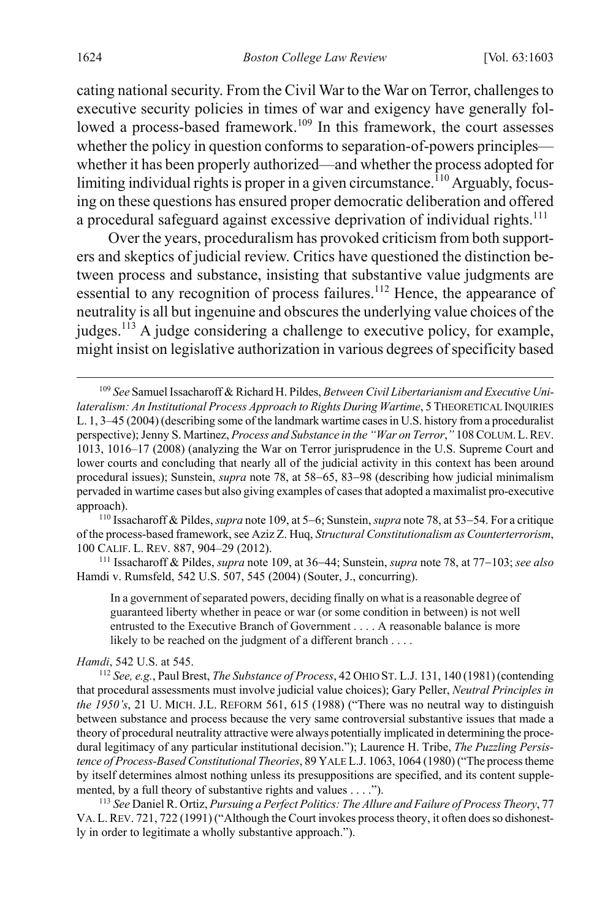cating national security. From the Civil War to the War on Terror, challenges to executive security policies in times of war and exigency have generally followed a process-based framework.[109] In this framework, the court assesses whether the policy in question conforms to separation-of-powers principles—whether it has been properly authorized—and whether the process adopted for limiting individual rights is proper in a given circumstance.[110] Arguably, focusing on these questions has ensured proper democratic deliberation and offered a procedural safeguard against excessive deprivation of individual rights.[111]

Over the years, proceduralism has provoked criticism from both supporters and skeptics of judicial review. Critics have questioned the distinction between process and substance, insisting that substantive value judgments are essential to any recognition of process failures.[112] Hence, the appearance of neutrality is all but ingenuine and obscures the underlying value choices of the judges.[113] A judge considering a challenge to executive policy, for example, might insist on legislative authorization in various degrees of specificity based

---

[109] *See* Samuel Issacharoff & Richard H. Pildes, *Between Civil Libertarianism and Executive Unilateralism: An Institutional Process Approach to Rights During Wartime*, 5 THEORETICAL INQUIRIES L. 1, 3–45 (2004) (describing some of the landmark wartime cases in U.S. history from a proceduralist perspective); Jenny S. Martinez, *Process and Substance in the "War on Terror*,*"* 108 COLUM. L. REV. 1013, 1016–17 (2008) (analyzing the War on Terror jurisprudence in the U.S. Supreme Court and lower courts and concluding that nearly all of the judicial activity in this context has been around procedural issues); Sunstein, *supra* note 78, at 58−65, 83−98 (describing how judicial minimalism pervaded in wartime cases but also giving examples of cases that adopted a maximalist pro-executive approach).

[110] Issacharoff & Pildes, *supra* note 109, at 5−6; Sunstein, *supra* note 78, at 53−54. For a critique of the process-based framework, see Aziz Z. Huq, *Structural Constitutionalism as Counterterrorism*, 100 CALIF. L. REV. 887, 904–29 (2012).

[111] Issacharoff & Pildes, *supra* note 109, at 36−44; Sunstein, *supra* note 78, at 77−103; *see also* Hamdi v. Rumsfeld, 542 U.S. 507, 545 (2004) (Souter, J., concurring).

> In a government of separated powers, deciding finally on what is a reasonable degree of guaranteed liberty whether in peace or war (or some condition in between) is not well entrusted to the Executive Branch of Government . . . . A reasonable balance is more likely to be reached on the judgment of a different branch . . . .

*Hamdi*, 542 U.S. at 545.

[112] *See, e.g.*, Paul Brest, *The Substance of Process*, 42 OHIO ST. L.J. 131, 140 (1981) (contending that procedural assessments must involve judicial value choices); Gary Peller, *Neutral Principles in the 1950's*, 21 U. MICH. J.L. REFORM 561, 615 (1988) ("There was no neutral way to distinguish between substance and process because the very same controversial substantive issues that made a theory of procedural neutrality attractive were always potentially implicated in determining the procedural legitimacy of any particular institutional decision."); Laurence H. Tribe, *The Puzzling Persistence of Process-Based Constitutional Theories*, 89 YALE L.J. 1063, 1064 (1980) ("The process theme by itself determines almost nothing unless its presuppositions are specified, and its content supplemented, by a full theory of substantive rights and values . . . .").

[113] *See* Daniel R. Ortiz, *Pursuing a Perfect Politics: The Allure and Failure of Process Theory*, 77 VA. L. REV. 721, 722 (1991) ("Although the Court invokes process theory, it often does so dishonestly in order to legitimate a wholly substantive approach.").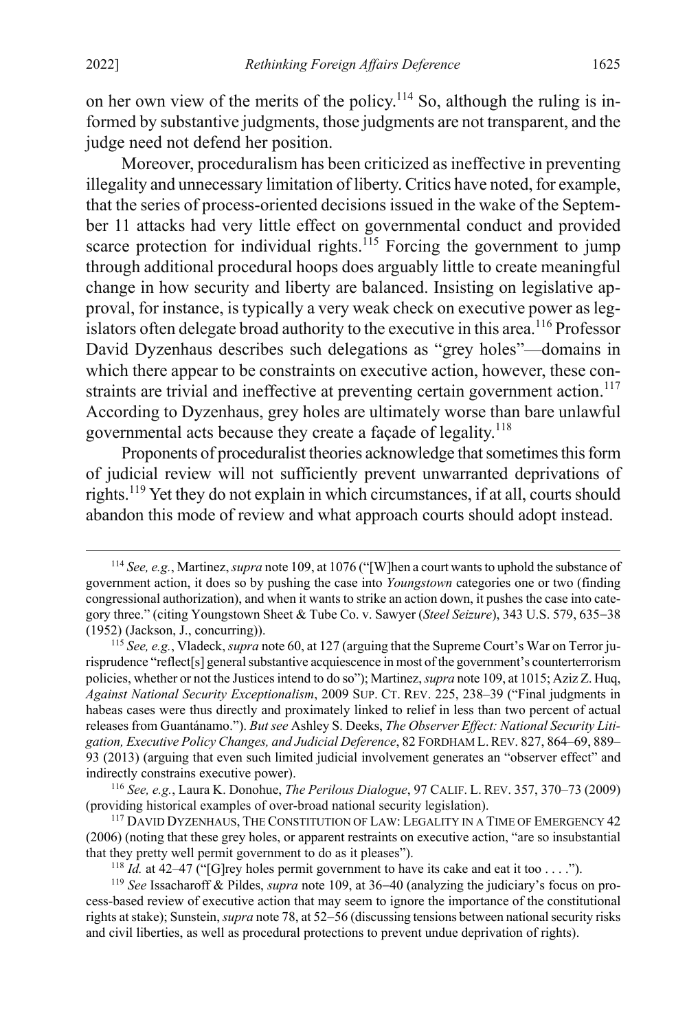on her own view of the merits of the policy.[114] So, although the ruling is informed by substantive judgments, those judgments are not transparent, and the judge need not defend her position.

Moreover, proceduralism has been criticized as ineffective in preventing illegality and unnecessary limitation of liberty. Critics have noted, for example, that the series of process-oriented decisions issued in the wake of the September 11 attacks had very little effect on governmental conduct and provided scarce protection for individual rights.[115] Forcing the government to jump through additional procedural hoops does arguably little to create meaningful change in how security and liberty are balanced. Insisting on legislative approval, for instance, is typically a very weak check on executive power as legislators often delegate broad authority to the executive in this area.[116] Professor David Dyzenhaus describes such delegations as "grey holes"—domains in which there appear to be constraints on executive action, however, these constraints are trivial and ineffective at preventing certain government action.[117] According to Dyzenhaus, grey holes are ultimately worse than bare unlawful governmental acts because they create a façade of legality.[118]

Proponents of proceduralist theories acknowledge that sometimes this form of judicial review will not sufficiently prevent unwarranted deprivations of rights.[119] Yet they do not explain in which circumstances, if at all, courts should abandon this mode of review and what approach courts should adopt instead.

---

[114] *See, e.g.*, Martinez, *supra* note 109, at 1076 ("[W]hen a court wants to uphold the substance of government action, it does so by pushing the case into *Youngstown* categories one or two (finding congressional authorization), and when it wants to strike an action down, it pushes the case into category three." (citing Youngstown Sheet & Tube Co. v. Sawyer (*Steel Seizure*), 343 U.S. 579, 635–38 (1952) (Jackson, J., concurring)).

[115] *See, e.g.*, Vladeck, *supra* note 60, at 127 (arguing that the Supreme Court's War on Terror jurisprudence "reflect[s] general substantive acquiescence in most of the government's counterterrorism policies, whether or not the Justices intend to do so"); Martinez, *supra* note 109, at 1015; Aziz Z. Huq, *Against National Security Exceptionalism*, 2009 SUP. CT. REV. 225, 238–39 ("Final judgments in habeas cases were thus directly and proximately linked to relief in less than two percent of actual releases from Guantánamo."). *But see* Ashley S. Deeks, *The Observer Effect: National Security Litigation, Executive Policy Changes, and Judicial Deference*, 82 FORDHAM L. REV. 827, 864–69, 889–93 (2013) (arguing that even such limited judicial involvement generates an "observer effect" and indirectly constrains executive power).

[116] *See, e.g.*, Laura K. Donohue, *The Perilous Dialogue*, 97 CALIF. L. REV. 357, 370–73 (2009) (providing historical examples of over-broad national security legislation).

[117] DAVID DYZENHAUS, THE CONSTITUTION OF LAW: LEGALITY IN A TIME OF EMERGENCY 42 (2006) (noting that these grey holes, or apparent restraints on executive action, "are so insubstantial that they pretty well permit government to do as it pleases").

[118] *Id.* at 42–47 ("[G]rey holes permit government to have its cake and eat it too . . . .").

[119] *See* Issacharoff & Pildes, *supra* note 109, at 36–40 (analyzing the judiciary's focus on process-based review of executive action that may seem to ignore the importance of the constitutional rights at stake); Sunstein, *supra* note 78, at 52–56 (discussing tensions between national security risks and civil liberties, as well as procedural protections to prevent undue deprivation of rights).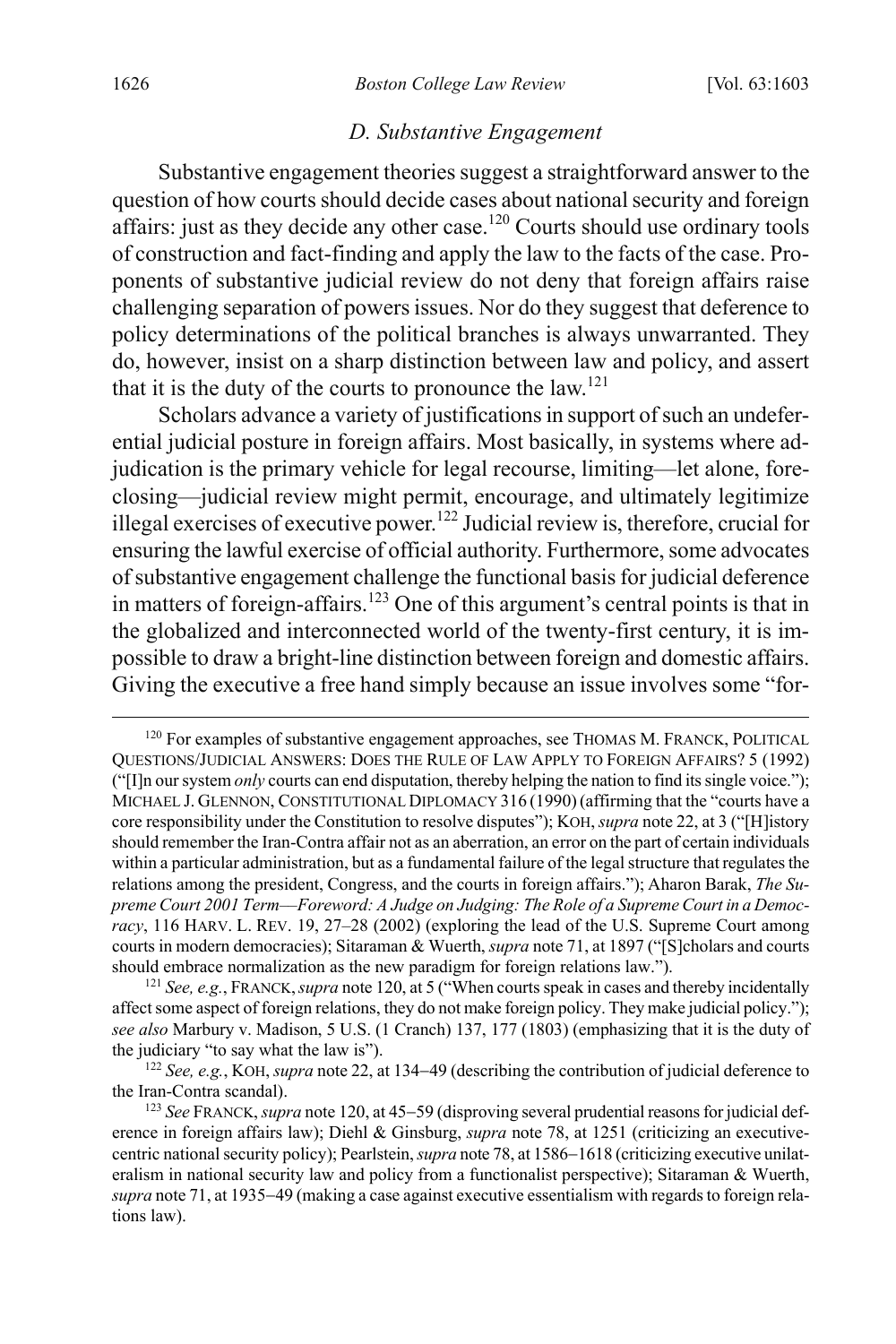### *D. Substantive Engagement*

Substantive engagement theories suggest a straightforward answer to the question of how courts should decide cases about national security and foreign affairs: just as they decide any other case.[120] Courts should use ordinary tools of construction and fact-finding and apply the law to the facts of the case. Proponents of substantive judicial review do not deny that foreign affairs raise challenging separation of powers issues. Nor do they suggest that deference to policy determinations of the political branches is always unwarranted. They do, however, insist on a sharp distinction between law and policy, and assert that it is the duty of the courts to pronounce the law.[121]

Scholars advance a variety of justifications in support of such an undeferential judicial posture in foreign affairs. Most basically, in systems where adjudication is the primary vehicle for legal recourse, limiting—let alone, foreclosing—judicial review might permit, encourage, and ultimately legitimize illegal exercises of executive power.[122] Judicial review is, therefore, crucial for ensuring the lawful exercise of official authority. Furthermore, some advocates of substantive engagement challenge the functional basis for judicial deference in matters of foreign-affairs.[123] One of this argument's central points is that in the globalized and interconnected world of the twenty-first century, it is impossible to draw a bright-line distinction between foreign and domestic affairs. Giving the executive a free hand simply because an issue involves some "for-

---

[120] For examples of substantive engagement approaches, see THOMAS M. FRANCK, POLITICAL QUESTIONS/JUDICIAL ANSWERS: DOES THE RULE OF LAW APPLY TO FOREIGN AFFAIRS? 5 (1992) ("[I]n our system *only* courts can end disputation, thereby helping the nation to find its single voice."); MICHAEL J. GLENNON, CONSTITUTIONAL DIPLOMACY 316 (1990) (affirming that the "courts have a core responsibility under the Constitution to resolve disputes"); KOH, *supra* note 22, at 3 ("[H]istory should remember the Iran-Contra affair not as an aberration, an error on the part of certain individuals within a particular administration, but as a fundamental failure of the legal structure that regulates the relations among the president, Congress, and the courts in foreign affairs."); Aharon Barak, *The Supreme Court 2001 Term—Foreword: A Judge on Judging: The Role of a Supreme Court in a Democracy*, 116 HARV. L. REV. 19, 27–28 (2002) (exploring the lead of the U.S. Supreme Court among courts in modern democracies); Sitaraman & Wuerth, *supra* note 71, at 1897 ("[S]cholars and courts should embrace normalization as the new paradigm for foreign relations law.").

[121] *See, e.g.*, FRANCK, *supra* note 120, at 5 ("When courts speak in cases and thereby incidentally affect some aspect of foreign relations, they do not make foreign policy. They make judicial policy."); *see also* Marbury v. Madison, 5 U.S. (1 Cranch) 137, 177 (1803) (emphasizing that it is the duty of the judiciary "to say what the law is").

[122] *See, e.g.*, KOH, *supra* note 22, at 134–49 (describing the contribution of judicial deference to the Iran-Contra scandal).

[123] *See* FRANCK, *supra* note 120, at 45–59 (disproving several prudential reasons for judicial deference in foreign affairs law); Diehl & Ginsburg, *supra* note 78, at 1251 (criticizing an executive-centric national security policy); Pearlstein, *supra* note 78, at 1586–1618 (criticizing executive unilateralism in national security law and policy from a functionalist perspective); Sitaraman & Wuerth, *supra* note 71, at 1935–49 (making a case against executive essentialism with regards to foreign relations law).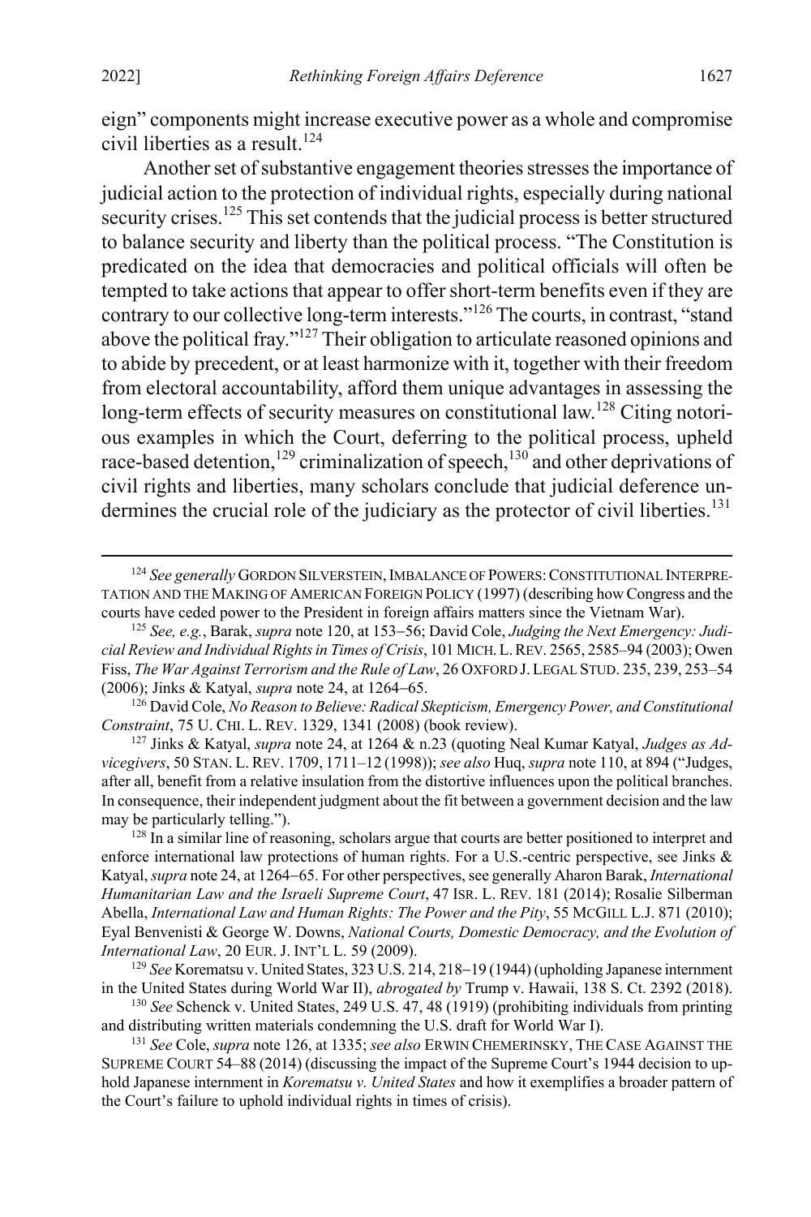eign" components might increase executive power as a whole and compromise civil liberties as a result.[124]

Another set of substantive engagement theories stresses the importance of judicial action to the protection of individual rights, especially during national security crises.[125] This set contends that the judicial process is better structured to balance security and liberty than the political process. "The Constitution is predicated on the idea that democracies and political officials will often be tempted to take actions that appear to offer short-term benefits even if they are contrary to our collective long-term interests."[126] The courts, in contrast, "stand above the political fray."[127] Their obligation to articulate reasoned opinions and to abide by precedent, or at least harmonize with it, together with their freedom from electoral accountability, afford them unique advantages in assessing the long-term effects of security measures on constitutional law.[128] Citing notorious examples in which the Court, deferring to the political process, upheld race-based detention,[129] criminalization of speech,[130] and other deprivations of civil rights and liberties, many scholars conclude that judicial deference undermines the crucial role of the judiciary as the protector of civil liberties.[131]

---

[124] *See generally* GORDON SILVERSTEIN, IMBALANCE OF POWERS: CONSTITUTIONAL INTERPRETATION AND THE MAKING OF AMERICAN FOREIGN POLICY (1997) (describing how Congress and the courts have ceded power to the President in foreign affairs matters since the Vietnam War).

[125] *See, e.g.*, Barak, *supra* note 120, at 153–56; David Cole, *Judging the Next Emergency: Judicial Review and Individual Rights in Times of Crisis*, 101 MICH. L. REV. 2565, 2585–94 (2003); Owen Fiss, *The War Against Terrorism and the Rule of Law*, 26 OXFORD J. LEGAL STUD. 235, 239, 253–54 (2006); Jinks & Katyal, *supra* note 24, at 1264–65.

[126] David Cole, *No Reason to Believe: Radical Skepticism, Emergency Power, and Constitutional Constraint*, 75 U. CHI. L. REV. 1329, 1341 (2008) (book review).

[127] Jinks & Katyal, *supra* note 24, at 1264 & n.23 (quoting Neal Kumar Katyal, *Judges as Advicegivers*, 50 STAN. L. REV. 1709, 1711–12 (1998)); *see also* Huq, *supra* note 110, at 894 ("Judges, after all, benefit from a relative insulation from the distortive influences upon the political branches. In consequence, their independent judgment about the fit between a government decision and the law may be particularly telling.").

[128] In a similar line of reasoning, scholars argue that courts are better positioned to interpret and enforce international law protections of human rights. For a U.S.-centric perspective, see Jinks & Katyal, *supra* note 24, at 1264–65. For other perspectives, see generally Aharon Barak, *International Humanitarian Law and the Israeli Supreme Court*, 47 ISR. L. REV. 181 (2014); Rosalie Silberman Abella, *International Law and Human Rights: The Power and the Pity*, 55 MCGILL L.J. 871 (2010); Eyal Benvenisti & George W. Downs, *National Courts, Domestic Democracy, and the Evolution of International Law*, 20 EUR. J. INT'L L. 59 (2009).

[129] *See* Korematsu v. United States, 323 U.S. 214, 218–19 (1944) (upholding Japanese internment in the United States during World War II), *abrogated by* Trump v. Hawaii, 138 S. Ct. 2392 (2018).

[130] *See* Schenck v. United States, 249 U.S. 47, 48 (1919) (prohibiting individuals from printing and distributing written materials condemning the U.S. draft for World War I).

[131] *See* Cole, *supra* note 126, at 1335; *see also* ERWIN CHEMERINSKY, THE CASE AGAINST THE SUPREME COURT 54–88 (2014) (discussing the impact of the Supreme Court's 1944 decision to uphold Japanese internment in *Korematsu v. United States* and how it exemplifies a broader pattern of the Court's failure to uphold individual rights in times of crisis).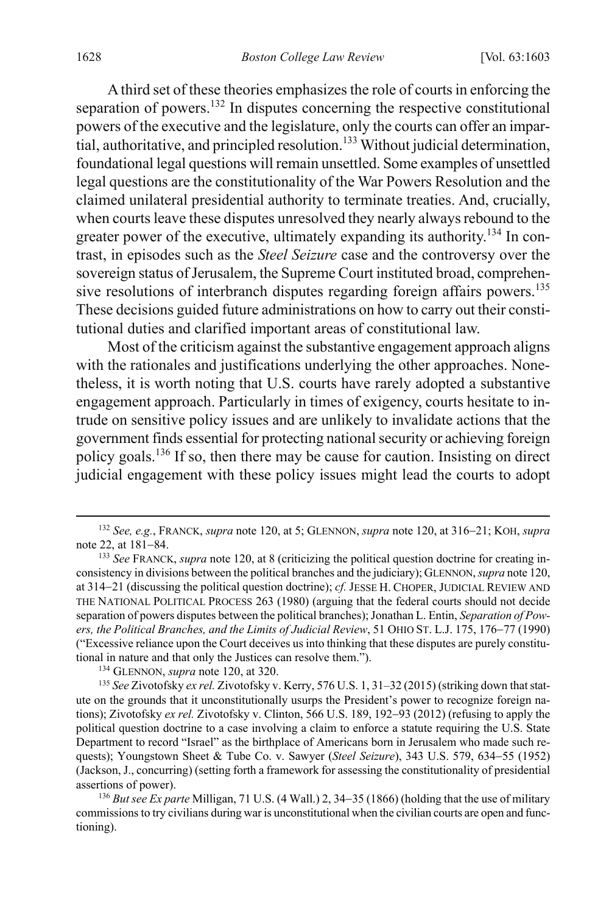A third set of these theories emphasizes the role of courts in enforcing the separation of powers.[132] In disputes concerning the respective constitutional powers of the executive and the legislature, only the courts can offer an impartial, authoritative, and principled resolution.[133] Without judicial determination, foundational legal questions will remain unsettled. Some examples of unsettled legal questions are the constitutionality of the War Powers Resolution and the claimed unilateral presidential authority to terminate treaties. And, crucially, when courts leave these disputes unresolved they nearly always rebound to the greater power of the executive, ultimately expanding its authority.[134] In contrast, in episodes such as the *Steel Seizure* case and the controversy over the sovereign status of Jerusalem, the Supreme Court instituted broad, comprehensive resolutions of interbranch disputes regarding foreign affairs powers.[135] These decisions guided future administrations on how to carry out their constitutional duties and clarified important areas of constitutional law.

Most of the criticism against the substantive engagement approach aligns with the rationales and justifications underlying the other approaches. Nonetheless, it is worth noting that U.S. courts have rarely adopted a substantive engagement approach. Particularly in times of exigency, courts hesitate to intrude on sensitive policy issues and are unlikely to invalidate actions that the government finds essential for protecting national security or achieving foreign policy goals.[136] If so, then there may be cause for caution. Insisting on direct judicial engagement with these policy issues might lead the courts to adopt

---

[132] *See, e.g.*, FRANCK, *supra* note 120, at 5; GLENNON, *supra* note 120, at 316–21; KOH, *supra* note 22, at 181–84.

[133] *See* FRANCK, *supra* note 120, at 8 (criticizing the political question doctrine for creating inconsistency in divisions between the political branches and the judiciary); GLENNON, *supra* note 120, at 314–21 (discussing the political question doctrine); *cf.* JESSE H. CHOPER, JUDICIAL REVIEW AND THE NATIONAL POLITICAL PROCESS 263 (1980) (arguing that the federal courts should not decide separation of powers disputes between the political branches); Jonathan L. Entin, *Separation of Powers, the Political Branches, and the Limits of Judicial Review*, 51 OHIO ST. L.J. 175, 176–77 (1990) ("Excessive reliance upon the Court deceives us into thinking that these disputes are purely constitutional in nature and that only the Justices can resolve them.").

[134] GLENNON, *supra* note 120, at 320.

[135] *See* Zivotofsky *ex rel.* Zivotofsky v. Kerry, 576 U.S. 1, 31–32 (2015) (striking down that statute on the grounds that it unconstitutionally usurps the President's power to recognize foreign nations); Zivotofsky *ex rel.* Zivotofsky v. Clinton, 566 U.S. 189, 192–93 (2012) (refusing to apply the political question doctrine to a case involving a claim to enforce a statute requiring the U.S. State Department to record "Israel" as the birthplace of Americans born in Jerusalem who made such requests); Youngstown Sheet & Tube Co. v. Sawyer (*Steel Seizure*), 343 U.S. 579, 634–55 (1952) (Jackson, J., concurring) (setting forth a framework for assessing the constitutionality of presidential assertions of power).

[136] *But see Ex parte* Milligan, 71 U.S. (4 Wall.) 2, 34–35 (1866) (holding that the use of military commissions to try civilians during war is unconstitutional when the civilian courts are open and functioning).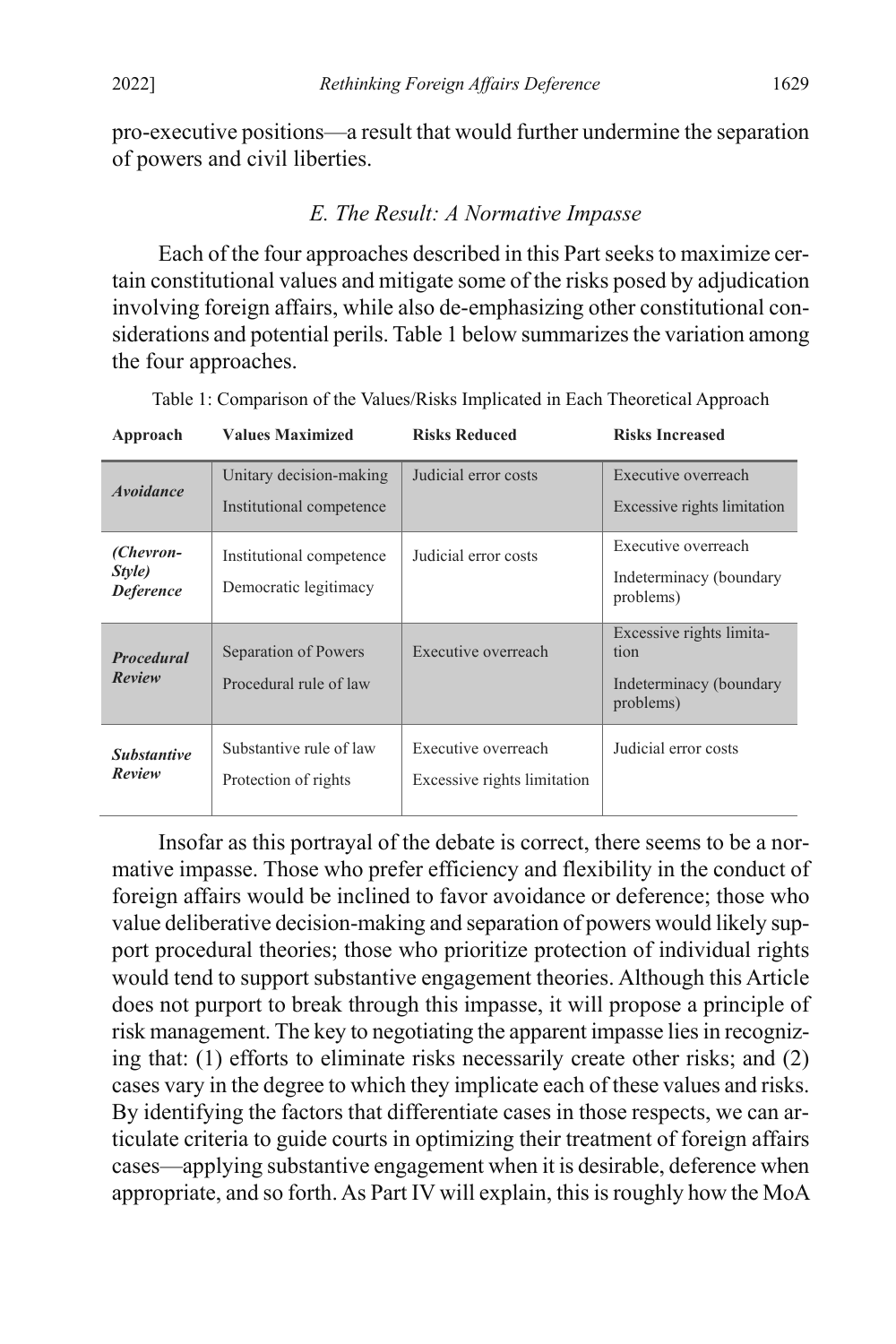pro-executive positions—a result that would further undermine the separation of powers and civil liberties.

### *E. The Result: A Normative Impasse*

Each of the four approaches described in this Part seeks to maximize certain constitutional values and mitigate some of the risks posed by adjudication involving foreign affairs, while also de-emphasizing other constitutional considerations and potential perils. Table 1 below summarizes the variation among the four approaches.

Table 1: Comparison of the Values/Risks Implicated in Each Theoretical Approach

| Approach | Values Maximized | Risks Reduced | Risks Increased |
|---|---|---|---|
| ***Avoidance*** | Unitary decision-making<br>Institutional competence | Judicial error costs | Executive overreach<br>Excessive rights limitation |
| ***(Chevron-Style) Deference*** | Institutional competence<br>Democratic legitimacy | Judicial error costs | Executive overreach<br>Indeterminacy (boundary problems) |
| ***Procedural Review*** | Separation of Powers<br>Procedural rule of law | Executive overreach | Excessive rights limitation<br>Indeterminacy (boundary problems) |
| ***Substantive Review*** | Substantive rule of law<br>Protection of rights | Executive overreach<br>Excessive rights limitation | Judicial error costs |

Insofar as this portrayal of the debate is correct, there seems to be a normative impasse. Those who prefer efficiency and flexibility in the conduct of foreign affairs would be inclined to favor avoidance or deference; those who value deliberative decision-making and separation of powers would likely support procedural theories; those who prioritize protection of individual rights would tend to support substantive engagement theories. Although this Article does not purport to break through this impasse, it will propose a principle of risk management. The key to negotiating the apparent impasse lies in recognizing that: (1) efforts to eliminate risks necessarily create other risks; and (2) cases vary in the degree to which they implicate each of these values and risks. By identifying the factors that differentiate cases in those respects, we can articulate criteria to guide courts in optimizing their treatment of foreign affairs cases—applying substantive engagement when it is desirable, deference when appropriate, and so forth. As Part IV will explain, this is roughly how the MoA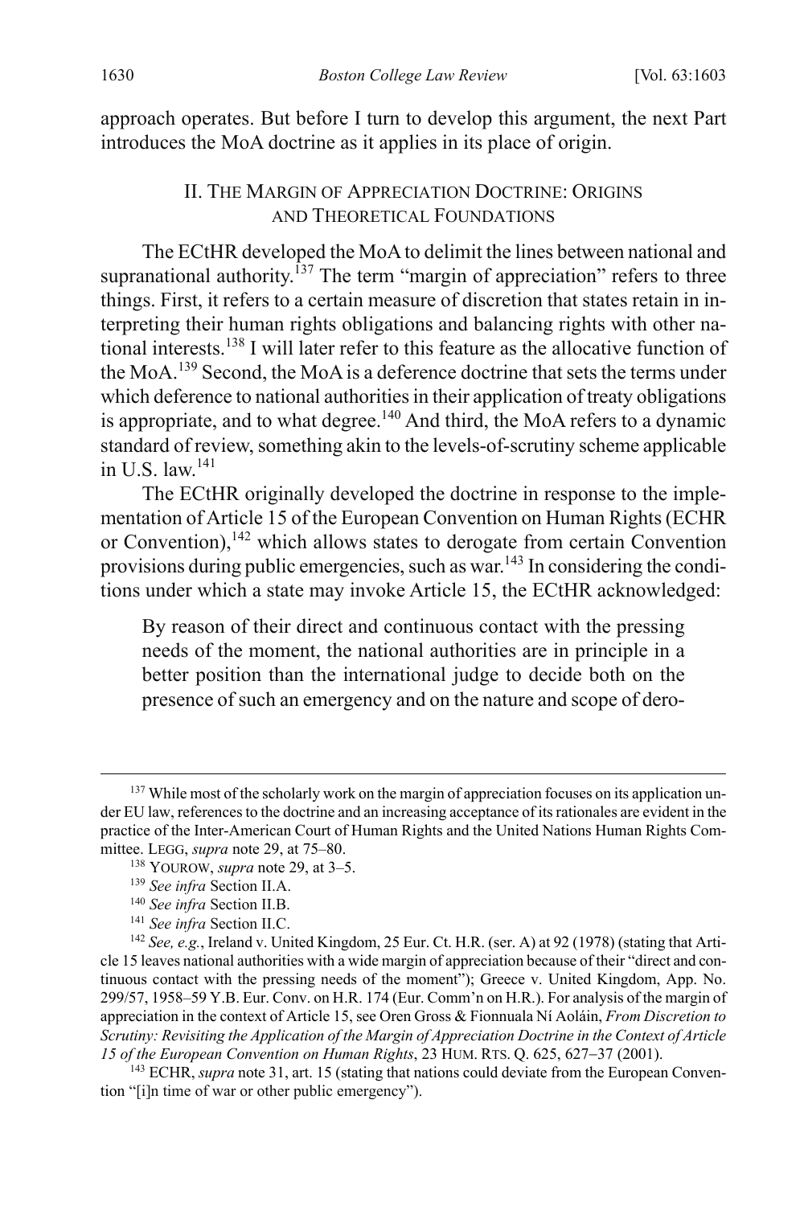approach operates. But before I turn to develop this argument, the next Part introduces the MoA doctrine as it applies in its place of origin.

## II. THE MARGIN OF APPRECIATION DOCTRINE: ORIGINS AND THEORETICAL FOUNDATIONS

The ECtHR developed the MoA to delimit the lines between national and supranational authority.[137] The term "margin of appreciation" refers to three things. First, it refers to a certain measure of discretion that states retain in interpreting their human rights obligations and balancing rights with other national interests.[138] I will later refer to this feature as the allocative function of the MoA.[139] Second, the MoA is a deference doctrine that sets the terms under which deference to national authorities in their application of treaty obligations is appropriate, and to what degree.[140] And third, the MoA refers to a dynamic standard of review, something akin to the levels-of-scrutiny scheme applicable in U.S. law.[141]

The ECtHR originally developed the doctrine in response to the implementation of Article 15 of the European Convention on Human Rights (ECHR or Convention),[142] which allows states to derogate from certain Convention provisions during public emergencies, such as war.[143] In considering the conditions under which a state may invoke Article 15, the ECtHR acknowledged:

> By reason of their direct and continuous contact with the pressing needs of the moment, the national authorities are in principle in a better position than the international judge to decide both on the presence of such an emergency and on the nature and scope of dero-

---

[137] While most of the scholarly work on the margin of appreciation focuses on its application under EU law, references to the doctrine and an increasing acceptance of its rationales are evident in the practice of the Inter-American Court of Human Rights and the United Nations Human Rights Committee. LEGG, *supra* note 29, at 75–80.

[138] YOUROW, *supra* note 29, at 3–5.

[139] *See infra* Section II.A.

[140] *See infra* Section II.B.

[141] *See infra* Section II.C.

[142] *See, e.g.*, Ireland v. United Kingdom, 25 Eur. Ct. H.R. (ser. A) at 92 (1978) (stating that Article 15 leaves national authorities with a wide margin of appreciation because of their "direct and continuous contact with the pressing needs of the moment"); Greece v. United Kingdom, App. No. 299/57, 1958–59 Y.B. Eur. Conv. on H.R. 174 (Eur. Comm'n on H.R.). For analysis of the margin of appreciation in the context of Article 15, see Oren Gross & Fionnuala Ní Aoláin, *From Discretion to Scrutiny: Revisiting the Application of the Margin of Appreciation Doctrine in the Context of Article 15 of the European Convention on Human Rights*, 23 HUM. RTS. Q. 625, 627–37 (2001).

[143] ECHR, *supra* note 31, art. 15 (stating that nations could deviate from the European Convention "[i]n time of war or other public emergency").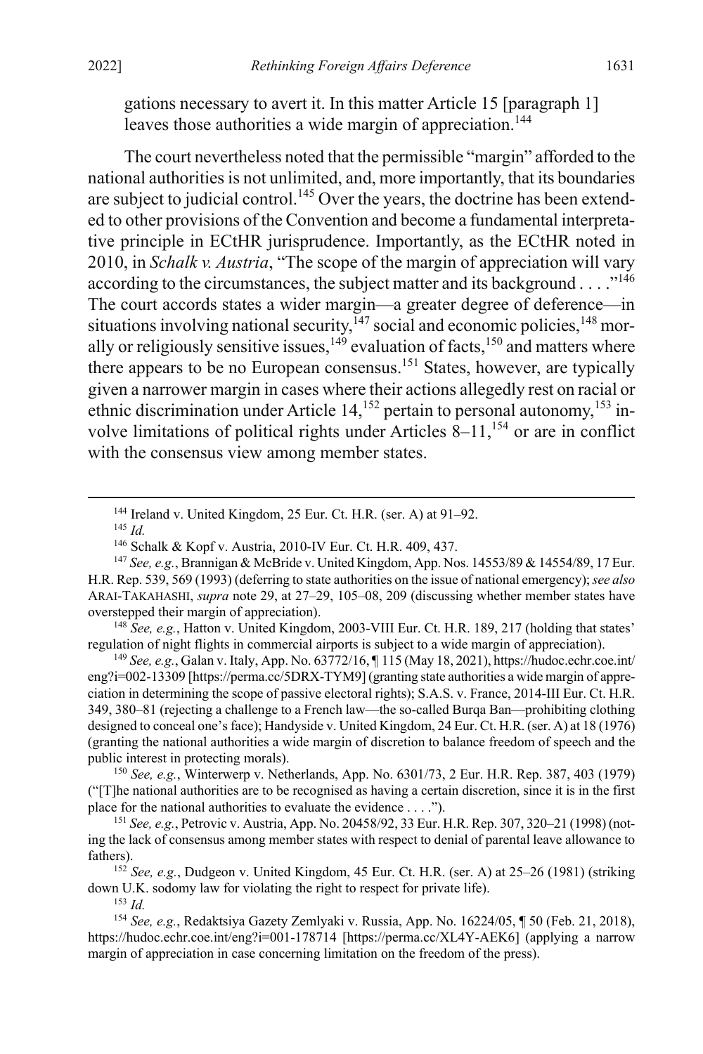gations necessary to avert it. In this matter Article 15 [paragraph 1] leaves those authorities a wide margin of appreciation.[144]

The court nevertheless noted that the permissible "margin" afforded to the national authorities is not unlimited, and, more importantly, that its boundaries are subject to judicial control.[145] Over the years, the doctrine has been extended to other provisions of the Convention and become a fundamental interpretative principle in ECtHR jurisprudence. Importantly, as the ECtHR noted in 2010, in *Schalk v. Austria*, "The scope of the margin of appreciation will vary according to the circumstances, the subject matter and its background . . . ."[146] The court accords states a wider margin—a greater degree of deference—in situations involving national security,[147] social and economic policies,[148] morally or religiously sensitive issues,[149] evaluation of facts,[150] and matters where there appears to be no European consensus.[151] States, however, are typically given a narrower margin in cases where their actions allegedly rest on racial or ethnic discrimination under Article 14,[152] pertain to personal autonomy,[153] involve limitations of political rights under Articles 8–11,[154] or are in conflict with the consensus view among member states.

---

[144] Ireland v. United Kingdom, 25 Eur. Ct. H.R. (ser. A) at 91–92.

[145] *Id.*

[146] Schalk & Kopf v. Austria, 2010-IV Eur. Ct. H.R. 409, 437.

[147] *See, e.g.*, Brannigan & McBride v. United Kingdom, App. Nos. 14553/89 & 14554/89, 17 Eur. H.R. Rep. 539, 569 (1993) (deferring to state authorities on the issue of national emergency); *see also* ARAI-TAKAHASHI, *supra* note 29, at 27–29, 105–08, 209 (discussing whether member states have overstepped their margin of appreciation).

[148] *See, e.g.*, Hatton v. United Kingdom, 2003-VIII Eur. Ct. H.R. 189, 217 (holding that states' regulation of night flights in commercial airports is subject to a wide margin of appreciation).

[149] *See, e.g.*, Galan v. Italy, App. No. 63772/16, ¶ 115 (May 18, 2021), https://hudoc.echr.coe.int/eng?i=002-13309 [https://perma.cc/5DRX-TYM9] (granting state authorities a wide margin of appreciation in determining the scope of passive electoral rights); S.A.S. v. France, 2014-III Eur. Ct. H.R. 349, 380–81 (rejecting a challenge to a French law—the so-called Burqa Ban—prohibiting clothing designed to conceal one's face); Handyside v. United Kingdom, 24 Eur. Ct. H.R. (ser. A) at 18 (1976) (granting the national authorities a wide margin of discretion to balance freedom of speech and the public interest in protecting morals).

[150] *See, e.g.*, Winterwerp v. Netherlands, App. No. 6301/73, 2 Eur. H.R. Rep. 387, 403 (1979) ("[T]he national authorities are to be recognised as having a certain discretion, since it is in the first place for the national authorities to evaluate the evidence . . . .").

[151] *See, e.g.*, Petrovic v. Austria, App. No. 20458/92, 33 Eur. H.R. Rep. 307, 320–21 (1998) (noting the lack of consensus among member states with respect to denial of parental leave allowance to fathers).

[152] *See, e.g.*, Dudgeon v. United Kingdom, 45 Eur. Ct. H.R. (ser. A) at 25–26 (1981) (striking down U.K. sodomy law for violating the right to respect for private life).

[153] *Id.*

[154] *See, e.g.*, Redaktsiya Gazety Zemlyaki v. Russia, App. No. 16224/05, ¶ 50 (Feb. 21, 2018), https://hudoc.echr.coe.int/eng?i=001-178714 [https://perma.cc/XL4Y-AEK6] (applying a narrow margin of appreciation in case concerning limitation on the freedom of the press).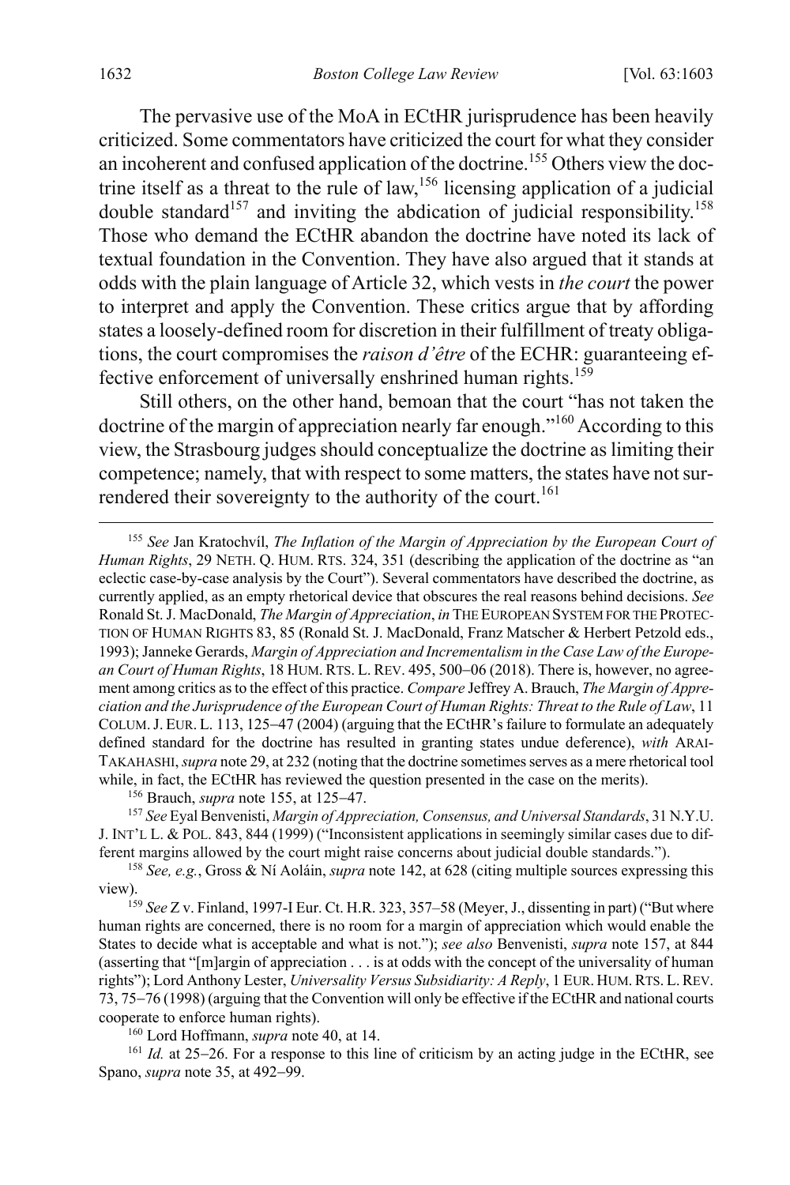The pervasive use of the MoA in ECtHR jurisprudence has been heavily criticized. Some commentators have criticized the court for what they consider an incoherent and confused application of the doctrine.[155] Others view the doctrine itself as a threat to the rule of law,[156] licensing application of a judicial double standard[157] and inviting the abdication of judicial responsibility.[158] Those who demand the ECtHR abandon the doctrine have noted its lack of textual foundation in the Convention. They have also argued that it stands at odds with the plain language of Article 32, which vests in *the court* the power to interpret and apply the Convention. These critics argue that by affording states a loosely-defined room for discretion in their fulfillment of treaty obligations, the court compromises the *raison d'être* of the ECHR: guaranteeing effective enforcement of universally enshrined human rights.[159]

Still others, on the other hand, bemoan that the court "has not taken the doctrine of the margin of appreciation nearly far enough."[160] According to this view, the Strasbourg judges should conceptualize the doctrine as limiting their competence; namely, that with respect to some matters, the states have not surrendered their sovereignty to the authority of the court.[161]

---

[155] *See* Jan Kratochvíl, *The Inflation of the Margin of Appreciation by the European Court of Human Rights*, 29 NETH. Q. HUM. RTS. 324, 351 (describing the application of the doctrine as "an eclectic case-by-case analysis by the Court"). Several commentators have described the doctrine, as currently applied, as an empty rhetorical device that obscures the real reasons behind decisions. *See* Ronald St. J. MacDonald, *The Margin of Appreciation*, *in* THE EUROPEAN SYSTEM FOR THE PROTECTION OF HUMAN RIGHTS 83, 85 (Ronald St. J. MacDonald, Franz Matscher & Herbert Petzold eds., 1993); Janneke Gerards, *Margin of Appreciation and Incrementalism in the Case Law of the European Court of Human Rights*, 18 HUM. RTS. L. REV. 495, 500–06 (2018). There is, however, no agreement among critics as to the effect of this practice. *Compare* Jeffrey A. Brauch, *The Margin of Appreciation and the Jurisprudence of the European Court of Human Rights: Threat to the Rule of Law*, 11 COLUM. J. EUR. L. 113, 125–47 (2004) (arguing that the ECtHR's failure to formulate an adequately defined standard for the doctrine has resulted in granting states undue deference), *with* ARAI-TAKAHASHI, *supra* note 29, at 232 (noting that the doctrine sometimes serves as a mere rhetorical tool while, in fact, the ECtHR has reviewed the question presented in the case on the merits).

[156] Brauch, *supra* note 155, at 125–47.

[157] *See* Eyal Benvenisti, *Margin of Appreciation, Consensus, and Universal Standards*, 31 N.Y.U. J. INT'L L. & POL. 843, 844 (1999) ("Inconsistent applications in seemingly similar cases due to different margins allowed by the court might raise concerns about judicial double standards.").

[158] *See, e.g.*, Gross & Ní Aoláin, *supra* note 142, at 628 (citing multiple sources expressing this view).

[159] *See* Z v. Finland, 1997-I Eur. Ct. H.R. 323, 357–58 (Meyer, J., dissenting in part) ("But where human rights are concerned, there is no room for a margin of appreciation which would enable the States to decide what is acceptable and what is not."); *see also* Benvenisti, *supra* note 157, at 844 (asserting that "[m]argin of appreciation . . . is at odds with the concept of the universality of human rights"); Lord Anthony Lester, *Universality Versus Subsidiarity: A Reply*, 1 EUR. HUM. RTS. L. REV. 73, 75–76 (1998) (arguing that the Convention will only be effective if the ECtHR and national courts cooperate to enforce human rights).

[160] Lord Hoffmann, *supra* note 40, at 14.

[161] *Id.* at 25–26. For a response to this line of criticism by an acting judge in the ECtHR, see Spano, *supra* note 35, at 492–99.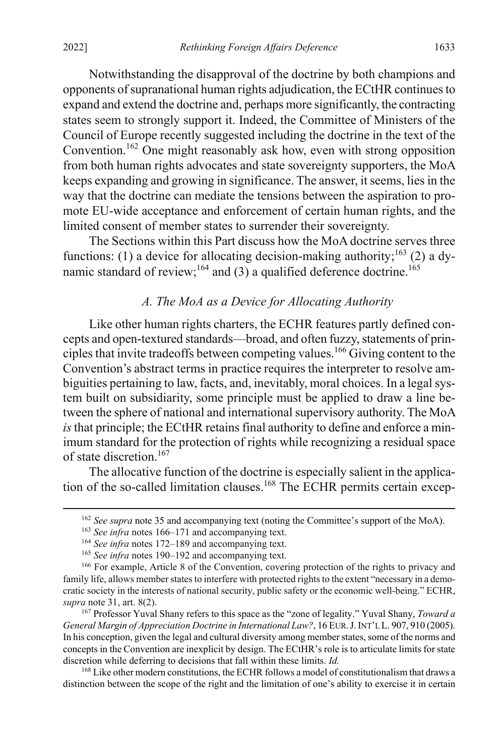Notwithstanding the disapproval of the doctrine by both champions and opponents of supranational human rights adjudication, the ECtHR continues to expand and extend the doctrine and, perhaps more significantly, the contracting states seem to strongly support it. Indeed, the Committee of Ministers of the Council of Europe recently suggested including the doctrine in the text of the Convention.[162] One might reasonably ask how, even with strong opposition from both human rights advocates and state sovereignty supporters, the MoA keeps expanding and growing in significance. The answer, it seems, lies in the way that the doctrine can mediate the tensions between the aspiration to promote EU-wide acceptance and enforcement of certain human rights, and the limited consent of member states to surrender their sovereignty.

The Sections within this Part discuss how the MoA doctrine serves three functions: (1) a device for allocating decision-making authority;[163] (2) a dynamic standard of review;[164] and (3) a qualified deference doctrine.[165]

### *A. The MoA as a Device for Allocating Authority*

Like other human rights charters, the ECHR features partly defined concepts and open-textured standards—broad, and often fuzzy, statements of principles that invite tradeoffs between competing values.[166] Giving content to the Convention's abstract terms in practice requires the interpreter to resolve ambiguities pertaining to law, facts, and, inevitably, moral choices. In a legal system built on subsidiarity, some principle must be applied to draw a line between the sphere of national and international supervisory authority. The MoA *is* that principle; the ECtHR retains final authority to define and enforce a minimum standard for the protection of rights while recognizing a residual space of state discretion.[167]

The allocative function of the doctrine is especially salient in the application of the so-called limitation clauses.[168] The ECHR permits certain excep-

---

[162] *See supra* note 35 and accompanying text (noting the Committee's support of the MoA).

[163] *See infra* notes 166–171 and accompanying text.

[164] *See infra* notes 172–189 and accompanying text.

[165] *See infra* notes 190–192 and accompanying text.

[166] For example, Article 8 of the Convention, covering protection of the rights to privacy and family life, allows member states to interfere with protected rights to the extent "necessary in a democratic society in the interests of national security, public safety or the economic well-being." ECHR, *supra* note 31, art. 8(2).

[167] Professor Yuval Shany refers to this space as the "zone of legality." Yuval Shany, *Toward a General Margin of Appreciation Doctrine in International Law?*, 16 EUR. J. INT'L L. 907, 910 (2005). In his conception, given the legal and cultural diversity among member states, some of the norms and concepts in the Convention are inexplicit by design. The ECtHR's role is to articulate limits for state discretion while deferring to decisions that fall within these limits. *Id.*

[168] Like other modern constitutions, the ECHR follows a model of constitutionalism that draws a distinction between the scope of the right and the limitation of one's ability to exercise it in certain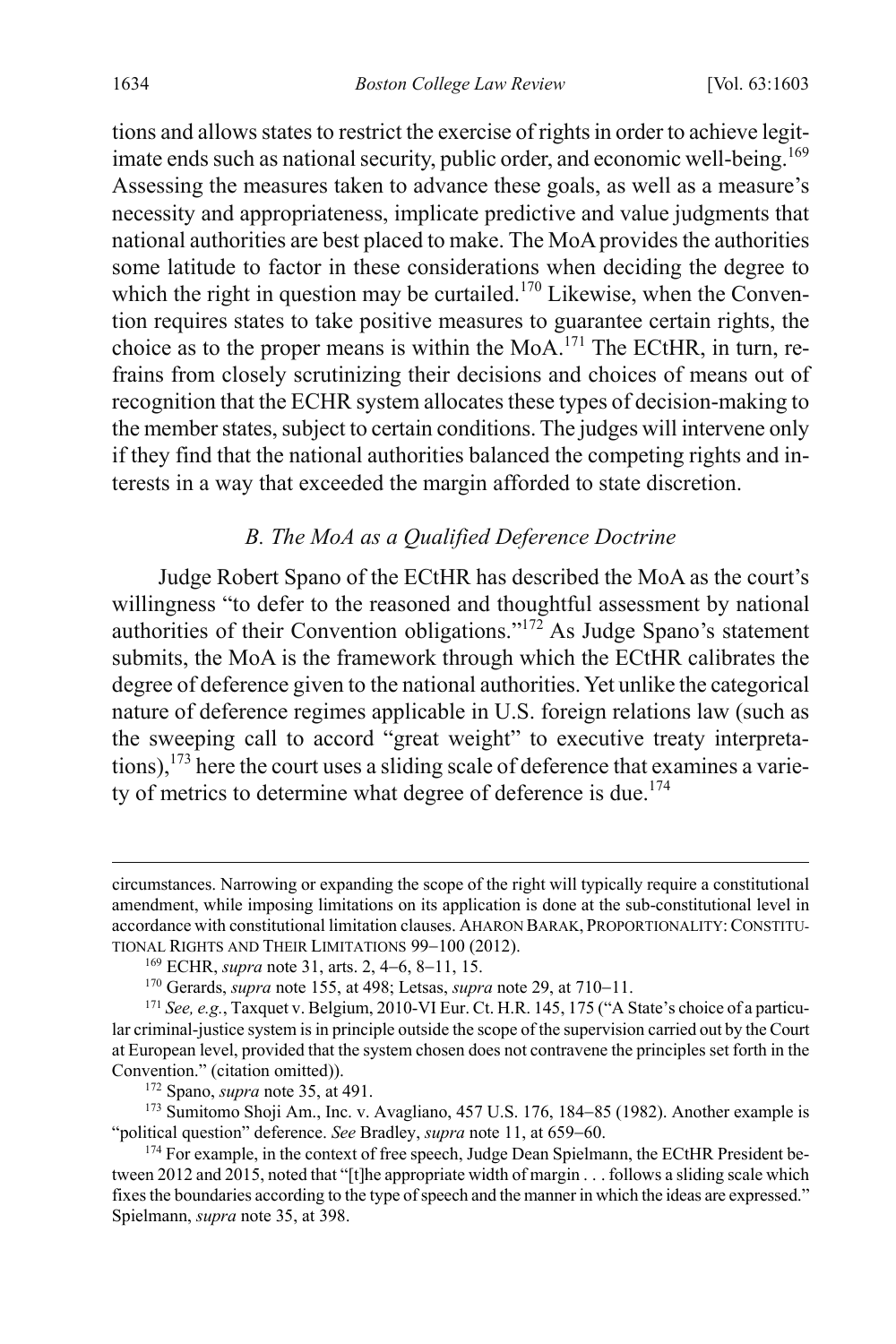tions and allows states to restrict the exercise of rights in order to achieve legitimate ends such as national security, public order, and economic well-being.[169] Assessing the measures taken to advance these goals, as well as a measure's necessity and appropriateness, implicate predictive and value judgments that national authorities are best placed to make. The MoA provides the authorities some latitude to factor in these considerations when deciding the degree to which the right in question may be curtailed.[170] Likewise, when the Convention requires states to take positive measures to guarantee certain rights, the choice as to the proper means is within the MoA.[171] The ECtHR, in turn, refrains from closely scrutinizing their decisions and choices of means out of recognition that the ECHR system allocates these types of decision-making to the member states, subject to certain conditions. The judges will intervene only if they find that the national authorities balanced the competing rights and interests in a way that exceeded the margin afforded to state discretion.

### *B. The MoA as a Qualified Deference Doctrine*

Judge Robert Spano of the ECtHR has described the MoA as the court's willingness "to defer to the reasoned and thoughtful assessment by national authorities of their Convention obligations."[172] As Judge Spano's statement submits, the MoA is the framework through which the ECtHR calibrates the degree of deference given to the national authorities. Yet unlike the categorical nature of deference regimes applicable in U.S. foreign relations law (such as the sweeping call to accord "great weight" to executive treaty interpretations),[173] here the court uses a sliding scale of deference that examines a variety of metrics to determine what degree of deference is due.[174]

---

circumstances. Narrowing or expanding the scope of the right will typically require a constitutional amendment, while imposing limitations on its application is done at the sub-constitutional level in accordance with constitutional limitation clauses. AHARON BARAK, PROPORTIONALITY: CONSTITUTIONAL RIGHTS AND THEIR LIMITATIONS 99–100 (2012).

[169] ECHR, *supra* note 31, arts. 2, 4–6, 8–11, 15.

[170] Gerards, *supra* note 155, at 498; Letsas, *supra* note 29, at 710–11.

[171] *See, e.g.*, Taxquet v. Belgium, 2010-VI Eur. Ct. H.R. 145, 175 ("A State's choice of a particular criminal-justice system is in principle outside the scope of the supervision carried out by the Court at European level, provided that the system chosen does not contravene the principles set forth in the Convention." (citation omitted)).

[172] Spano, *supra* note 35, at 491.

[173] Sumitomo Shoji Am., Inc. v. Avagliano, 457 U.S. 176, 184–85 (1982). Another example is "political question" deference. *See* Bradley, *supra* note 11, at 659–60.

[174] For example, in the context of free speech, Judge Dean Spielmann, the ECtHR President between 2012 and 2015, noted that "[t]he appropriate width of margin . . . follows a sliding scale which fixes the boundaries according to the type of speech and the manner in which the ideas are expressed." Spielmann, *supra* note 35, at 398.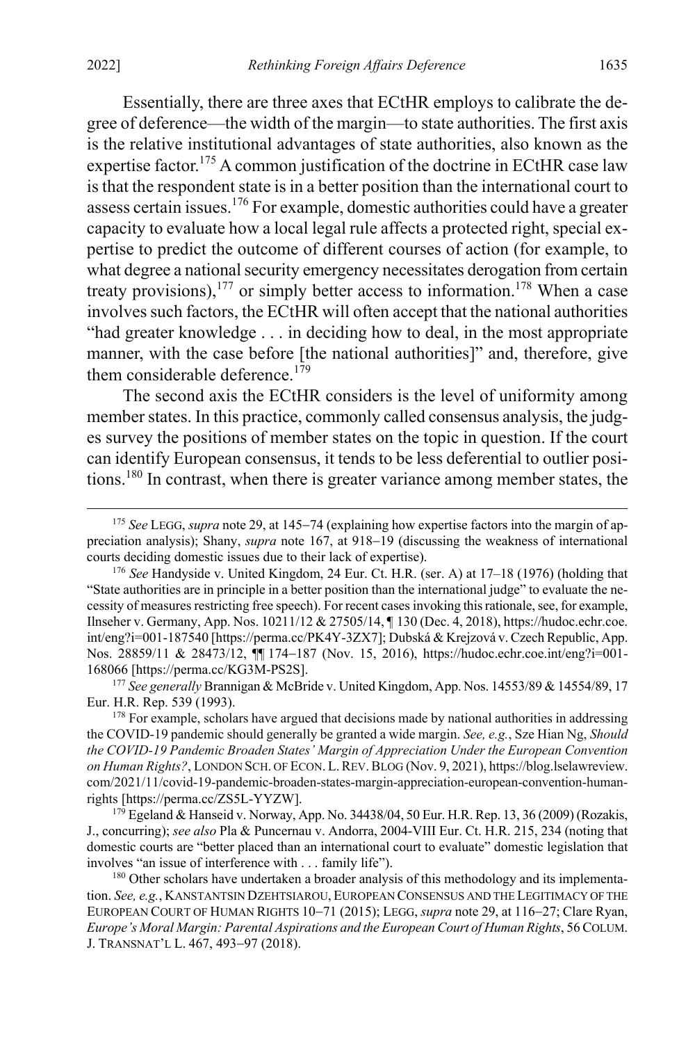Essentially, there are three axes that ECtHR employs to calibrate the degree of deference—the width of the margin—to state authorities. The first axis is the relative institutional advantages of state authorities, also known as the expertise factor.[175] A common justification of the doctrine in ECtHR case law is that the respondent state is in a better position than the international court to assess certain issues.[176] For example, domestic authorities could have a greater capacity to evaluate how a local legal rule affects a protected right, special expertise to predict the outcome of different courses of action (for example, to what degree a national security emergency necessitates derogation from certain treaty provisions),[177] or simply better access to information.[178] When a case involves such factors, the ECtHR will often accept that the national authorities "had greater knowledge . . . in deciding how to deal, in the most appropriate manner, with the case before [the national authorities]" and, therefore, give them considerable deference.[179]

The second axis the ECtHR considers is the level of uniformity among member states. In this practice, commonly called consensus analysis, the judges survey the positions of member states on the topic in question. If the court can identify European consensus, it tends to be less deferential to outlier positions.[180] In contrast, when there is greater variance among member states, the

---

[175] *See* LEGG, *supra* note 29, at 145–74 (explaining how expertise factors into the margin of appreciation analysis); Shany, *supra* note 167, at 918–19 (discussing the weakness of international courts deciding domestic issues due to their lack of expertise).

[176] *See* Handyside v. United Kingdom, 24 Eur. Ct. H.R. (ser. A) at 17–18 (1976) (holding that "State authorities are in principle in a better position than the international judge" to evaluate the necessity of measures restricting free speech). For recent cases invoking this rationale, see, for example, Ilnseher v. Germany, App. Nos. 10211/12 & 27505/14, ¶ 130 (Dec. 4, 2018), https://hudoc.echr.coe.int/eng?i=001-187540 [https://perma.cc/PK4Y-3ZX7]; Dubská & Krejzová v. Czech Republic, App. Nos. 28859/11 & 28473/12, ¶¶ 174–187 (Nov. 15, 2016), https://hudoc.echr.coe.int/eng?i=001-168066 [https://perma.cc/KG3M-PS2S].

[177] *See generally* Brannigan & McBride v. United Kingdom, App. Nos. 14553/89 & 14554/89, 17 Eur. H.R. Rep. 539 (1993).

[178] For example, scholars have argued that decisions made by national authorities in addressing the COVID-19 pandemic should generally be granted a wide margin. *See, e.g.*, Sze Hian Ng, *Should the COVID-19 Pandemic Broaden States' Margin of Appreciation Under the European Convention on Human Rights?*, LONDON SCH. OF ECON. L. REV. BLOG (Nov. 9, 2021), https://blog.lselawreview.com/2021/11/covid-19-pandemic-broaden-states-margin-appreciation-european-convention-human-rights [https://perma.cc/ZS5L-YYZW].

[179] Egeland & Hanseid v. Norway, App. No. 34438/04, 50 Eur. H.R. Rep. 13, 36 (2009) (Rozakis, J., concurring); *see also* Pla & Puncernau v. Andorra, 2004-VIII Eur. Ct. H.R. 215, 234 (noting that domestic courts are "better placed than an international court to evaluate" domestic legislation that involves "an issue of interference with . . . family life").

[180] Other scholars have undertaken a broader analysis of this methodology and its implementation. *See, e.g.*, KANSTANTSIN DZEHTSIAROU, EUROPEAN CONSENSUS AND THE LEGITIMACY OF THE EUROPEAN COURT OF HUMAN RIGHTS 10–71 (2015); LEGG, *supra* note 29, at 116–27; Clare Ryan, *Europe's Moral Margin: Parental Aspirations and the European Court of Human Rights*, 56 COLUM. J. TRANSNAT'L L. 467, 493–97 (2018).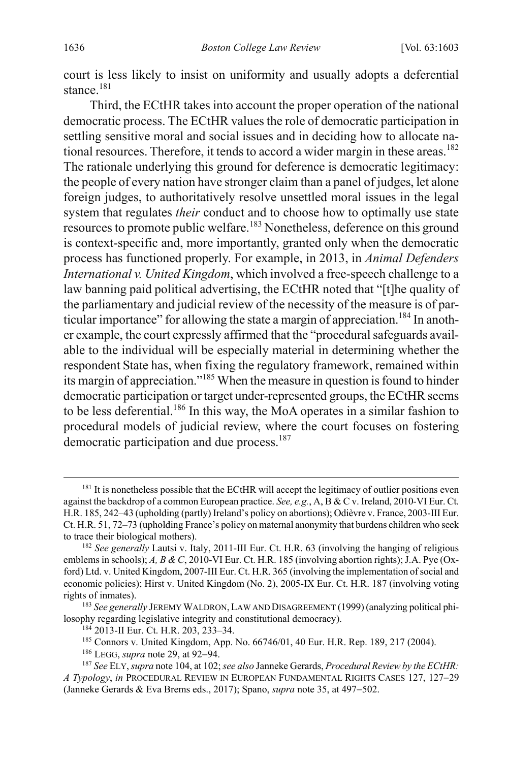court is less likely to insist on uniformity and usually adopts a deferential stance.[181]

Third, the ECtHR takes into account the proper operation of the national democratic process. The ECtHR values the role of democratic participation in settling sensitive moral and social issues and in deciding how to allocate national resources. Therefore, it tends to accord a wider margin in these areas.[182] The rationale underlying this ground for deference is democratic legitimacy: the people of every nation have stronger claim than a panel of judges, let alone foreign judges, to authoritatively resolve unsettled moral issues in the legal system that regulates *their* conduct and to choose how to optimally use state resources to promote public welfare.[183] Nonetheless, deference on this ground is context-specific and, more importantly, granted only when the democratic process has functioned properly. For example, in 2013, in *Animal Defenders International v. United Kingdom*, which involved a free-speech challenge to a law banning paid political advertising, the ECtHR noted that "[t]he quality of the parliamentary and judicial review of the necessity of the measure is of particular importance" for allowing the state a margin of appreciation.[184] In another example, the court expressly affirmed that the "procedural safeguards available to the individual will be especially material in determining whether the respondent State has, when fixing the regulatory framework, remained within its margin of appreciation."[185] When the measure in question is found to hinder democratic participation or target under-represented groups, the ECtHR seems to be less deferential.[186] In this way, the MoA operates in a similar fashion to procedural models of judicial review, where the court focuses on fostering democratic participation and due process.[187]

---

[181] It is nonetheless possible that the ECtHR will accept the legitimacy of outlier positions even against the backdrop of a common European practice. *See, e.g.*, A, B & C v. Ireland, 2010-VI Eur. Ct. H.R. 185, 242–43 (upholding (partly) Ireland's policy on abortions); Odièvre v. France, 2003-III Eur. Ct. H.R. 51, 72–73 (upholding France's policy on maternal anonymity that burdens children who seek to trace their biological mothers).

[182] *See generally* Lautsi v. Italy, 2011-III Eur. Ct. H.R. 63 (involving the hanging of religious emblems in schools); *A, B & C*, 2010-VI Eur. Ct. H.R. 185 (involving abortion rights); J.A. Pye (Oxford) Ltd. v. United Kingdom, 2007-III Eur. Ct. H.R. 365 (involving the implementation of social and economic policies); Hirst v. United Kingdom (No. 2), 2005-IX Eur. Ct. H.R. 187 (involving voting rights of inmates).

[183] *See generally* JEREMY WALDRON, LAW AND DISAGREEMENT (1999) (analyzing political philosophy regarding legislative integrity and constitutional democracy).

[184] 2013-II Eur. Ct. H.R. 203, 233–34.

[185] Connors v. United Kingdom, App. No. 66746/01, 40 Eur. H.R. Rep. 189, 217 (2004).

[186] LEGG, *supra* note 29, at 92–94.

[187] *See* ELY, *supra* note 104, at 102; *see also* Janneke Gerards, *Procedural Review by the ECtHR: A Typology*, *in* PROCEDURAL REVIEW IN EUROPEAN FUNDAMENTAL RIGHTS CASES 127, 127–29 (Janneke Gerards & Eva Brems eds., 2017); Spano, *supra* note 35, at 497–502.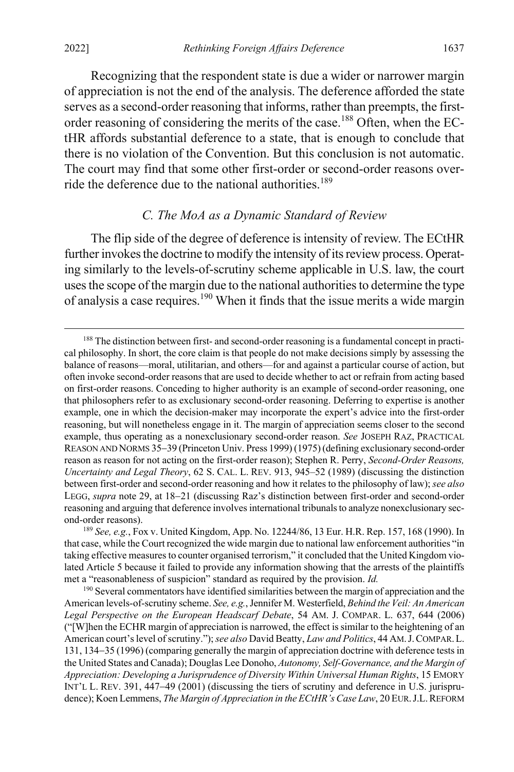Recognizing that the respondent state is due a wider or narrower margin of appreciation is not the end of the analysis. The deference afforded the state serves as a second-order reasoning that informs, rather than preempts, the first-order reasoning of considering the merits of the case.[188] Often, when the ECtHR affords substantial deference to a state, that is enough to conclude that there is no violation of the Convention. But this conclusion is not automatic. The court may find that some other first-order or second-order reasons override the deference due to the national authorities.[189]

### *C. The MoA as a Dynamic Standard of Review*

The flip side of the degree of deference is intensity of review. The ECtHR further invokes the doctrine to modify the intensity of its review process. Operating similarly to the levels-of-scrutiny scheme applicable in U.S. law, the court uses the scope of the margin due to the national authorities to determine the type of analysis a case requires.[190] When it finds that the issue merits a wide margin

---

[188] The distinction between first- and second-order reasoning is a fundamental concept in practical philosophy. In short, the core claim is that people do not make decisions simply by assessing the balance of reasons—moral, utilitarian, and others—for and against a particular course of action, but often invoke second-order reasons that are used to decide whether to act or refrain from acting based on first-order reasons. Conceding to higher authority is an example of second-order reasoning, one that philosophers refer to as exclusionary second-order reasoning. Deferring to expertise is another example, one in which the decision-maker may incorporate the expert's advice into the first-order reasoning, but will nonetheless engage in it. The margin of appreciation seems closer to the second example, thus operating as a nonexclusionary second-order reason. *See* JOSEPH RAZ, PRACTICAL REASON AND NORMS 35–39 (Princeton Univ. Press 1999) (1975) (defining exclusionary second-order reason as reason for not acting on the first-order reason); Stephen R. Perry, *Second-Order Reasons, Uncertainty and Legal Theory*, 62 S. CAL. L. REV. 913, 945–52 (1989) (discussing the distinction between first-order and second-order reasoning and how it relates to the philosophy of law); *see also* LEGG, *supra* note 29, at 18–21 (discussing Raz's distinction between first-order and second-order reasoning and arguing that deference involves international tribunals to analyze nonexclusionary second-order reasons).

[189] *See, e.g.*, Fox v. United Kingdom, App. No. 12244/86, 13 Eur. H.R. Rep. 157, 168 (1990). In that case, while the Court recognized the wide margin due to national law enforcement authorities "in taking effective measures to counter organised terrorism," it concluded that the United Kingdom violated Article 5 because it failed to provide any information showing that the arrests of the plaintiffs met a "reasonableness of suspicion" standard as required by the provision. *Id.*

[190] Several commentators have identified similarities between the margin of appreciation and the American levels-of-scrutiny scheme. *See, e.g.*, Jennifer M. Westerfield, *Behind the Veil: An American Legal Perspective on the European Headscarf Debate*, 54 AM. J. COMPAR. L. 637, 644 (2006) ("[W]hen the ECHR margin of appreciation is narrowed, the effect is similar to the heightening of an American court's level of scrutiny."); *see also* David Beatty, *Law and Politics*, 44 AM. J. COMPAR. L. 131, 134–35 (1996) (comparing generally the margin of appreciation doctrine with deference tests in the United States and Canada); Douglas Lee Donoho, *Autonomy, Self-Governance, and the Margin of Appreciation: Developing a Jurisprudence of Diversity Within Universal Human Rights*, 15 EMORY INT'L L. REV. 391, 447–49 (2001) (discussing the tiers of scrutiny and deference in U.S. jurisprudence); Koen Lemmens, *The Margin of Appreciation in the ECtHR's Case Law*, 20 EUR. J.L. REFORM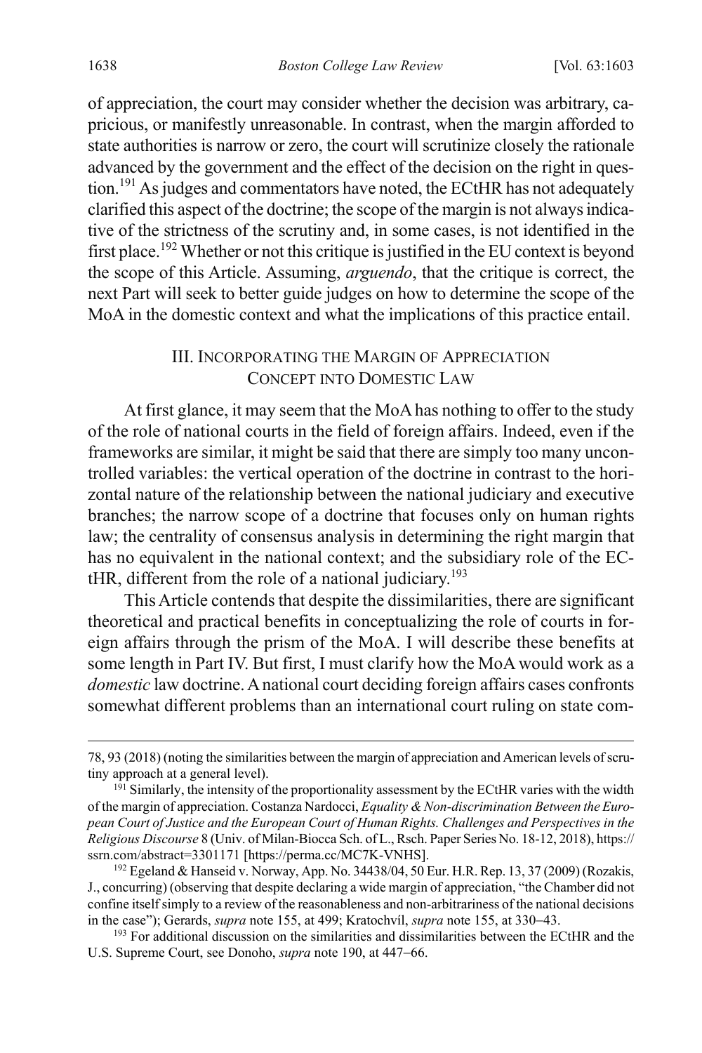of appreciation, the court may consider whether the decision was arbitrary, capricious, or manifestly unreasonable. In contrast, when the margin afforded to state authorities is narrow or zero, the court will scrutinize closely the rationale advanced by the government and the effect of the decision on the right in question.[191] As judges and commentators have noted, the ECtHR has not adequately clarified this aspect of the doctrine; the scope of the margin is not always indicative of the strictness of the scrutiny and, in some cases, is not identified in the first place.[192] Whether or not this critique is justified in the EU context is beyond the scope of this Article. Assuming, *arguendo*, that the critique is correct, the next Part will seek to better guide judges on how to determine the scope of the MoA in the domestic context and what the implications of this practice entail.

## III. Incorporating the Margin of Appreciation Concept into Domestic Law

At first glance, it may seem that the MoA has nothing to offer to the study of the role of national courts in the field of foreign affairs. Indeed, even if the frameworks are similar, it might be said that there are simply too many uncontrolled variables: the vertical operation of the doctrine in contrast to the horizontal nature of the relationship between the national judiciary and executive branches; the narrow scope of a doctrine that focuses only on human rights law; the centrality of consensus analysis in determining the right margin that has no equivalent in the national context; and the subsidiary role of the ECtHR, different from the role of a national judiciary.[193]

This Article contends that despite the dissimilarities, there are significant theoretical and practical benefits in conceptualizing the role of courts in foreign affairs through the prism of the MoA. I will describe these benefits at some length in Part IV. But first, I must clarify how the MoA would work as a *domestic* law doctrine. A national court deciding foreign affairs cases confronts somewhat different problems than an international court ruling on state com-

---

78, 93 (2018) (noting the similarities between the margin of appreciation and American levels of scrutiny approach at a general level).

[191] Similarly, the intensity of the proportionality assessment by the ECtHR varies with the width of the margin of appreciation. Costanza Nardocci, *Equality & Non-discrimination Between the European Court of Justice and the European Court of Human Rights. Challenges and Perspectives in the Religious Discourse* 8 (Univ. of Milan-Biocca Sch. of L., Rsch. Paper Series No. 18-12, 2018), https://ssrn.com/abstract=3301171 [https://perma.cc/MC7K-VNHS].

[192] Egeland & Hanseid v. Norway, App. No. 34438/04, 50 Eur. H.R. Rep. 13, 37 (2009) (Rozakis, J., concurring) (observing that despite declaring a wide margin of appreciation, "the Chamber did not confine itself simply to a review of the reasonableness and non-arbitrariness of the national decisions in the case"); Gerards, *supra* note 155, at 499; Kratochvíl, *supra* note 155, at 330–43.

[193] For additional discussion on the similarities and dissimilarities between the ECtHR and the U.S. Supreme Court, see Donoho, *supra* note 190, at 447–66.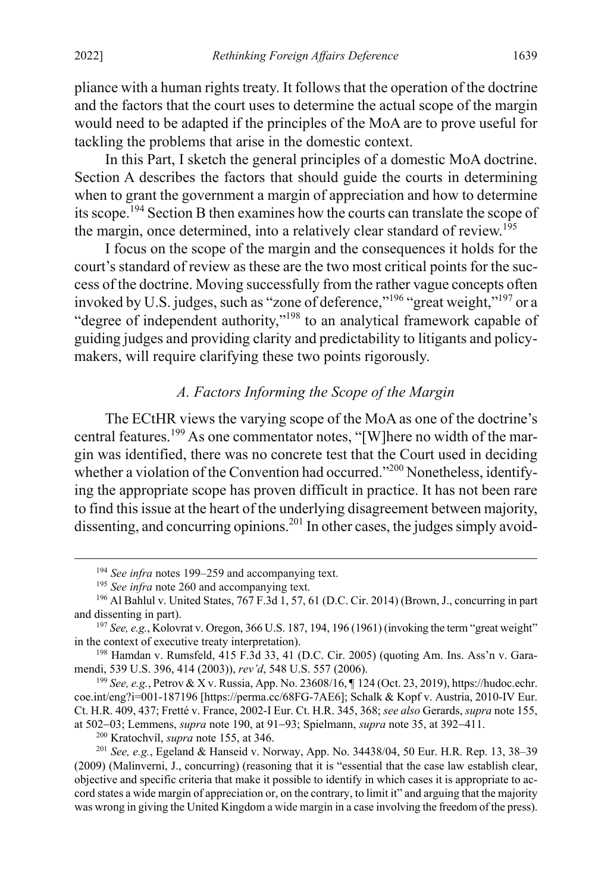pliance with a human rights treaty. It follows that the operation of the doctrine and the factors that the court uses to determine the actual scope of the margin would need to be adapted if the principles of the MoA are to prove useful for tackling the problems that arise in the domestic context.

In this Part, I sketch the general principles of a domestic MoA doctrine. Section A describes the factors that should guide the courts in determining when to grant the government a margin of appreciation and how to determine its scope.[194] Section B then examines how the courts can translate the scope of the margin, once determined, into a relatively clear standard of review.[195]

I focus on the scope of the margin and the consequences it holds for the court's standard of review as these are the two most critical points for the success of the doctrine. Moving successfully from the rather vague concepts often invoked by U.S. judges, such as "zone of deference,"[196] "great weight,"[197] or a "degree of independent authority,"[198] to an analytical framework capable of guiding judges and providing clarity and predictability to litigants and policymakers, will require clarifying these two points rigorously.

### *A. Factors Informing the Scope of the Margin*

The ECtHR views the varying scope of the MoA as one of the doctrine's central features.[199] As one commentator notes, "[W]here no width of the margin was identified, there was no concrete test that the Court used in deciding whether a violation of the Convention had occurred."[200] Nonetheless, identifying the appropriate scope has proven difficult in practice. It has not been rare to find this issue at the heart of the underlying disagreement between majority, dissenting, and concurring opinions.[201] In other cases, the judges simply avoid-

---

[194] *See infra* notes 199–259 and accompanying text.

[195] *See infra* note 260 and accompanying text.

[196] Al Bahlul v. United States, 767 F.3d 1, 57, 61 (D.C. Cir. 2014) (Brown, J., concurring in part and dissenting in part).

[197] *See, e.g.*, Kolovrat v. Oregon, 366 U.S. 187, 194, 196 (1961) (invoking the term "great weight" in the context of executive treaty interpretation).

[198] Hamdan v. Rumsfeld, 415 F.3d 33, 41 (D.C. Cir. 2005) (quoting Am. Ins. Ass'n v. Garamendi, 539 U.S. 396, 414 (2003)), *rev'd*, 548 U.S. 557 (2006).

[199] *See, e.g.*, Petrov & X v. Russia, App. No. 23608/16, ¶ 124 (Oct. 23, 2019), https://hudoc.echr.coe.int/eng?i=001-187196 [https://perma.cc/68FG-7AE6]; Schalk & Kopf v. Austria, 2010-IV Eur. Ct. H.R. 409, 437; Fretté v. France, 2002-I Eur. Ct. H.R. 345, 368; *see also* Gerards, *supra* note 155, at 502–03; Lemmens, *supra* note 190, at 91–93; Spielmann, *supra* note 35, at 392–411.

[200] Kratochvíl, *supra* note 155, at 346.

[201] *See, e.g.*, Egeland & Hanseid v. Norway, App. No. 34438/04, 50 Eur. H.R. Rep. 13, 38–39 (2009) (Malinverni, J., concurring) (reasoning that it is "essential that the case law establish clear, objective and specific criteria that make it possible to identify in which cases it is appropriate to accord states a wide margin of appreciation or, on the contrary, to limit it" and arguing that the majority was wrong in giving the United Kingdom a wide margin in a case involving the freedom of the press).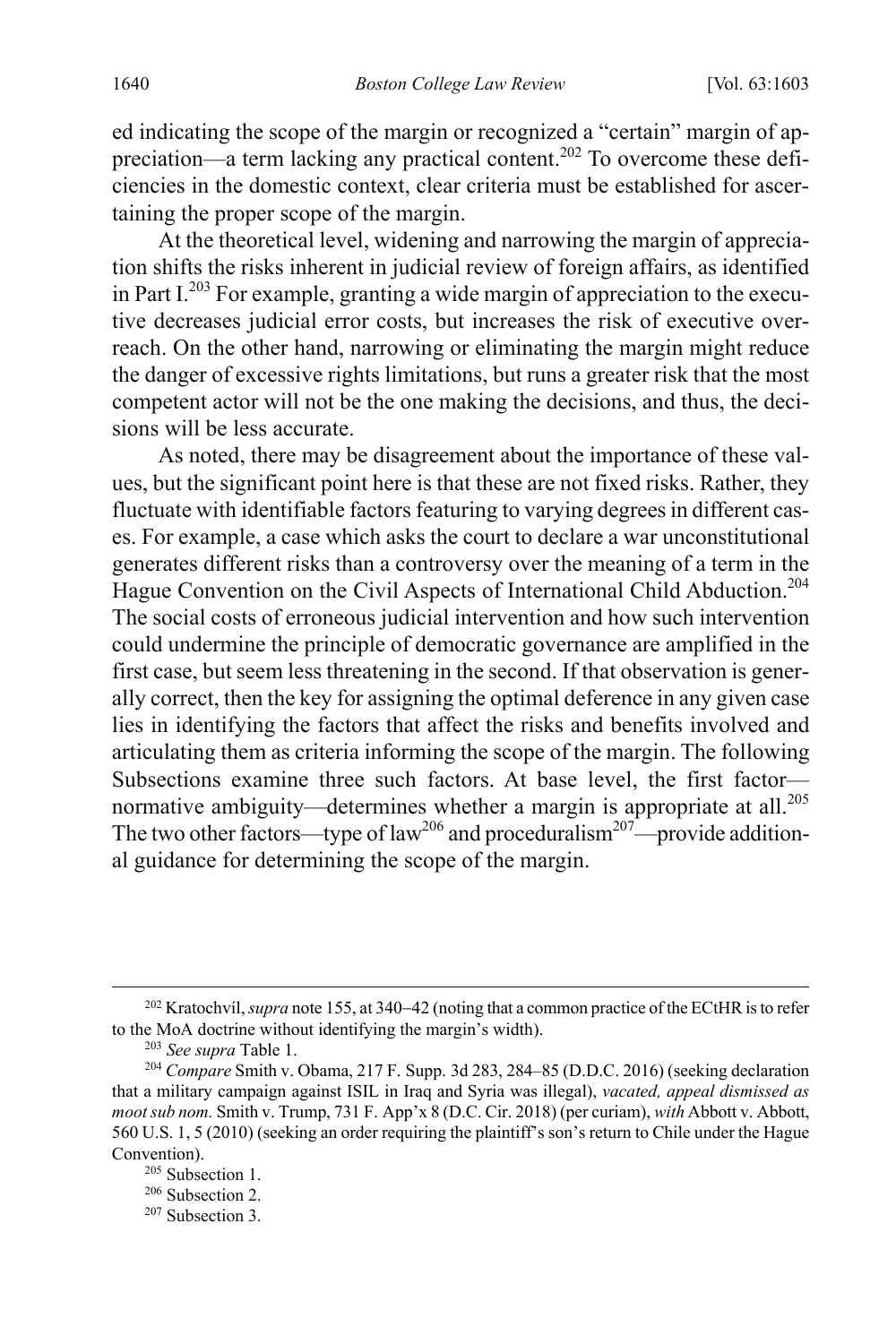ed indicating the scope of the margin or recognized a "certain" margin of appreciation—a term lacking any practical content.[202] To overcome these deficiencies in the domestic context, clear criteria must be established for ascertaining the proper scope of the margin.

At the theoretical level, widening and narrowing the margin of appreciation shifts the risks inherent in judicial review of foreign affairs, as identified in Part I.[203] For example, granting a wide margin of appreciation to the executive decreases judicial error costs, but increases the risk of executive overreach. On the other hand, narrowing or eliminating the margin might reduce the danger of excessive rights limitations, but runs a greater risk that the most competent actor will not be the one making the decisions, and thus, the decisions will be less accurate.

As noted, there may be disagreement about the importance of these values, but the significant point here is that these are not fixed risks. Rather, they fluctuate with identifiable factors featuring to varying degrees in different cases. For example, a case which asks the court to declare a war unconstitutional generates different risks than a controversy over the meaning of a term in the Hague Convention on the Civil Aspects of International Child Abduction.[204] The social costs of erroneous judicial intervention and how such intervention could undermine the principle of democratic governance are amplified in the first case, but seem less threatening in the second. If that observation is generally correct, then the key for assigning the optimal deference in any given case lies in identifying the factors that affect the risks and benefits involved and articulating them as criteria informing the scope of the margin. The following Subsections examine three such factors. At base level, the first factor—normative ambiguity—determines whether a margin is appropriate at all.[205] The two other factors—type of law[206] and proceduralism[207]—provide additional guidance for determining the scope of the margin.

---

[202] Kratochvíl, *supra* note 155, at 340–42 (noting that a common practice of the ECtHR is to refer to the MoA doctrine without identifying the margin's width).

[203] *See supra* Table 1.

[204] *Compare* Smith v. Obama, 217 F. Supp. 3d 283, 284–85 (D.D.C. 2016) (seeking declaration that a military campaign against ISIL in Iraq and Syria was illegal), *vacated, appeal dismissed as moot sub nom.* Smith v. Trump, 731 F. App'x 8 (D.C. Cir. 2018) (per curiam), *with* Abbott v. Abbott, 560 U.S. 1, 5 (2010) (seeking an order requiring the plaintiff's son's return to Chile under the Hague Convention).

[205] Subsection 1.

[206] Subsection 2.

[207] Subsection 3.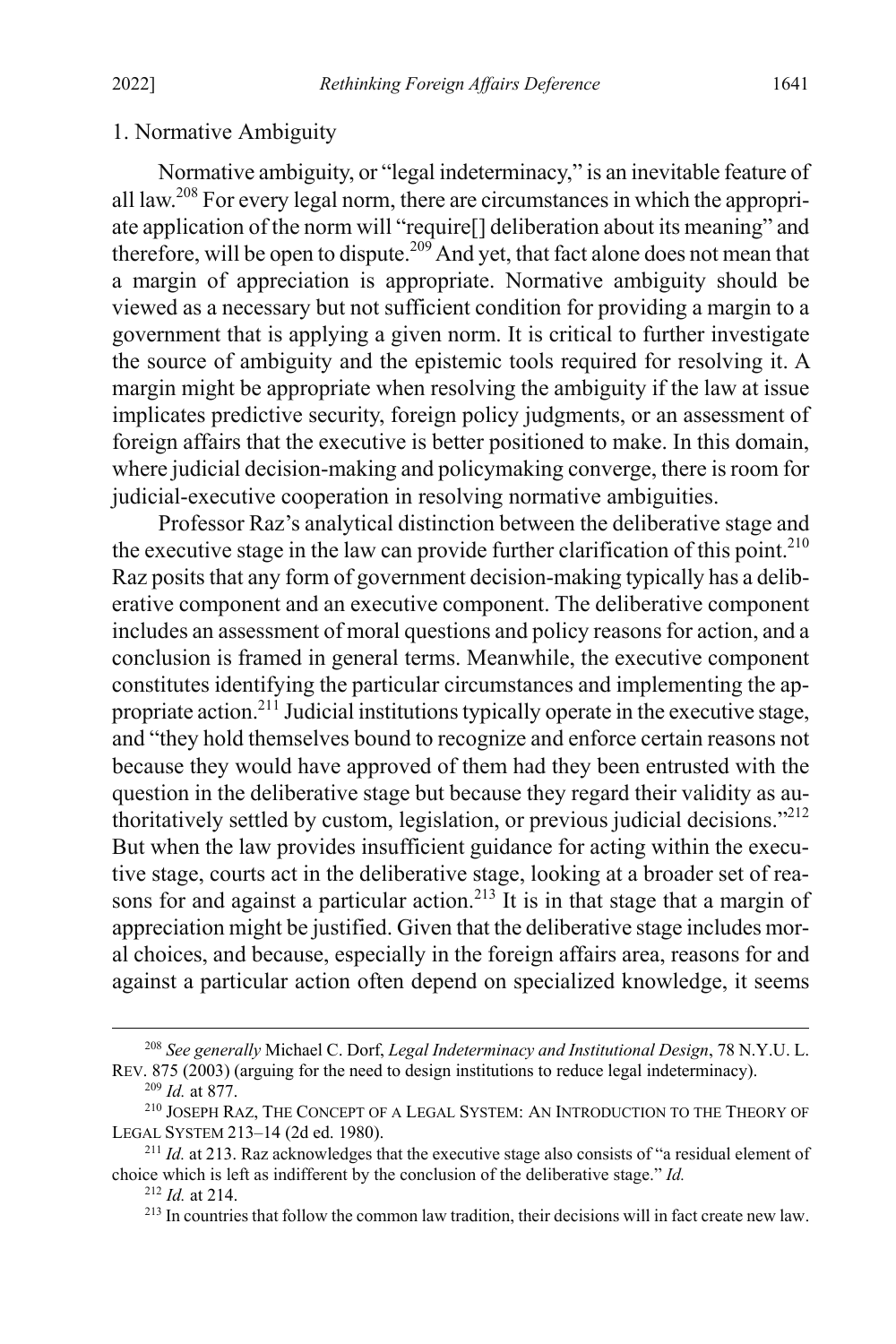### 1. Normative Ambiguity

Normative ambiguity, or "legal indeterminacy," is an inevitable feature of all law.[208] For every legal norm, there are circumstances in which the appropriate application of the norm will "require[] deliberation about its meaning" and therefore, will be open to dispute.[209] And yet, that fact alone does not mean that a margin of appreciation is appropriate. Normative ambiguity should be viewed as a necessary but not sufficient condition for providing a margin to a government that is applying a given norm. It is critical to further investigate the source of ambiguity and the epistemic tools required for resolving it. A margin might be appropriate when resolving the ambiguity if the law at issue implicates predictive security, foreign policy judgments, or an assessment of foreign affairs that the executive is better positioned to make. In this domain, where judicial decision-making and policymaking converge, there is room for judicial-executive cooperation in resolving normative ambiguities.

Professor Raz's analytical distinction between the deliberative stage and the executive stage in the law can provide further clarification of this point.[210] Raz posits that any form of government decision-making typically has a deliberative component and an executive component. The deliberative component includes an assessment of moral questions and policy reasons for action, and a conclusion is framed in general terms. Meanwhile, the executive component constitutes identifying the particular circumstances and implementing the appropriate action.[211] Judicial institutions typically operate in the executive stage, and "they hold themselves bound to recognize and enforce certain reasons not because they would have approved of them had they been entrusted with the question in the deliberative stage but because they regard their validity as authoritatively settled by custom, legislation, or previous judicial decisions."[212] But when the law provides insufficient guidance for acting within the executive stage, courts act in the deliberative stage, looking at a broader set of reasons for and against a particular action.[213] It is in that stage that a margin of appreciation might be justified. Given that the deliberative stage includes moral choices, and because, especially in the foreign affairs area, reasons for and against a particular action often depend on specialized knowledge, it seems

---

[208] *See generally* Michael C. Dorf, *Legal Indeterminacy and Institutional Design*, 78 N.Y.U. L. REV. 875 (2003) (arguing for the need to design institutions to reduce legal indeterminacy).

[209] *Id.* at 877.

[210] JOSEPH RAZ, THE CONCEPT OF A LEGAL SYSTEM: AN INTRODUCTION TO THE THEORY OF LEGAL SYSTEM 213–14 (2d ed. 1980).

[211] *Id.* at 213. Raz acknowledges that the executive stage also consists of "a residual element of choice which is left as indifferent by the conclusion of the deliberative stage." *Id.*

[212] *Id.* at 214.

[213] In countries that follow the common law tradition, their decisions will in fact create new law.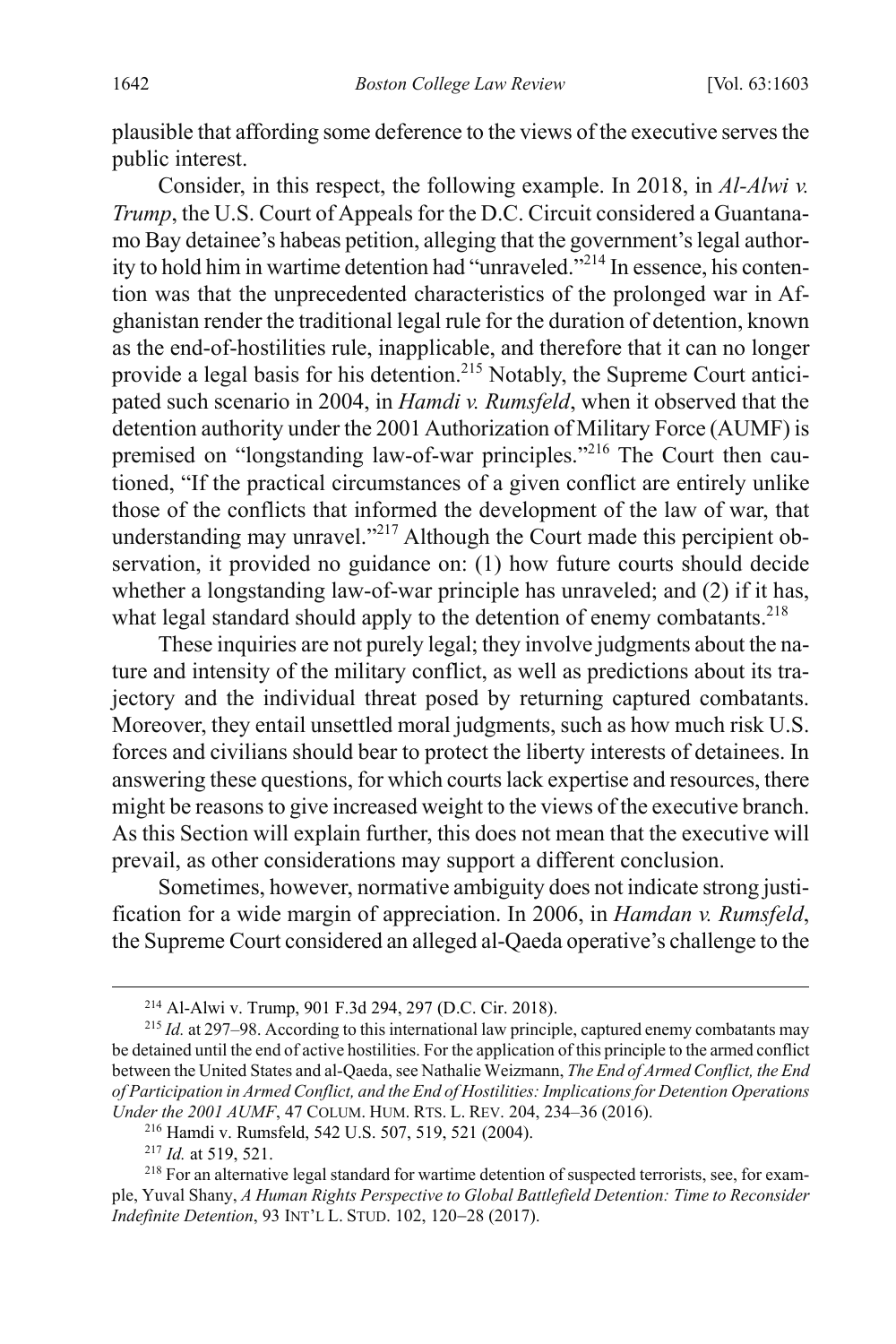plausible that affording some deference to the views of the executive serves the public interest.

Consider, in this respect, the following example. In 2018, in *Al-Alwi v. Trump*, the U.S. Court of Appeals for the D.C. Circuit considered a Guantanamo Bay detainee's habeas petition, alleging that the government's legal authority to hold him in wartime detention had "unraveled."[214] In essence, his contention was that the unprecedented characteristics of the prolonged war in Afghanistan render the traditional legal rule for the duration of detention, known as the end-of-hostilities rule, inapplicable, and therefore that it can no longer provide a legal basis for his detention.[215] Notably, the Supreme Court anticipated such scenario in 2004, in *Hamdi v. Rumsfeld*, when it observed that the detention authority under the 2001 Authorization of Military Force (AUMF) is premised on "longstanding law-of-war principles."[216] The Court then cautioned, "If the practical circumstances of a given conflict are entirely unlike those of the conflicts that informed the development of the law of war, that understanding may unravel."[217] Although the Court made this percipient observation, it provided no guidance on: (1) how future courts should decide whether a longstanding law-of-war principle has unraveled; and (2) if it has, what legal standard should apply to the detention of enemy combatants.[218]

These inquiries are not purely legal; they involve judgments about the nature and intensity of the military conflict, as well as predictions about its trajectory and the individual threat posed by returning captured combatants. Moreover, they entail unsettled moral judgments, such as how much risk U.S. forces and civilians should bear to protect the liberty interests of detainees. In answering these questions, for which courts lack expertise and resources, there might be reasons to give increased weight to the views of the executive branch. As this Section will explain further, this does not mean that the executive will prevail, as other considerations may support a different conclusion.

Sometimes, however, normative ambiguity does not indicate strong justification for a wide margin of appreciation. In 2006, in *Hamdan v. Rumsfeld*, the Supreme Court considered an alleged al-Qaeda operative's challenge to the

---

[214] Al-Alwi v. Trump, 901 F.3d 294, 297 (D.C. Cir. 2018).

[215] *Id.* at 297–98. According to this international law principle, captured enemy combatants may be detained until the end of active hostilities. For the application of this principle to the armed conflict between the United States and al-Qaeda, see Nathalie Weizmann, *The End of Armed Conflict, the End of Participation in Armed Conflict, and the End of Hostilities: Implications for Detention Operations Under the 2001 AUMF*, 47 COLUM. HUM. RTS. L. REV. 204, 234–36 (2016).

[216] Hamdi v. Rumsfeld, 542 U.S. 507, 519, 521 (2004).

[217] *Id.* at 519, 521.

[218] For an alternative legal standard for wartime detention of suspected terrorists, see, for example, Yuval Shany, *A Human Rights Perspective to Global Battlefield Detention: Time to Reconsider Indefinite Detention*, 93 INT'L L. STUD. 102, 120–28 (2017).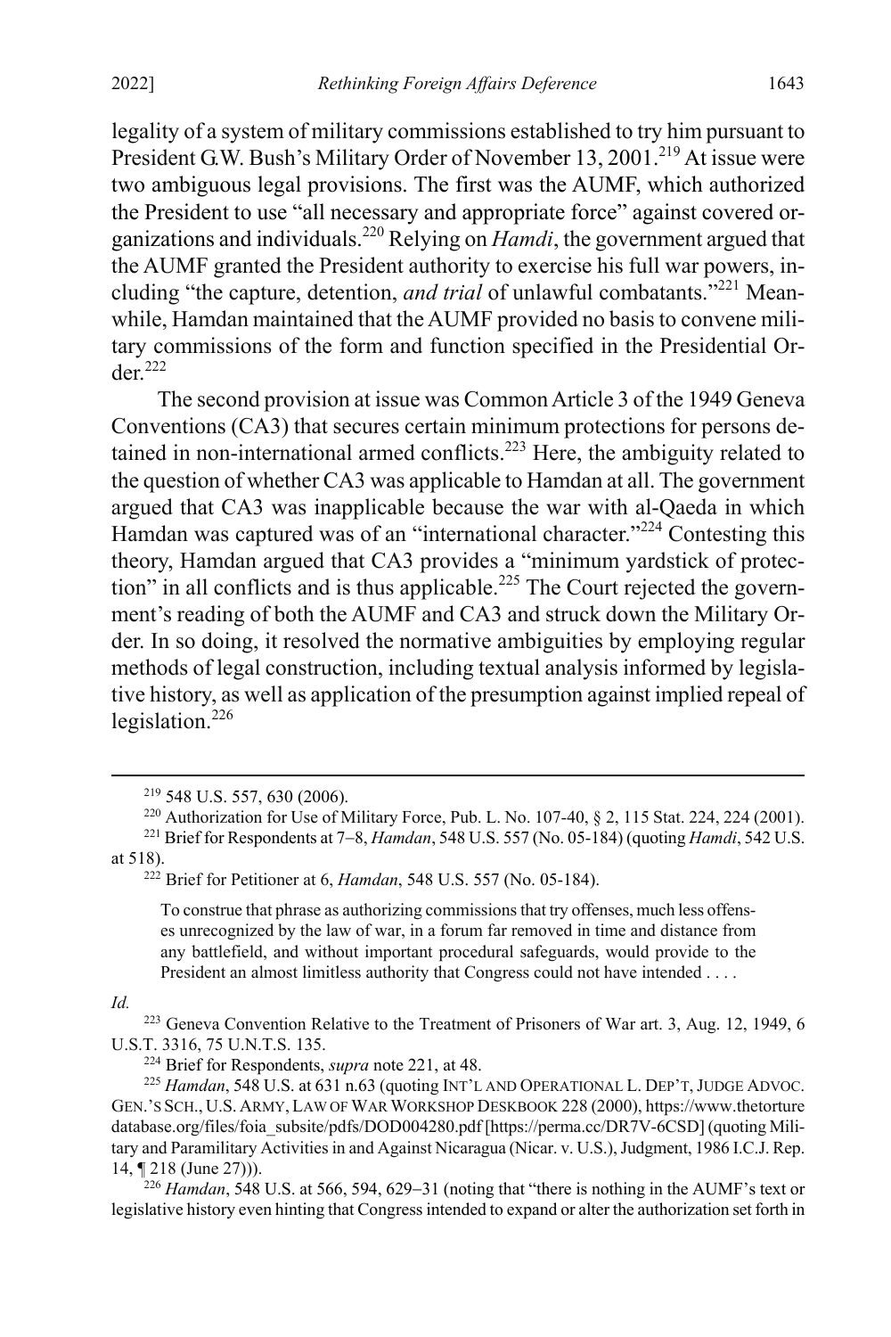legality of a system of military commissions established to try him pursuant to President G.W. Bush's Military Order of November 13, 2001.[219] At issue were two ambiguous legal provisions. The first was the AUMF, which authorized the President to use "all necessary and appropriate force" against covered organizations and individuals.[220] Relying on *Hamdi*, the government argued that the AUMF granted the President authority to exercise his full war powers, including "the capture, detention, *and trial* of unlawful combatants."[221] Meanwhile, Hamdan maintained that the AUMF provided no basis to convene military commissions of the form and function specified in the Presidential Order.[222]

The second provision at issue was Common Article 3 of the 1949 Geneva Conventions (CA3) that secures certain minimum protections for persons detained in non-international armed conflicts.[223] Here, the ambiguity related to the question of whether CA3 was applicable to Hamdan at all. The government argued that CA3 was inapplicable because the war with al-Qaeda in which Hamdan was captured was of an "international character."[224] Contesting this theory, Hamdan argued that CA3 provides a "minimum yardstick of protection" in all conflicts and is thus applicable.[225] The Court rejected the government's reading of both the AUMF and CA3 and struck down the Military Order. In so doing, it resolved the normative ambiguities by employing regular methods of legal construction, including textual analysis informed by legislative history, as well as application of the presumption against implied repeal of legislation.[226]

---

[219] 548 U.S. 557, 630 (2006).

[220] Authorization for Use of Military Force, Pub. L. No. 107-40, § 2, 115 Stat. 224, 224 (2001).

[221] Brief for Respondents at 7–8, *Hamdan*, 548 U.S. 557 (No. 05-184) (quoting *Hamdi*, 542 U.S. at 518).

[222] Brief for Petitioner at 6, *Hamdan*, 548 U.S. 557 (No. 05-184).

> To construe that phrase as authorizing commissions that try offenses, much less offenses unrecognized by the law of war, in a forum far removed in time and distance from any battlefield, and without important procedural safeguards, would provide to the President an almost limitless authority that Congress could not have intended . . . .

*Id.*

[223] Geneva Convention Relative to the Treatment of Prisoners of War art. 3, Aug. 12, 1949, 6 U.S.T. 3316, 75 U.N.T.S. 135.

[224] Brief for Respondents, *supra* note 221, at 48.

[225] *Hamdan*, 548 U.S. at 631 n.63 (quoting INT'L AND OPERATIONAL L. DEP'T, JUDGE ADVOC. GEN.'S SCH., U.S. ARMY, LAW OF WAR WORKSHOP DESKBOOK 228 (2000), https://www.thetorturedatabase.org/files/foia_subsite/pdfs/DOD004280.pdf [https://perma.cc/DR7V-6CSD] (quoting Military and Paramilitary Activities in and Against Nicaragua (Nicar. v. U.S.), Judgment, 1986 I.C.J. Rep. 14, ¶ 218 (June 27))).

[226] *Hamdan*, 548 U.S. at 566, 594, 629–31 (noting that "there is nothing in the AUMF's text or legislative history even hinting that Congress intended to expand or alter the authorization set forth in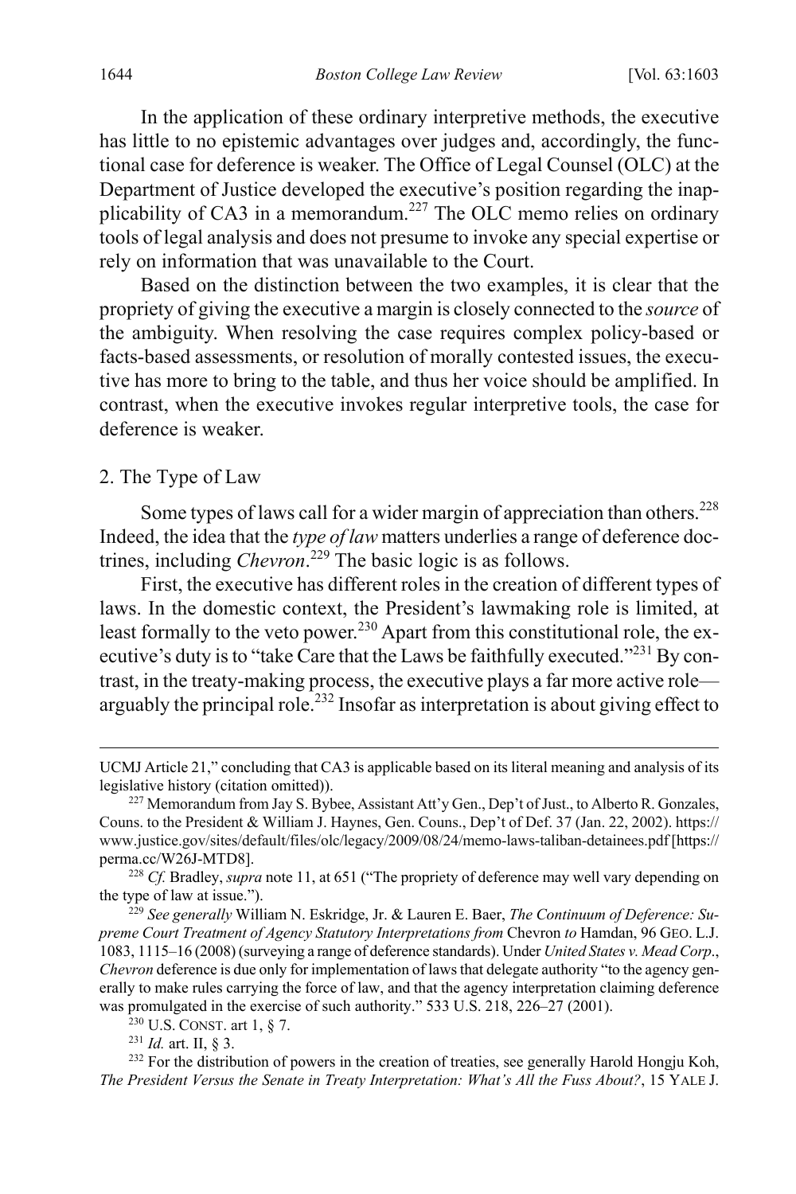In the application of these ordinary interpretive methods, the executive has little to no epistemic advantages over judges and, accordingly, the functional case for deference is weaker. The Office of Legal Counsel (OLC) at the Department of Justice developed the executive's position regarding the inapplicability of CA3 in a memorandum.[227] The OLC memo relies on ordinary tools of legal analysis and does not presume to invoke any special expertise or rely on information that was unavailable to the Court.

Based on the distinction between the two examples, it is clear that the propriety of giving the executive a margin is closely connected to the *source* of the ambiguity. When resolving the case requires complex policy-based or facts-based assessments, or resolution of morally contested issues, the executive has more to bring to the table, and thus her voice should be amplified. In contrast, when the executive invokes regular interpretive tools, the case for deference is weaker.

### 2. The Type of Law

Some types of laws call for a wider margin of appreciation than others.[228] Indeed, the idea that the *type of law* matters underlies a range of deference doctrines, including *Chevron*.[229] The basic logic is as follows.

First, the executive has different roles in the creation of different types of laws. In the domestic context, the President's lawmaking role is limited, at least formally to the veto power.[230] Apart from this constitutional role, the executive's duty is to "take Care that the Laws be faithfully executed."[231] By contrast, in the treaty-making process, the executive plays a far more active role—arguably the principal role.[232] Insofar as interpretation is about giving effect to

---

UCMJ Article 21," concluding that CA3 is applicable based on its literal meaning and analysis of its legislative history (citation omitted)).

[227] Memorandum from Jay S. Bybee, Assistant Att'y Gen., Dep't of Just., to Alberto R. Gonzales, Couns. to the President & William J. Haynes, Gen. Couns., Dep't of Def. 37 (Jan. 22, 2002). https://www.justice.gov/sites/default/files/olc/legacy/2009/08/24/memo-laws-taliban-detainees.pdf [https://perma.cc/W26J-MTD8].

[228] *Cf.* Bradley, *supra* note 11, at 651 ("The propriety of deference may well vary depending on the type of law at issue.").

[229] *See generally* William N. Eskridge, Jr. & Lauren E. Baer, *The Continuum of Deference: Supreme Court Treatment of Agency Statutory Interpretations from* Chevron *to* Hamdan, 96 GEO. L.J. 1083, 1115–16 (2008) (surveying a range of deference standards). Under *United States v. Mead Corp.*, *Chevron* deference is due only for implementation of laws that delegate authority "to the agency generally to make rules carrying the force of law, and that the agency interpretation claiming deference was promulgated in the exercise of such authority." 533 U.S. 218, 226–27 (2001).

[230] U.S. CONST. art 1, § 7.

[231] *Id.* art. II, § 3.

[232] For the distribution of powers in the creation of treaties, see generally Harold Hongju Koh, *The President Versus the Senate in Treaty Interpretation: What's All the Fuss About?*, 15 YALE J.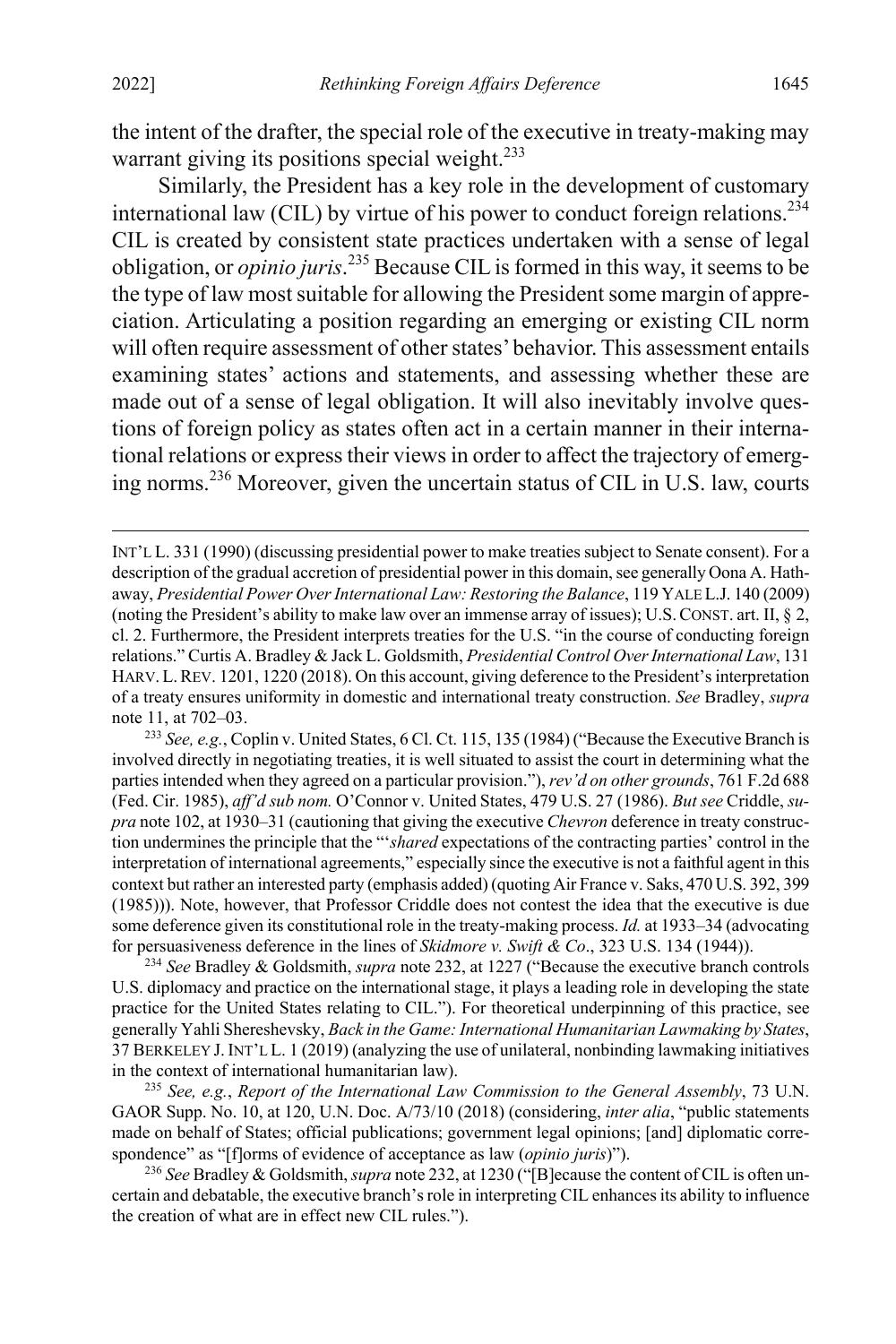the intent of the drafter, the special role of the executive in treaty-making may warrant giving its positions special weight.[233]

Similarly, the President has a key role in the development of customary international law (CIL) by virtue of his power to conduct foreign relations.[234] CIL is created by consistent state practices undertaken with a sense of legal obligation, or *opinio juris*.[235] Because CIL is formed in this way, it seems to be the type of law most suitable for allowing the President some margin of appreciation. Articulating a position regarding an emerging or existing CIL norm will often require assessment of other states' behavior. This assessment entails examining states' actions and statements, and assessing whether these are made out of a sense of legal obligation. It will also inevitably involve questions of foreign policy as states often act in a certain manner in their international relations or express their views in order to affect the trajectory of emerging norms.[236] Moreover, given the uncertain status of CIL in U.S. law, courts

---

INT'L L. 331 (1990) (discussing presidential power to make treaties subject to Senate consent). For a description of the gradual accretion of presidential power in this domain, see generally Oona A. Hathaway, *Presidential Power Over International Law: Restoring the Balance*, 119 YALE L.J. 140 (2009) (noting the President's ability to make law over an immense array of issues); U.S. CONST. art. II, § 2, cl. 2. Furthermore, the President interprets treaties for the U.S. "in the course of conducting foreign relations." Curtis A. Bradley & Jack L. Goldsmith, *Presidential Control Over International Law*, 131 HARV. L. REV. 1201, 1220 (2018). On this account, giving deference to the President's interpretation of a treaty ensures uniformity in domestic and international treaty construction. *See* Bradley, *supra* note 11, at 702–03.

[233] *See, e.g.*, Coplin v. United States, 6 Cl. Ct. 115, 135 (1984) ("Because the Executive Branch is involved directly in negotiating treaties, it is well situated to assist the court in determining what the parties intended when they agreed on a particular provision."), *rev'd on other grounds*, 761 F.2d 688 (Fed. Cir. 1985), *aff'd sub nom.* O'Connor v. United States, 479 U.S. 27 (1986). *But see* Criddle, *supra* note 102, at 1930–31 (cautioning that giving the executive *Chevron* deference in treaty construction undermines the principle that the "'*shared* expectations of the contracting parties' control in the interpretation of international agreements," especially since the executive is not a faithful agent in this context but rather an interested party (emphasis added) (quoting Air France v. Saks, 470 U.S. 392, 399 (1985))). Note, however, that Professor Criddle does not contest the idea that the executive is due some deference given its constitutional role in the treaty-making process. *Id.* at 1933–34 (advocating for persuasiveness deference in the lines of *Skidmore v. Swift & Co*., 323 U.S. 134 (1944)).

[234] *See* Bradley & Goldsmith, *supra* note 232, at 1227 ("Because the executive branch controls U.S. diplomacy and practice on the international stage, it plays a leading role in developing the state practice for the United States relating to CIL."). For theoretical underpinning of this practice, see generally Yahli Shereshevsky, *Back in the Game: International Humanitarian Lawmaking by States*, 37 BERKELEY J. INT'L L. 1 (2019) (analyzing the use of unilateral, nonbinding lawmaking initiatives in the context of international humanitarian law).

[235] *See, e.g.*, *Report of the International Law Commission to the General Assembly*, 73 U.N. GAOR Supp. No. 10, at 120, U.N. Doc. A/73/10 (2018) (considering, *inter alia*, "public statements made on behalf of States; official publications; government legal opinions; [and] diplomatic correspondence" as "[f]orms of evidence of acceptance as law (*opinio juris*)").

[236] *See* Bradley & Goldsmith, *supra* note 232, at 1230 ("[B]ecause the content of CIL is often uncertain and debatable, the executive branch's role in interpreting CIL enhances its ability to influence the creation of what are in effect new CIL rules.").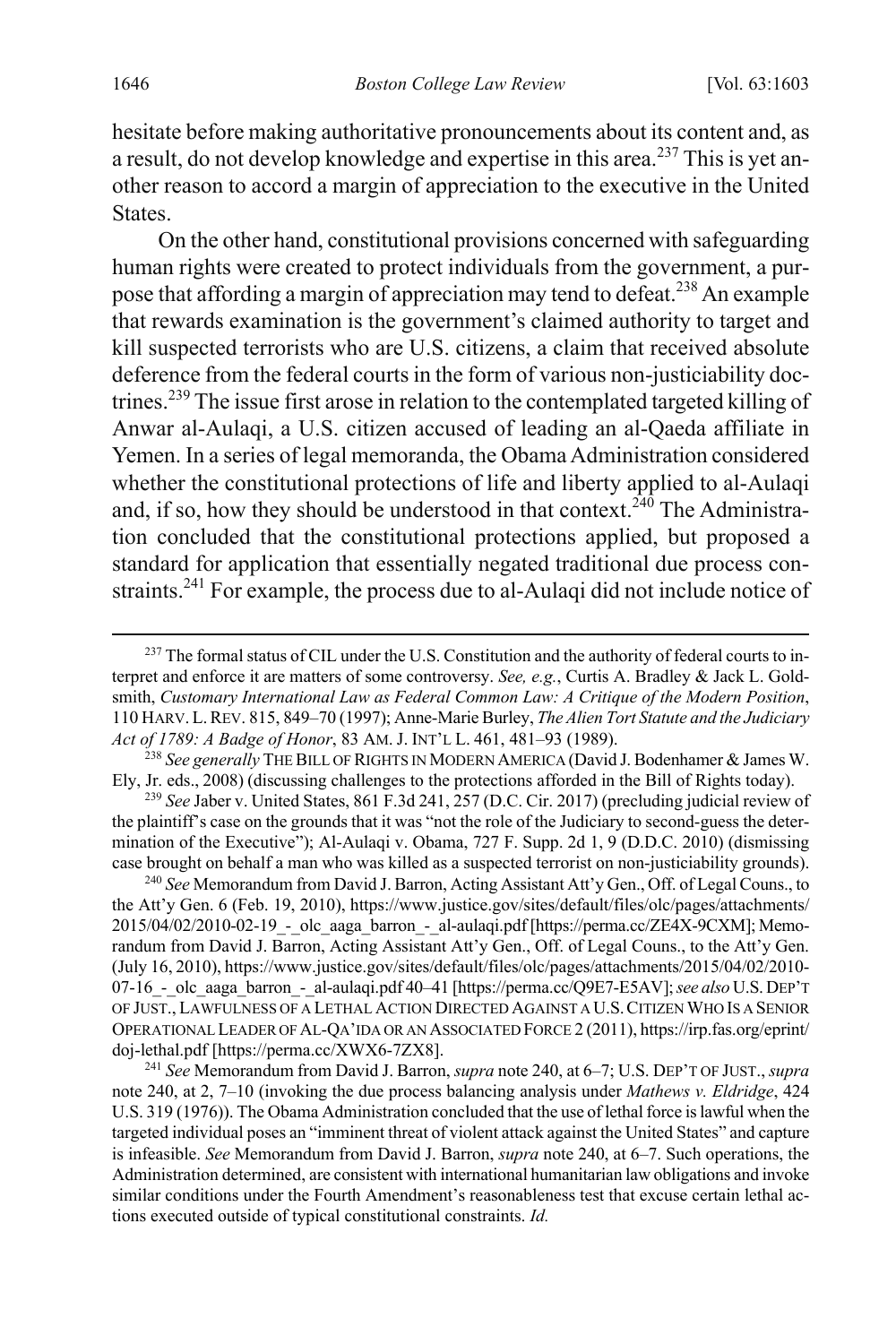hesitate before making authoritative pronouncements about its content and, as a result, do not develop knowledge and expertise in this area.[237] This is yet another reason to accord a margin of appreciation to the executive in the United States.

On the other hand, constitutional provisions concerned with safeguarding human rights were created to protect individuals from the government, a purpose that affording a margin of appreciation may tend to defeat.[238] An example that rewards examination is the government's claimed authority to target and kill suspected terrorists who are U.S. citizens, a claim that received absolute deference from the federal courts in the form of various non-justiciability doctrines.[239] The issue first arose in relation to the contemplated targeted killing of Anwar al-Aulaqi, a U.S. citizen accused of leading an al-Qaeda affiliate in Yemen. In a series of legal memoranda, the Obama Administration considered whether the constitutional protections of life and liberty applied to al-Aulaqi and, if so, how they should be understood in that context.[240] The Administration concluded that the constitutional protections applied, but proposed a standard for application that essentially negated traditional due process constraints.[241] For example, the process due to al-Aulaqi did not include notice of

---

[237] The formal status of CIL under the U.S. Constitution and the authority of federal courts to interpret and enforce it are matters of some controversy. *See, e.g.*, Curtis A. Bradley & Jack L. Goldsmith, *Customary International Law as Federal Common Law: A Critique of the Modern Position*, 110 HARV. L. REV. 815, 849–70 (1997); Anne-Marie Burley, *The Alien Tort Statute and the Judiciary Act of 1789: A Badge of Honor*, 83 AM. J. INT'L L. 461, 481–93 (1989).

[238] *See generally* THE BILL OF RIGHTS IN MODERN AMERICA (David J. Bodenhamer & James W. Ely, Jr. eds., 2008) (discussing challenges to the protections afforded in the Bill of Rights today).

[239] *See* Jaber v. United States, 861 F.3d 241, 257 (D.C. Cir. 2017) (precluding judicial review of the plaintiff's case on the grounds that it was "not the role of the Judiciary to second-guess the determination of the Executive"); Al-Aulaqi v. Obama, 727 F. Supp. 2d 1, 9 (D.D.C. 2010) (dismissing case brought on behalf a man who was killed as a suspected terrorist on non-justiciability grounds).

[240] *See* Memorandum from David J. Barron, Acting Assistant Att'y Gen., Off. of Legal Couns., to the Att'y Gen. 6 (Feb. 19, 2010), https://www.justice.gov/sites/default/files/olc/pages/attachments/2015/04/02/2010-02-19_-_olc_aaga_barron_-_al-aulaqi.pdf [https://perma.cc/ZE4X-9CXM]; Memorandum from David J. Barron, Acting Assistant Att'y Gen., Off. of Legal Couns., to the Att'y Gen. (July 16, 2010), https://www.justice.gov/sites/default/files/olc/pages/attachments/2015/04/02/2010-07-16_-_olc_aaga_barron_-_al-aulaqi.pdf 40–41 [https://perma.cc/Q9E7-E5AV]; *see also* U.S. DEP'T OF JUST., LAWFULNESS OF A LETHAL ACTION DIRECTED AGAINST A U.S. CITIZEN WHO IS A SENIOR OPERATIONAL LEADER OF AL-QA'IDA OR AN ASSOCIATED FORCE 2 (2011), https://irp.fas.org/eprint/doj-lethal.pdf [https://perma.cc/XWX6-7ZX8].

[241] *See* Memorandum from David J. Barron, *supra* note 240, at 6–7; U.S. DEP'T OF JUST., *supra* note 240, at 2, 7–10 (invoking the due process balancing analysis under *Mathews v. Eldridge*, 424 U.S. 319 (1976)). The Obama Administration concluded that the use of lethal force is lawful when the targeted individual poses an "imminent threat of violent attack against the United States" and capture is infeasible. *See* Memorandum from David J. Barron, *supra* note 240, at 6–7. Such operations, the Administration determined, are consistent with international humanitarian law obligations and invoke similar conditions under the Fourth Amendment's reasonableness test that excuse certain lethal actions executed outside of typical constitutional constraints. *Id.*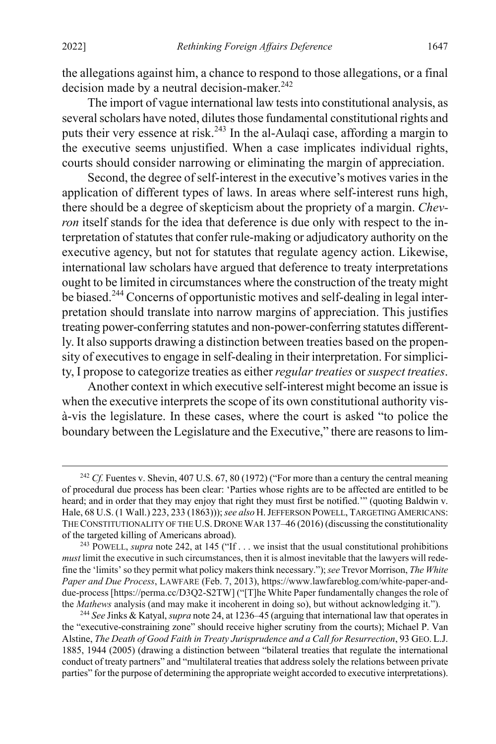the allegations against him, a chance to respond to those allegations, or a final decision made by a neutral decision-maker.[242]

The import of vague international law tests into constitutional analysis, as several scholars have noted, dilutes those fundamental constitutional rights and puts their very essence at risk.[243] In the al-Aulaqi case, affording a margin to the executive seems unjustified. When a case implicates individual rights, courts should consider narrowing or eliminating the margin of appreciation.

Second, the degree of self-interest in the executive's motives varies in the application of different types of laws. In areas where self-interest runs high, there should be a degree of skepticism about the propriety of a margin. *Chevron* itself stands for the idea that deference is due only with respect to the interpretation of statutes that confer rule-making or adjudicatory authority on the executive agency, but not for statutes that regulate agency action. Likewise, international law scholars have argued that deference to treaty interpretations ought to be limited in circumstances where the construction of the treaty might be biased.[244] Concerns of opportunistic motives and self-dealing in legal interpretation should translate into narrow margins of appreciation. This justifies treating power-conferring statutes and non-power-conferring statutes differently. It also supports drawing a distinction between treaties based on the propensity of executives to engage in self-dealing in their interpretation. For simplicity, I propose to categorize treaties as either *regular treaties* or *suspect treaties*.

Another context in which executive self-interest might become an issue is when the executive interprets the scope of its own constitutional authority vis-à-vis the legislature. In these cases, where the court is asked "to police the boundary between the Legislature and the Executive," there are reasons to lim-

---

[242] *Cf.* Fuentes v. Shevin, 407 U.S. 67, 80 (1972) ("For more than a century the central meaning of procedural due process has been clear: 'Parties whose rights are to be affected are entitled to be heard; and in order that they may enjoy that right they must first be notified.'" (quoting Baldwin v. Hale, 68 U.S. (1 Wall.) 223, 233 (1863))); *see also* H. JEFFERSON POWELL, TARGETING AMERICANS: THE CONSTITUTIONALITY OF THE U.S. DRONE WAR 137–46 (2016) (discussing the constitutionality of the targeted killing of Americans abroad).

[243] POWELL, *supra* note 242, at 145 ("If . . . we insist that the usual constitutional prohibitions *must* limit the executive in such circumstances, then it is almost inevitable that the lawyers will redefine the 'limits' so they permit what policy makers think necessary."); *see* Trevor Morrison, *The White Paper and Due Process*, LAWFARE (Feb. 7, 2013), https://www.lawfareblog.com/white-paper-and-due-process [https://perma.cc/D3Q2-S2TW] ("[T]he White Paper fundamentally changes the role of the *Mathews* analysis (and may make it incoherent in doing so), but without acknowledging it.").

[244] *See* Jinks & Katyal, *supra* note 24, at 1236–45 (arguing that international law that operates in the "executive-constraining zone" should receive higher scrutiny from the courts); Michael P. Van Alstine, *The Death of Good Faith in Treaty Jurisprudence and a Call for Resurrection*, 93 GEO. L.J. 1885, 1944 (2005) (drawing a distinction between "bilateral treaties that regulate the international conduct of treaty partners" and "multilateral treaties that address solely the relations between private parties" for the purpose of determining the appropriate weight accorded to executive interpretations).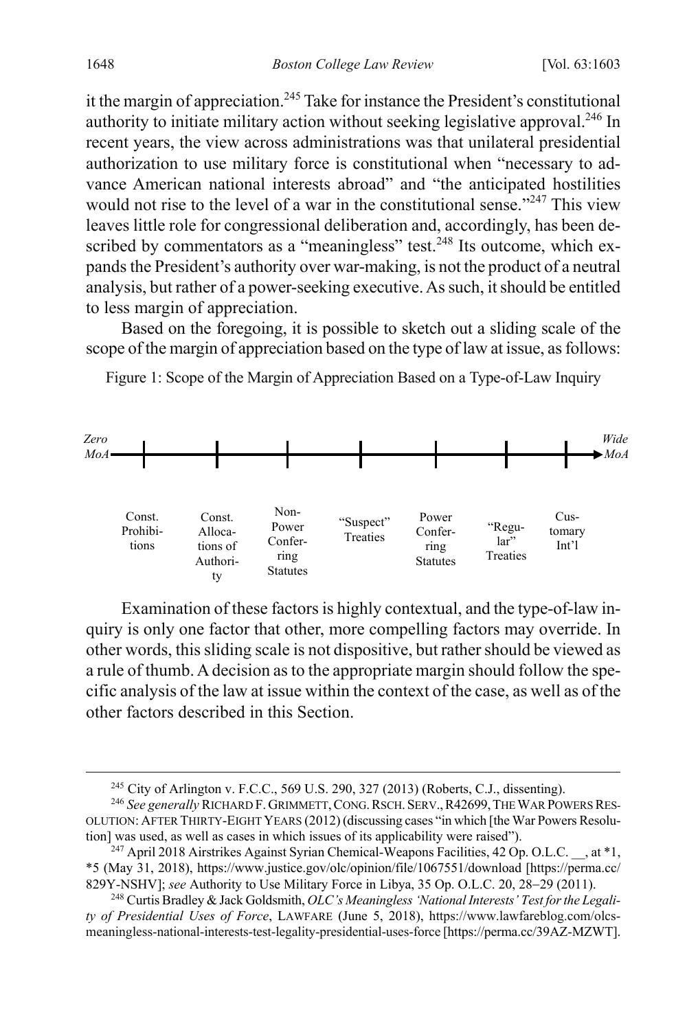it the margin of appreciation.[245] Take for instance the President's constitutional authority to initiate military action without seeking legislative approval.[246] In recent years, the view across administrations was that unilateral presidential authorization to use military force is constitutional when "necessary to advance American national interests abroad" and "the anticipated hostilities would not rise to the level of a war in the constitutional sense."[247] This view leaves little role for congressional deliberation and, accordingly, has been described by commentators as a "meaningless" test.[248] Its outcome, which expands the President's authority over war-making, is not the product of a neutral analysis, but rather of a power-seeking executive. As such, it should be entitled to less margin of appreciation.

Based on the foregoing, it is possible to sketch out a sliding scale of the scope of the margin of appreciation based on the type of law at issue, as follows:

Figure 1: Scope of the Margin of Appreciation Based on a Type-of-Law Inquiry

| *Zero MoA* → | Const. Prohibitions | Const. Allocations of Authority | Non-Power Conferring Statutes | "Suspect" Treaties | Power Conferring Statutes | "Regular" Treaties | Customary Int'l | → *Wide MoA* |
|---|---|---|---|---|---|---|---|---|

Examination of these factors is highly contextual, and the type-of-law inquiry is only one factor that other, more compelling factors may override. In other words, this sliding scale is not dispositive, but rather should be viewed as a rule of thumb. A decision as to the appropriate margin should follow the specific analysis of the law at issue within the context of the case, as well as of the other factors described in this Section.

---

[245] City of Arlington v. F.C.C., 569 U.S. 290, 327 (2013) (Roberts, C.J., dissenting).

[246] *See generally* RICHARD F. GRIMMETT, CONG. RSCH. SERV., R42699, THE WAR POWERS RESOLUTION: AFTER THIRTY-EIGHT YEARS (2012) (discussing cases "in which [the War Powers Resolution] was used, as well as cases in which issues of its applicability were raised").

[247] April 2018 Airstrikes Against Syrian Chemical-Weapons Facilities, 42 Op. O.L.C. __, at *1, *5 (May 31, 2018), https://www.justice.gov/olc/opinion/file/1067551/download [https://perma.cc/829Y-NSHV]; *see* Authority to Use Military Force in Libya, 35 Op. O.L.C. 20, 28–29 (2011).

[248] Curtis Bradley & Jack Goldsmith, *OLC's Meaningless 'National Interests' Test for the Legality of Presidential Uses of Force*, LAWFARE (June 5, 2018), https://www.lawfareblog.com/olcs-meaningless-national-interests-test-legality-presidential-uses-force [https://perma.cc/39AZ-MZWT].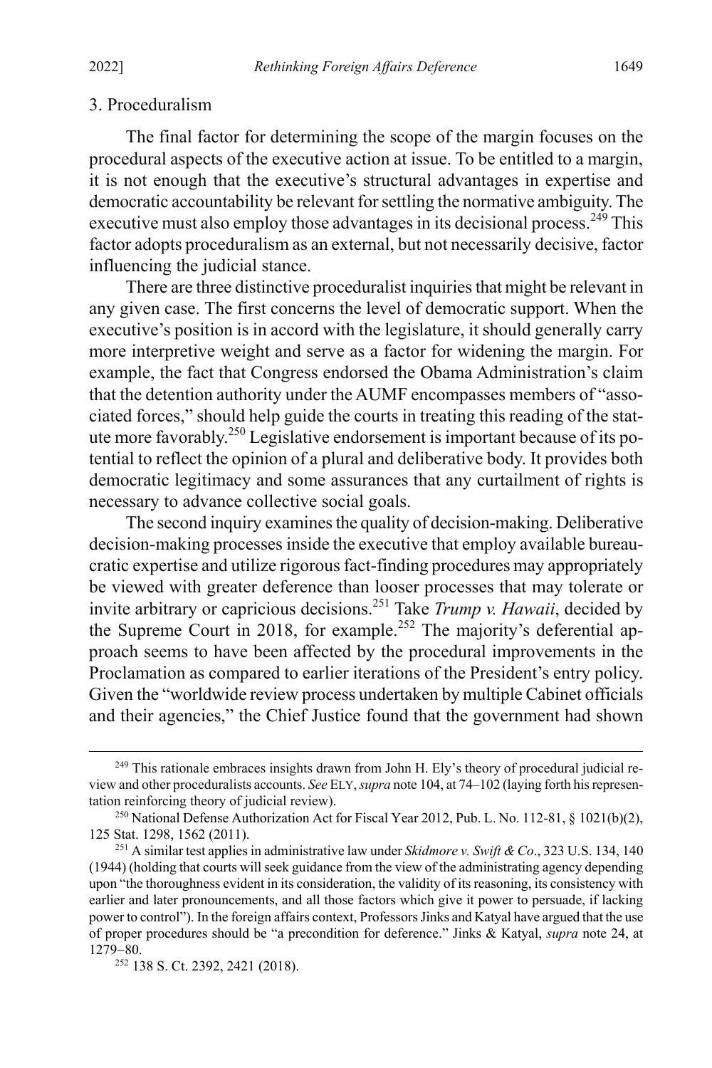### 3. Proceduralism

The final factor for determining the scope of the margin focuses on the procedural aspects of the executive action at issue. To be entitled to a margin, it is not enough that the executive's structural advantages in expertise and democratic accountability be relevant for settling the normative ambiguity. The executive must also employ those advantages in its decisional process.[249] This factor adopts proceduralism as an external, but not necessarily decisive, factor influencing the judicial stance.

There are three distinctive proceduralist inquiries that might be relevant in any given case. The first concerns the level of democratic support. When the executive's position is in accord with the legislature, it should generally carry more interpretive weight and serve as a factor for widening the margin. For example, the fact that Congress endorsed the Obama Administration's claim that the detention authority under the AUMF encompasses members of "associated forces," should help guide the courts in treating this reading of the statute more favorably.[250] Legislative endorsement is important because of its potential to reflect the opinion of a plural and deliberative body. It provides both democratic legitimacy and some assurances that any curtailment of rights is necessary to advance collective social goals.

The second inquiry examines the quality of decision-making. Deliberative decision-making processes inside the executive that employ available bureaucratic expertise and utilize rigorous fact-finding procedures may appropriately be viewed with greater deference than looser processes that may tolerate or invite arbitrary or capricious decisions.[251] Take *Trump v. Hawaii*, decided by the Supreme Court in 2018, for example.[252] The majority's deferential approach seems to have been affected by the procedural improvements in the Proclamation as compared to earlier iterations of the President's entry policy. Given the "worldwide review process undertaken by multiple Cabinet officials and their agencies," the Chief Justice found that the government had shown

---

[249] This rationale embraces insights drawn from John H. Ely's theory of procedural judicial review and other proceduralists accounts. *See* ELY, *supra* note 104, at 74–102 (laying forth his representation reinforcing theory of judicial review).

[250] National Defense Authorization Act for Fiscal Year 2012, Pub. L. No. 112-81, § 1021(b)(2), 125 Stat. 1298, 1562 (2011).

[251] A similar test applies in administrative law under *Skidmore v. Swift & Co*., 323 U.S. 134, 140 (1944) (holding that courts will seek guidance from the view of the administrating agency depending upon "the thoroughness evident in its consideration, the validity of its reasoning, its consistency with earlier and later pronouncements, and all those factors which give it power to persuade, if lacking power to control"). In the foreign affairs context, Professors Jinks and Katyal have argued that the use of proper procedures should be "a precondition for deference." Jinks & Katyal, *supra* note 24, at 1279–80.

[252] 138 S. Ct. 2392, 2421 (2018).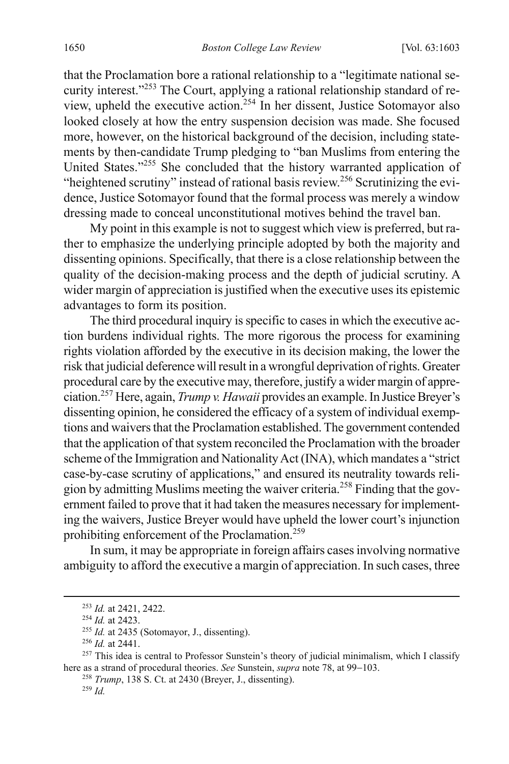that the Proclamation bore a rational relationship to a "legitimate national security interest."[253] The Court, applying a rational relationship standard of review, upheld the executive action.[254] In her dissent, Justice Sotomayor also looked closely at how the entry suspension decision was made. She focused more, however, on the historical background of the decision, including statements by then-candidate Trump pledging to "ban Muslims from entering the United States."[255] She concluded that the history warranted application of "heightened scrutiny" instead of rational basis review.[256] Scrutinizing the evidence, Justice Sotomayor found that the formal process was merely a window dressing made to conceal unconstitutional motives behind the travel ban.

My point in this example is not to suggest which view is preferred, but rather to emphasize the underlying principle adopted by both the majority and dissenting opinions. Specifically, that there is a close relationship between the quality of the decision-making process and the depth of judicial scrutiny. A wider margin of appreciation is justified when the executive uses its epistemic advantages to form its position.

The third procedural inquiry is specific to cases in which the executive action burdens individual rights. The more rigorous the process for examining rights violation afforded by the executive in its decision making, the lower the risk that judicial deference will result in a wrongful deprivation of rights. Greater procedural care by the executive may, therefore, justify a wider margin of appreciation.[257] Here, again, *Trump v. Hawaii* provides an example. In Justice Breyer's dissenting opinion, he considered the efficacy of a system of individual exemptions and waivers that the Proclamation established. The government contended that the application of that system reconciled the Proclamation with the broader scheme of the Immigration and Nationality Act (INA), which mandates a "strict case-by-case scrutiny of applications," and ensured its neutrality towards religion by admitting Muslims meeting the waiver criteria.[258] Finding that the government failed to prove that it had taken the measures necessary for implementing the waivers, Justice Breyer would have upheld the lower court's injunction prohibiting enforcement of the Proclamation.[259]

In sum, it may be appropriate in foreign affairs cases involving normative ambiguity to afford the executive a margin of appreciation. In such cases, three

---

[253] *Id.* at 2421, 2422.

[254] *Id.* at 2423.

[255] *Id.* at 2435 (Sotomayor, J., dissenting).

[256] *Id.* at 2441.

[257] This idea is central to Professor Sunstein's theory of judicial minimalism, which I classify here as a strand of procedural theories. *See* Sunstein, *supra* note 78, at 99–103.

[258] *Trump*, 138 S. Ct. at 2430 (Breyer, J., dissenting).

[259] *Id.*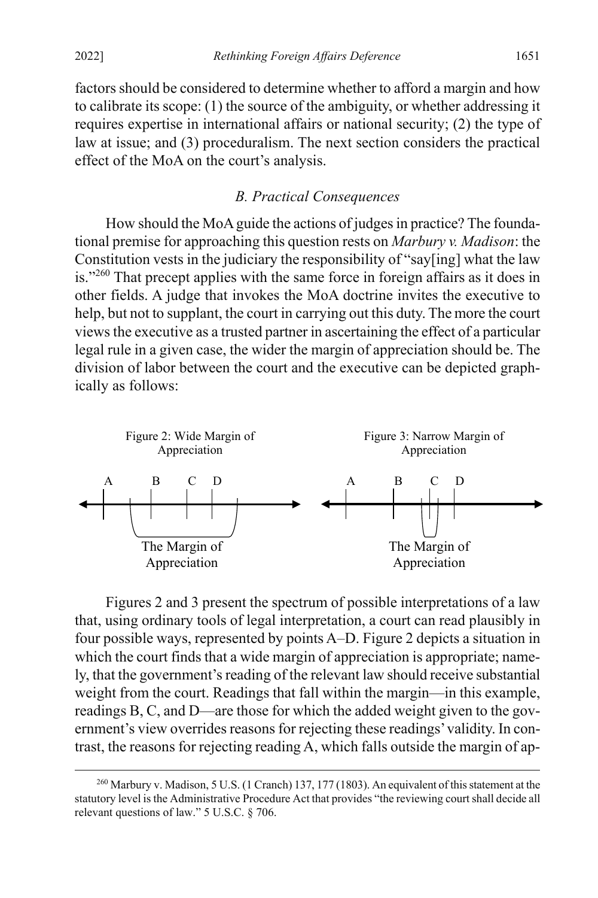factors should be considered to determine whether to afford a margin and how to calibrate its scope: (1) the source of the ambiguity, or whether addressing it requires expertise in international affairs or national security; (2) the type of law at issue; and (3) proceduralism. The next section considers the practical effect of the MoA on the court's analysis.

### *B. Practical Consequences*

How should the MoA guide the actions of judges in practice? The foundational premise for approaching this question rests on *Marbury v. Madison*: the Constitution vests in the judiciary the responsibility of "say[ing] what the law is."[260] That precept applies with the same force in foreign affairs as it does in other fields. A judge that invokes the MoA doctrine invites the executive to help, but not to supplant, the court in carrying out this duty. The more the court views the executive as a trusted partner in ascertaining the effect of a particular legal rule in a given case, the wider the margin of appreciation should be. The division of labor between the court and the executive can be depicted graphically as follows:

Figure 2: Wide Margin of Appreciation

A B C D

The Margin of Appreciation

Figure 3: Narrow Margin of Appreciation

A B C D

The Margin of Appreciation

Figures 2 and 3 present the spectrum of possible interpretations of a law that, using ordinary tools of legal interpretation, a court can read plausibly in four possible ways, represented by points A–D. Figure 2 depicts a situation in which the court finds that a wide margin of appreciation is appropriate; namely, that the government's reading of the relevant law should receive substantial weight from the court. Readings that fall within the margin—in this example, readings B, C, and D—are those for which the added weight given to the government's view overrides reasons for rejecting these readings' validity. In contrast, the reasons for rejecting reading A, which falls outside the margin of ap-

[260] Marbury v. Madison, 5 U.S. (1 Cranch) 137, 177 (1803). An equivalent of this statement at the statutory level is the Administrative Procedure Act that provides "the reviewing court shall decide all relevant questions of law." 5 U.S.C. § 706.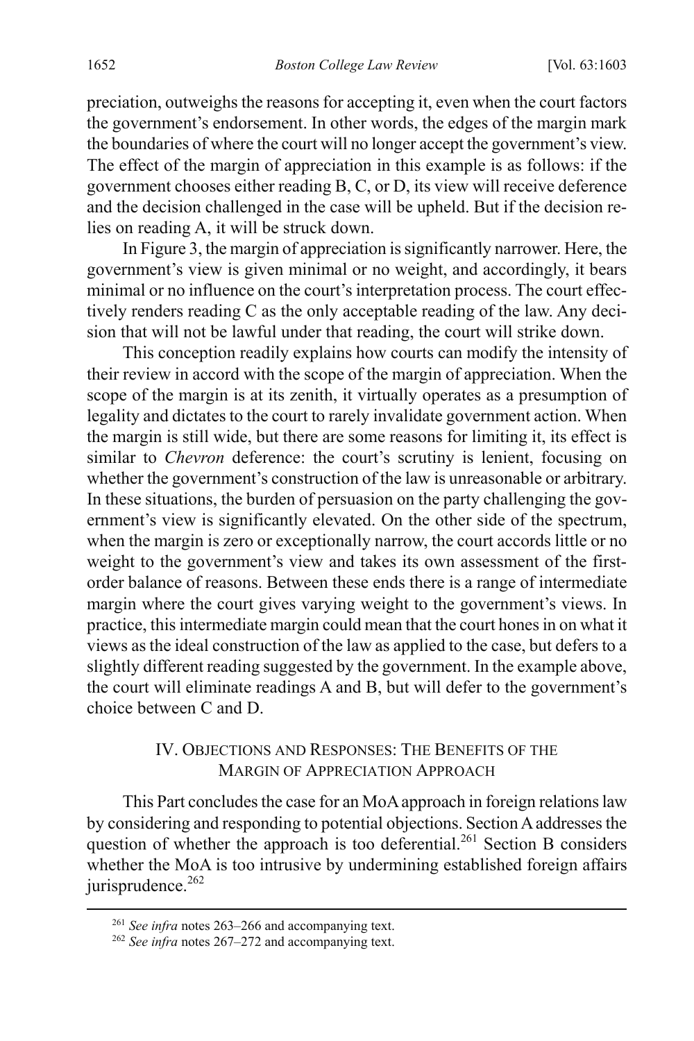preciation, outweighs the reasons for accepting it, even when the court factors the government's endorsement. In other words, the edges of the margin mark the boundaries of where the court will no longer accept the government's view. The effect of the margin of appreciation in this example is as follows: if the government chooses either reading B, C, or D, its view will receive deference and the decision challenged in the case will be upheld. But if the decision relies on reading A, it will be struck down.

In Figure 3, the margin of appreciation is significantly narrower. Here, the government's view is given minimal or no weight, and accordingly, it bears minimal or no influence on the court's interpretation process. The court effectively renders reading C as the only acceptable reading of the law. Any decision that will not be lawful under that reading, the court will strike down.

This conception readily explains how courts can modify the intensity of their review in accord with the scope of the margin of appreciation. When the scope of the margin is at its zenith, it virtually operates as a presumption of legality and dictates to the court to rarely invalidate government action. When the margin is still wide, but there are some reasons for limiting it, its effect is similar to *Chevron* deference: the court's scrutiny is lenient, focusing on whether the government's construction of the law is unreasonable or arbitrary. In these situations, the burden of persuasion on the party challenging the government's view is significantly elevated. On the other side of the spectrum, when the margin is zero or exceptionally narrow, the court accords little or no weight to the government's view and takes its own assessment of the first-order balance of reasons. Between these ends there is a range of intermediate margin where the court gives varying weight to the government's views. In practice, this intermediate margin could mean that the court hones in on what it views as the ideal construction of the law as applied to the case, but defers to a slightly different reading suggested by the government. In the example above, the court will eliminate readings A and B, but will defer to the government's choice between C and D.

## IV. Objections and Responses: The Benefits of the Margin of Appreciation Approach

This Part concludes the case for an MoA approach in foreign relations law by considering and responding to potential objections. Section A addresses the question of whether the approach is too deferential.[261] Section B considers whether the MoA is too intrusive by undermining established foreign affairs jurisprudence.[262]

---

[261] *See infra* notes 263–266 and accompanying text.

[262] *See infra* notes 267–272 and accompanying text.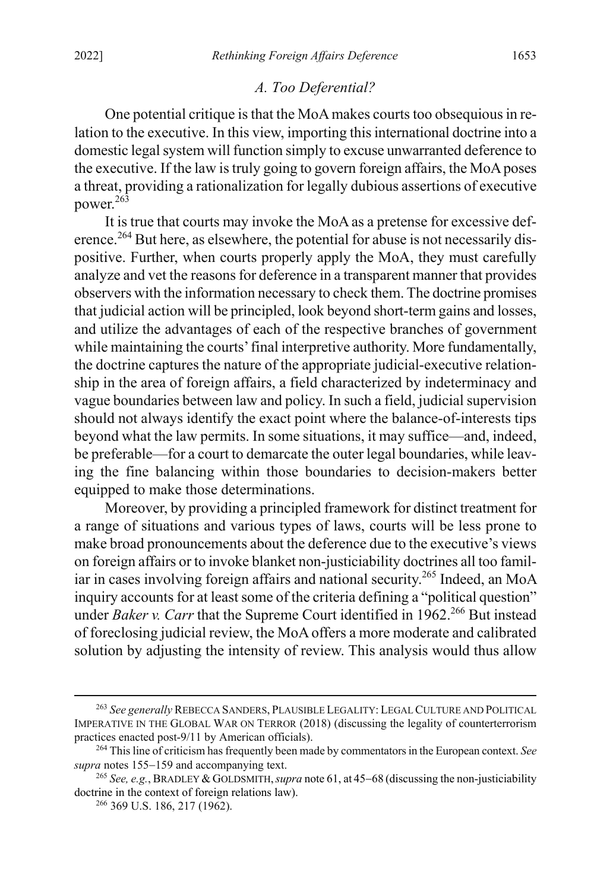### *A. Too Deferential?*

One potential critique is that the MoA makes courts too obsequious in relation to the executive. In this view, importing this international doctrine into a domestic legal system will function simply to excuse unwarranted deference to the executive. If the law is truly going to govern foreign affairs, the MoA poses a threat, providing a rationalization for legally dubious assertions of executive power.[263]

It is true that courts may invoke the MoA as a pretense for excessive deference.[264] But here, as elsewhere, the potential for abuse is not necessarily dispositive. Further, when courts properly apply the MoA, they must carefully analyze and vet the reasons for deference in a transparent manner that provides observers with the information necessary to check them. The doctrine promises that judicial action will be principled, look beyond short-term gains and losses, and utilize the advantages of each of the respective branches of government while maintaining the courts' final interpretive authority. More fundamentally, the doctrine captures the nature of the appropriate judicial-executive relationship in the area of foreign affairs, a field characterized by indeterminacy and vague boundaries between law and policy. In such a field, judicial supervision should not always identify the exact point where the balance-of-interests tips beyond what the law permits. In some situations, it may suffice—and, indeed, be preferable—for a court to demarcate the outer legal boundaries, while leaving the fine balancing within those boundaries to decision-makers better equipped to make those determinations.

Moreover, by providing a principled framework for distinct treatment for a range of situations and various types of laws, courts will be less prone to make broad pronouncements about the deference due to the executive's views on foreign affairs or to invoke blanket non-justiciability doctrines all too familiar in cases involving foreign affairs and national security.[265] Indeed, an MoA inquiry accounts for at least some of the criteria defining a "political question" under *Baker v. Carr* that the Supreme Court identified in 1962.[266] But instead of foreclosing judicial review, the MoA offers a more moderate and calibrated solution by adjusting the intensity of review. This analysis would thus allow

---

[263] *See generally* REBECCA SANDERS, PLAUSIBLE LEGALITY: LEGAL CULTURE AND POLITICAL IMPERATIVE IN THE GLOBAL WAR ON TERROR (2018) (discussing the legality of counterterrorism practices enacted post-9/11 by American officials).

[264] This line of criticism has frequently been made by commentators in the European context. *See supra* notes 155−159 and accompanying text.

[265] *See, e.g.*, BRADLEY & GOLDSMITH, *supra* note 61, at 45−68 (discussing the non-justiciability doctrine in the context of foreign relations law).

[266] 369 U.S. 186, 217 (1962).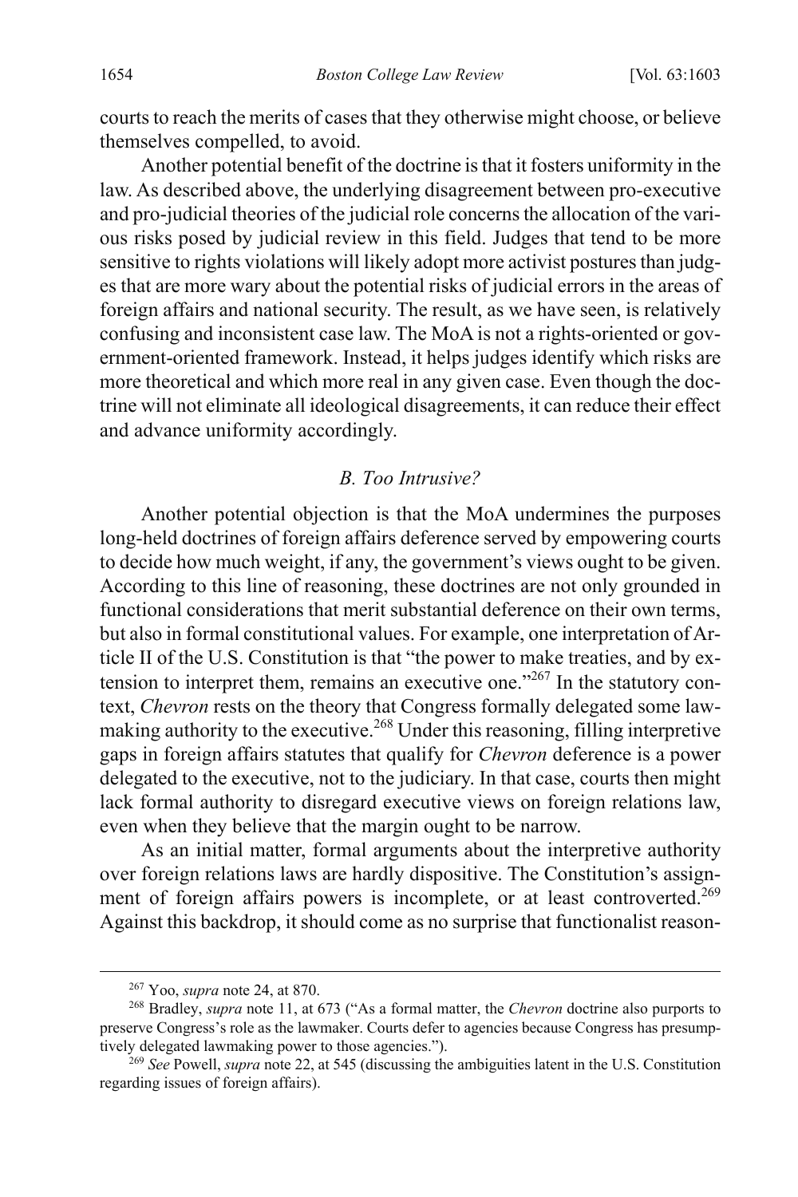courts to reach the merits of cases that they otherwise might choose, or believe themselves compelled, to avoid.

Another potential benefit of the doctrine is that it fosters uniformity in the law. As described above, the underlying disagreement between pro-executive and pro-judicial theories of the judicial role concerns the allocation of the various risks posed by judicial review in this field. Judges that tend to be more sensitive to rights violations will likely adopt more activist postures than judges that are more wary about the potential risks of judicial errors in the areas of foreign affairs and national security. The result, as we have seen, is relatively confusing and inconsistent case law. The MoA is not a rights-oriented or government-oriented framework. Instead, it helps judges identify which risks are more theoretical and which more real in any given case. Even though the doctrine will not eliminate all ideological disagreements, it can reduce their effect and advance uniformity accordingly.

### *B. Too Intrusive?*

Another potential objection is that the MoA undermines the purposes long-held doctrines of foreign affairs deference served by empowering courts to decide how much weight, if any, the government's views ought to be given. According to this line of reasoning, these doctrines are not only grounded in functional considerations that merit substantial deference on their own terms, but also in formal constitutional values. For example, one interpretation of Article II of the U.S. Constitution is that "the power to make treaties, and by extension to interpret them, remains an executive one."[267] In the statutory context, *Chevron* rests on the theory that Congress formally delegated some lawmaking authority to the executive.[268] Under this reasoning, filling interpretive gaps in foreign affairs statutes that qualify for *Chevron* deference is a power delegated to the executive, not to the judiciary. In that case, courts then might lack formal authority to disregard executive views on foreign relations law, even when they believe that the margin ought to be narrow.

As an initial matter, formal arguments about the interpretive authority over foreign relations laws are hardly dispositive. The Constitution's assignment of foreign affairs powers is incomplete, or at least controverted.[269] Against this backdrop, it should come as no surprise that functionalist reason-

---

[267] Yoo, *supra* note 24, at 870.

[268] Bradley, *supra* note 11, at 673 ("As a formal matter, the *Chevron* doctrine also purports to preserve Congress's role as the lawmaker. Courts defer to agencies because Congress has presumptively delegated lawmaking power to those agencies.").

[269] *See* Powell, *supra* note 22, at 545 (discussing the ambiguities latent in the U.S. Constitution regarding issues of foreign affairs).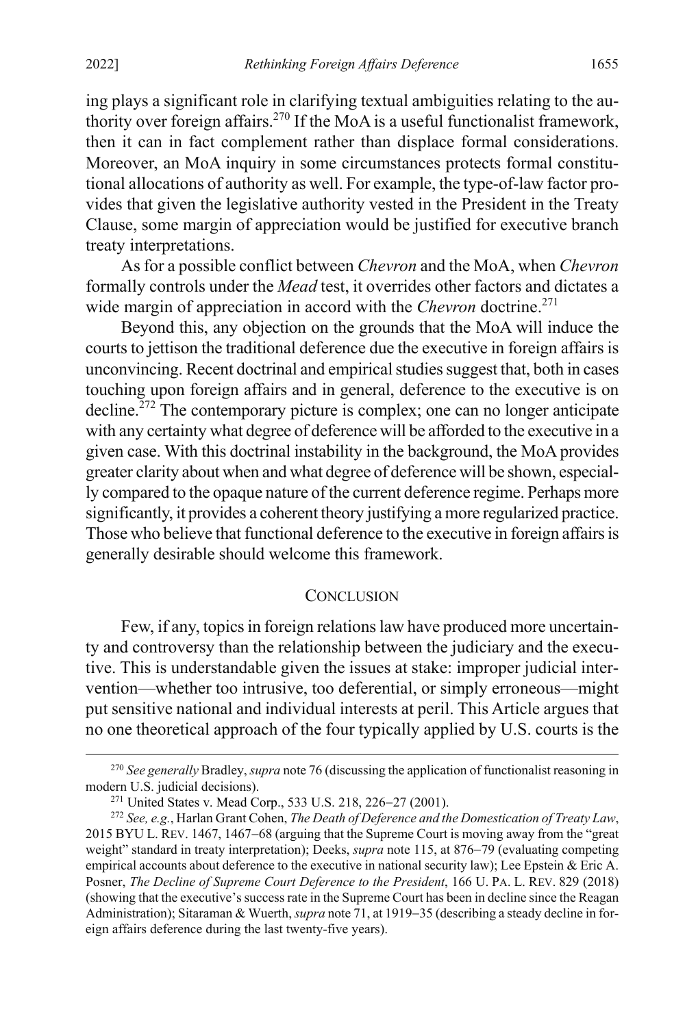ing plays a significant role in clarifying textual ambiguities relating to the authority over foreign affairs.[270] If the MoA is a useful functionalist framework, then it can in fact complement rather than displace formal considerations. Moreover, an MoA inquiry in some circumstances protects formal constitutional allocations of authority as well. For example, the type-of-law factor provides that given the legislative authority vested in the President in the Treaty Clause, some margin of appreciation would be justified for executive branch treaty interpretations.

As for a possible conflict between *Chevron* and the MoA, when *Chevron* formally controls under the *Mead* test, it overrides other factors and dictates a wide margin of appreciation in accord with the *Chevron* doctrine.[271]

Beyond this, any objection on the grounds that the MoA will induce the courts to jettison the traditional deference due the executive in foreign affairs is unconvincing. Recent doctrinal and empirical studies suggest that, both in cases touching upon foreign affairs and in general, deference to the executive is on decline.[272] The contemporary picture is complex; one can no longer anticipate with any certainty what degree of deference will be afforded to the executive in a given case. With this doctrinal instability in the background, the MoA provides greater clarity about when and what degree of deference will be shown, especially compared to the opaque nature of the current deference regime. Perhaps more significantly, it provides a coherent theory justifying a more regularized practice. Those who believe that functional deference to the executive in foreign affairs is generally desirable should welcome this framework.

## Conclusion

Few, if any, topics in foreign relations law have produced more uncertainty and controversy than the relationship between the judiciary and the executive. This is understandable given the issues at stake: improper judicial intervention—whether too intrusive, too deferential, or simply erroneous—might put sensitive national and individual interests at peril. This Article argues that no one theoretical approach of the four typically applied by U.S. courts is the

---

[270] *See generally* Bradley, *supra* note 76 (discussing the application of functionalist reasoning in modern U.S. judicial decisions).

[271] United States v. Mead Corp., 533 U.S. 218, 226–27 (2001).

[272] *See, e.g.*, Harlan Grant Cohen, *The Death of Deference and the Domestication of Treaty Law*, 2015 BYU L. REV. 1467, 1467–68 (arguing that the Supreme Court is moving away from the "great weight" standard in treaty interpretation); Deeks, *supra* note 115, at 876–79 (evaluating competing empirical accounts about deference to the executive in national security law); Lee Epstein & Eric A. Posner, *The Decline of Supreme Court Deference to the President*, 166 U. PA. L. REV. 829 (2018) (showing that the executive's success rate in the Supreme Court has been in decline since the Reagan Administration); Sitaraman & Wuerth, *supra* note 71, at 1919–35 (describing a steady decline in foreign affairs deference during the last twenty-five years).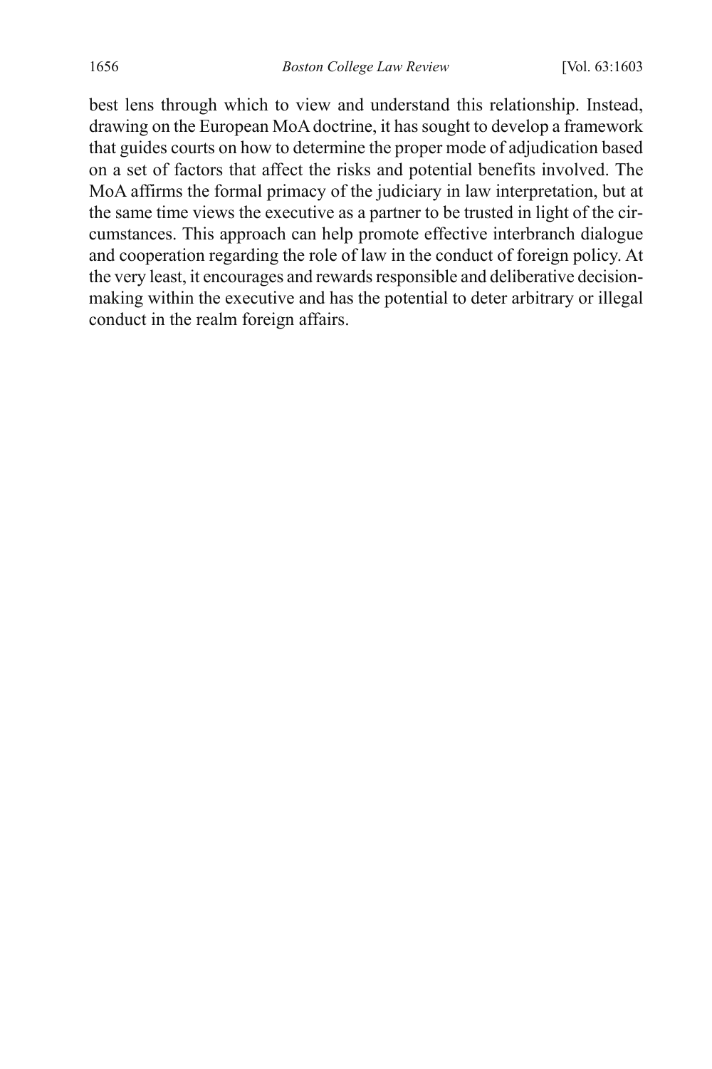best lens through which to view and understand this relationship. Instead, drawing on the European MoA doctrine, it has sought to develop a framework that guides courts on how to determine the proper mode of adjudication based on a set of factors that affect the risks and potential benefits involved. The MoA affirms the formal primacy of the judiciary in law interpretation, but at the same time views the executive as a partner to be trusted in light of the circumstances. This approach can help promote effective interbranch dialogue and cooperation regarding the role of law in the conduct of foreign policy. At the very least, it encourages and rewards responsible and deliberative decision-making within the executive and has the potential to deter arbitrary or illegal conduct in the realm foreign affairs.